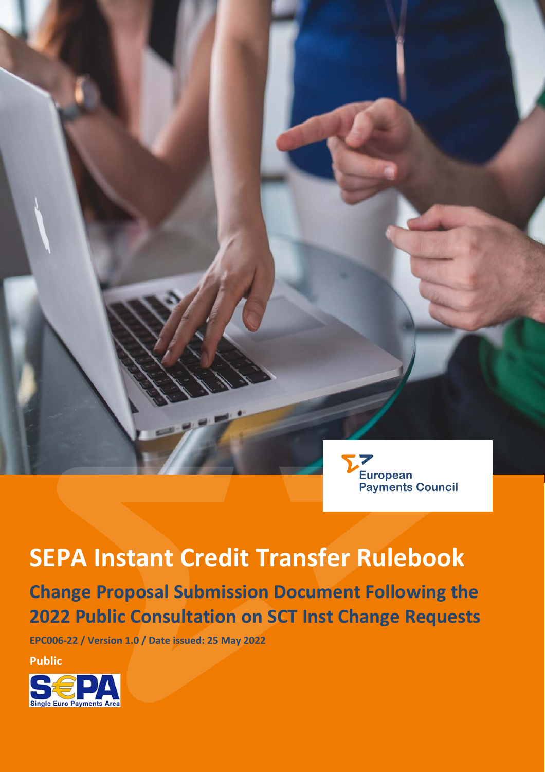European Payments Council

# SEPA Instant Credit Transfer Rulebook

## Change Proposal Submission Document Following the 2022 Public Consultation on SCT Inst Change Requests

**EPC006-22 / Version 1.0 / Date issued: 25 May 2022**

**Public**

SEPA Single Euro Payments Area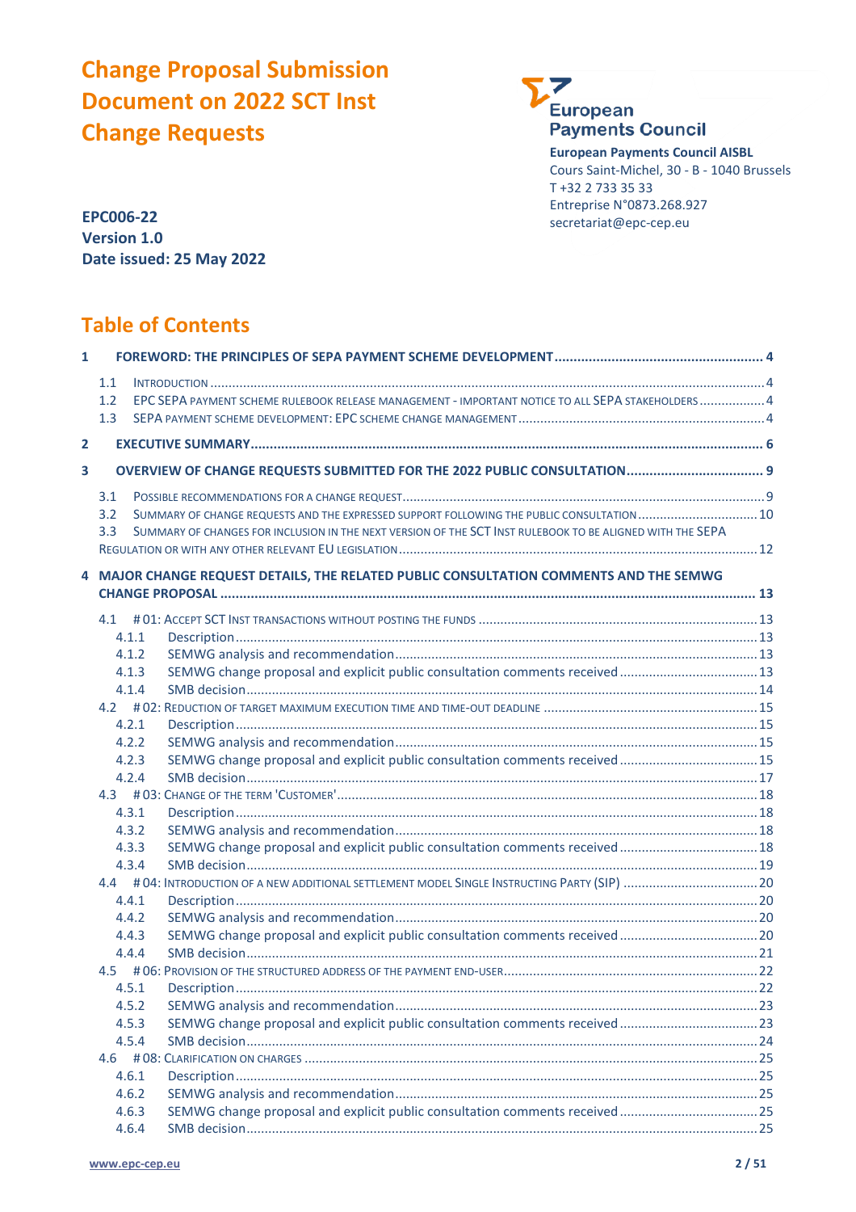# Change Proposal Submission Document on 2022 SCT Inst Change Requests

**EPC006-22**
**Version 1.0**
**Date issued: 25 May 2022**

**European Payments Council**

**European Payments Council AISBL**
Cours Saint-Michel, 30 - B - 1040 Brussels
T +32 2 733 35 33
Entreprise N°0873.268.927
secretariat@epc-cep.eu

## Table of Contents

1 FOREWORD: THE PRINCIPLES OF SEPA PAYMENT SCHEME DEVELOPMENT ........ 4
- 1.1 Introduction ........ 4
- 1.2 EPC SEPA payment scheme rulebook release management - important notice to all SEPA stakeholders ........ 4
- 1.3 SEPA payment scheme development: EPC scheme change management ........ 4

2 EXECUTIVE SUMMARY ........ 6

3 OVERVIEW OF CHANGE REQUESTS SUBMITTED FOR THE 2022 PUBLIC CONSULTATION ........ 9
- 3.1 Possible recommendations for a change request ........ 9
- 3.2 Summary of change requests and the expressed support following the public consultation ........ 10
- 3.3 Summary of changes for inclusion in the next version of the SCT Inst rulebook to be aligned with the SEPA Regulation or with any other relevant EU legislation ........ 12

4 MAJOR CHANGE REQUEST DETAILS, THE RELATED PUBLIC CONSULTATION COMMENTS AND THE SEMWG CHANGE PROPOSAL ........ 13
- 4.1 # 01: Accept SCT Inst transactions without posting the funds ........ 13
  - 4.1.1 Description ........ 13
  - 4.1.2 SEMWG analysis and recommendation ........ 13
  - 4.1.3 SEMWG change proposal and explicit public consultation comments received ........ 13
  - 4.1.4 SMB decision ........ 14
- 4.2 # 02: Reduction of target maximum execution time and time-out deadline ........ 15
  - 4.2.1 Description ........ 15
  - 4.2.2 SEMWG analysis and recommendation ........ 15
  - 4.2.3 SEMWG change proposal and explicit public consultation comments received ........ 15
  - 4.2.4 SMB decision ........ 17
- 4.3 # 03: Change of the term 'Customer' ........ 18
  - 4.3.1 Description ........ 18
  - 4.3.2 SEMWG analysis and recommendation ........ 18
  - 4.3.3 SEMWG change proposal and explicit public consultation comments received ........ 18
  - 4.3.4 SMB decision ........ 19
- 4.4 # 04: Introduction of a new additional settlement model Single Instructing Party (SIP) ........ 20
  - 4.4.1 Description ........ 20
  - 4.4.2 SEMWG analysis and recommendation ........ 20
  - 4.4.3 SEMWG change proposal and explicit public consultation comments received ........ 20
  - 4.4.4 SMB decision ........ 21
- 4.5 # 06: Provision of the structured address of the payment end-user ........ 22
  - 4.5.1 Description ........ 22
  - 4.5.2 SEMWG analysis and recommendation ........ 23
  - 4.5.3 SEMWG change proposal and explicit public consultation comments received ........ 23
  - 4.5.4 SMB decision ........ 24
- 4.6 # 08: Clarification on charges ........ 25
  - 4.6.1 Description ........ 25
  - 4.6.2 SEMWG analysis and recommendation ........ 25
  - 4.6.3 SEMWG change proposal and explicit public consultation comments received ........ 25
  - 4.6.4 SMB decision ........ 25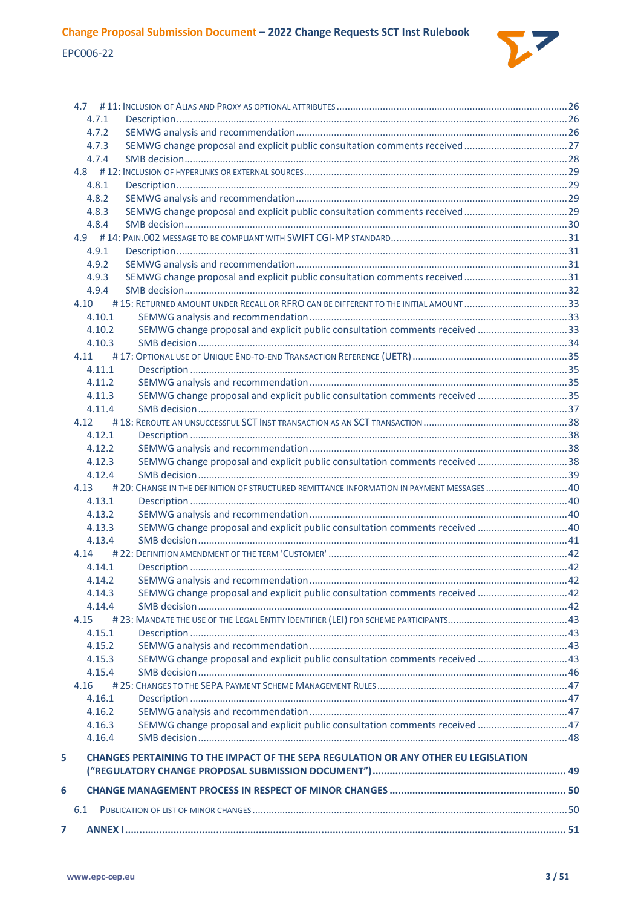- 4.7 # 11: Inclusion of Alias and Proxy as optional attributes ..... 26
  - 4.7.1 Description ..... 26
  - 4.7.2 SEMWG analysis and recommendation ..... 26
  - 4.7.3 SEMWG change proposal and explicit public consultation comments received ..... 27
  - 4.7.4 SMB decision ..... 28
- 4.8 # 12: Inclusion of hyperlinks or external sources ..... 29
  - 4.8.1 Description ..... 29
  - 4.8.2 SEMWG analysis and recommendation ..... 29
  - 4.8.3 SEMWG change proposal and explicit public consultation comments received ..... 29
  - 4.8.4 SMB decision ..... 30
- 4.9 # 14: pain.002 message to be compliant with SWIFT CGI-MP standard ..... 31
  - 4.9.1 Description ..... 31
  - 4.9.2 SEMWG analysis and recommendation ..... 31
  - 4.9.3 SEMWG change proposal and explicit public consultation comments received ..... 31
  - 4.9.4 SMB decision ..... 32
- 4.10 # 15: Returned amount under Recall or RFRO can be different to the initial amount ..... 33
  - 4.10.1 SEMWG analysis and recommendation ..... 33
  - 4.10.2 SEMWG change proposal and explicit public consultation comments received ..... 33
  - 4.10.3 SMB decision ..... 34
- 4.11 # 17: Optional use of Unique End-to-end Transaction Reference (UETR) ..... 35
  - 4.11.1 Description ..... 35
  - 4.11.2 SEMWG analysis and recommendation ..... 35
  - 4.11.3 SEMWG change proposal and explicit public consultation comments received ..... 35
  - 4.11.4 SMB decision ..... 37
- 4.12 # 18: Reroute an unsuccessful SCT Inst transaction as an SCT transaction ..... 38
  - 4.12.1 Description ..... 38
  - 4.12.2 SEMWG analysis and recommendation ..... 38
  - 4.12.3 SEMWG change proposal and explicit public consultation comments received ..... 38
  - 4.12.4 SMB decision ..... 39
- 4.13 # 20: Change in the definition of structured remittance information in payment messages ..... 40
  - 4.13.1 Description ..... 40
  - 4.13.2 SEMWG analysis and recommendation ..... 40
  - 4.13.3 SEMWG change proposal and explicit public consultation comments received ..... 40
  - 4.13.4 SMB decision ..... 41
- 4.14 # 22: Definition amendment of the term 'Customer' ..... 42
  - 4.14.1 Description ..... 42
  - 4.14.2 SEMWG analysis and recommendation ..... 42
  - 4.14.3 SEMWG change proposal and explicit public consultation comments received ..... 42
  - 4.14.4 SMB decision ..... 42
- 4.15 # 23: Mandate the use of the Legal Entity Identifier (LEI) for scheme participants ..... 43
  - 4.15.1 Description ..... 43
  - 4.15.2 SEMWG analysis and recommendation ..... 43
  - 4.15.3 SEMWG change proposal and explicit public consultation comments received ..... 43
  - 4.15.4 SMB decision ..... 46
- 4.16 # 25: Changes to the SEPA Payment Scheme Management Rules ..... 47
  - 4.16.1 Description ..... 47
  - 4.16.2 SEMWG analysis and recommendation ..... 47
  - 4.16.3 SEMWG change proposal and explicit public consultation comments received ..... 47
  - 4.16.4 SMB decision ..... 48

**5 CHANGES PERTAINING TO THE IMPACT OF THE SEPA REGULATION OR ANY OTHER EU LEGISLATION ("REGULATORY CHANGE PROPOSAL SUBMISSION DOCUMENT") ..... 49**

**6 CHANGE MANAGEMENT PROCESS IN RESPECT OF MINOR CHANGES ..... 50**

- 6.1 Publication of list of minor changes ..... 50

**7 ANNEX I ..... 51**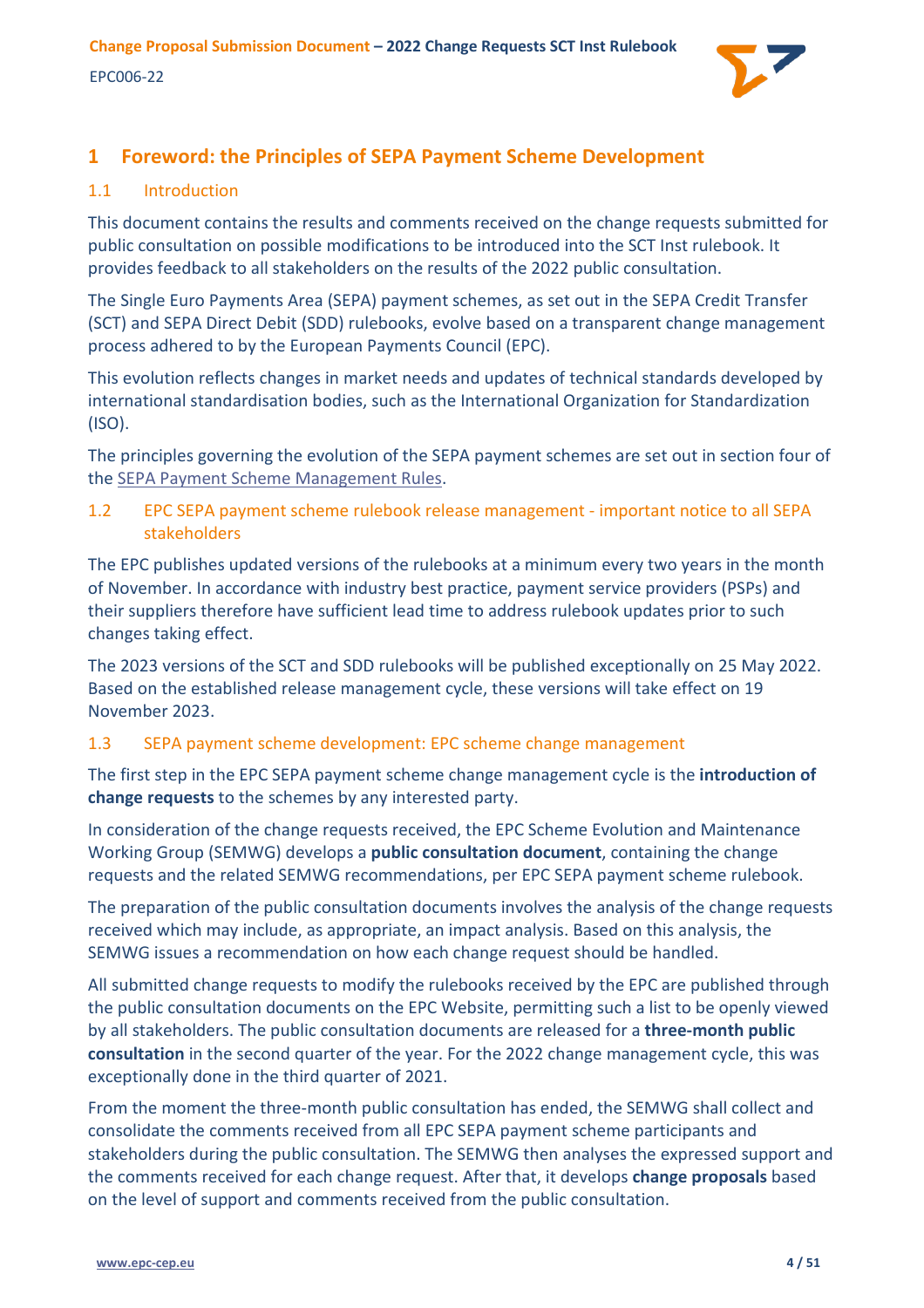# 1 Foreword: the Principles of SEPA Payment Scheme Development

## 1.1 Introduction

This document contains the results and comments received on the change requests submitted for public consultation on possible modifications to be introduced into the SCT Inst rulebook. It provides feedback to all stakeholders on the results of the 2022 public consultation.

The Single Euro Payments Area (SEPA) payment schemes, as set out in the SEPA Credit Transfer (SCT) and SEPA Direct Debit (SDD) rulebooks, evolve based on a transparent change management process adhered to by the European Payments Council (EPC).

This evolution reflects changes in market needs and updates of technical standards developed by international standardisation bodies, such as the International Organization for Standardization (ISO).

The principles governing the evolution of the SEPA payment schemes are set out in section four of the SEPA Payment Scheme Management Rules.

## 1.2 EPC SEPA payment scheme rulebook release management - important notice to all SEPA stakeholders

The EPC publishes updated versions of the rulebooks at a minimum every two years in the month of November. In accordance with industry best practice, payment service providers (PSPs) and their suppliers therefore have sufficient lead time to address rulebook updates prior to such changes taking effect.

The 2023 versions of the SCT and SDD rulebooks will be published exceptionally on 25 May 2022. Based on the established release management cycle, these versions will take effect on 19 November 2023.

## 1.3 SEPA payment scheme development: EPC scheme change management

The first step in the EPC SEPA payment scheme change management cycle is the **introduction of change requests** to the schemes by any interested party.

In consideration of the change requests received, the EPC Scheme Evolution and Maintenance Working Group (SEMWG) develops a **public consultation document**, containing the change requests and the related SEMWG recommendations, per EPC SEPA payment scheme rulebook.

The preparation of the public consultation documents involves the analysis of the change requests received which may include, as appropriate, an impact analysis. Based on this analysis, the SEMWG issues a recommendation on how each change request should be handled.

All submitted change requests to modify the rulebooks received by the EPC are published through the public consultation documents on the EPC Website, permitting such a list to be openly viewed by all stakeholders. The public consultation documents are released for a **three-month public consultation** in the second quarter of the year. For the 2022 change management cycle, this was exceptionally done in the third quarter of 2021.

From the moment the three-month public consultation has ended, the SEMWG shall collect and consolidate the comments received from all EPC SEPA payment scheme participants and stakeholders during the public consultation. The SEMWG then analyses the expressed support and the comments received for each change request. After that, it develops **change proposals** based on the level of support and comments received from the public consultation.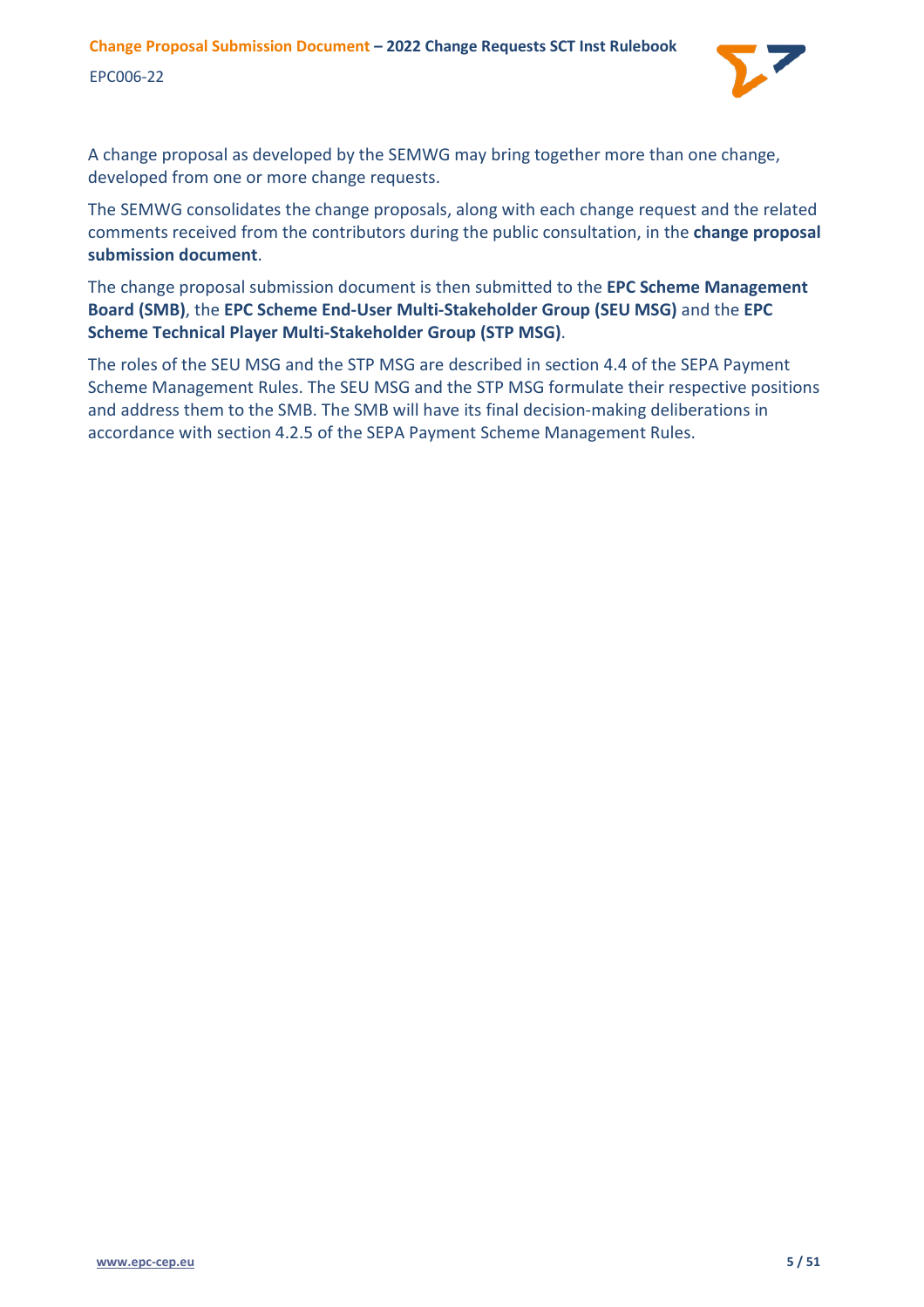A change proposal as developed by the SEMWG may bring together more than one change, developed from one or more change requests.

The SEMWG consolidates the change proposals, along with each change request and the related comments received from the contributors during the public consultation, in the **change proposal submission document**.

The change proposal submission document is then submitted to the **EPC Scheme Management Board (SMB)**, the **EPC Scheme End-User Multi-Stakeholder Group (SEU MSG)** and the **EPC Scheme Technical Player Multi-Stakeholder Group (STP MSG)**.

The roles of the SEU MSG and the STP MSG are described in section 4.4 of the SEPA Payment Scheme Management Rules. The SEU MSG and the STP MSG formulate their respective positions and address them to the SMB. The SMB will have its final decision-making deliberations in accordance with section 4.2.5 of the SEPA Payment Scheme Management Rules.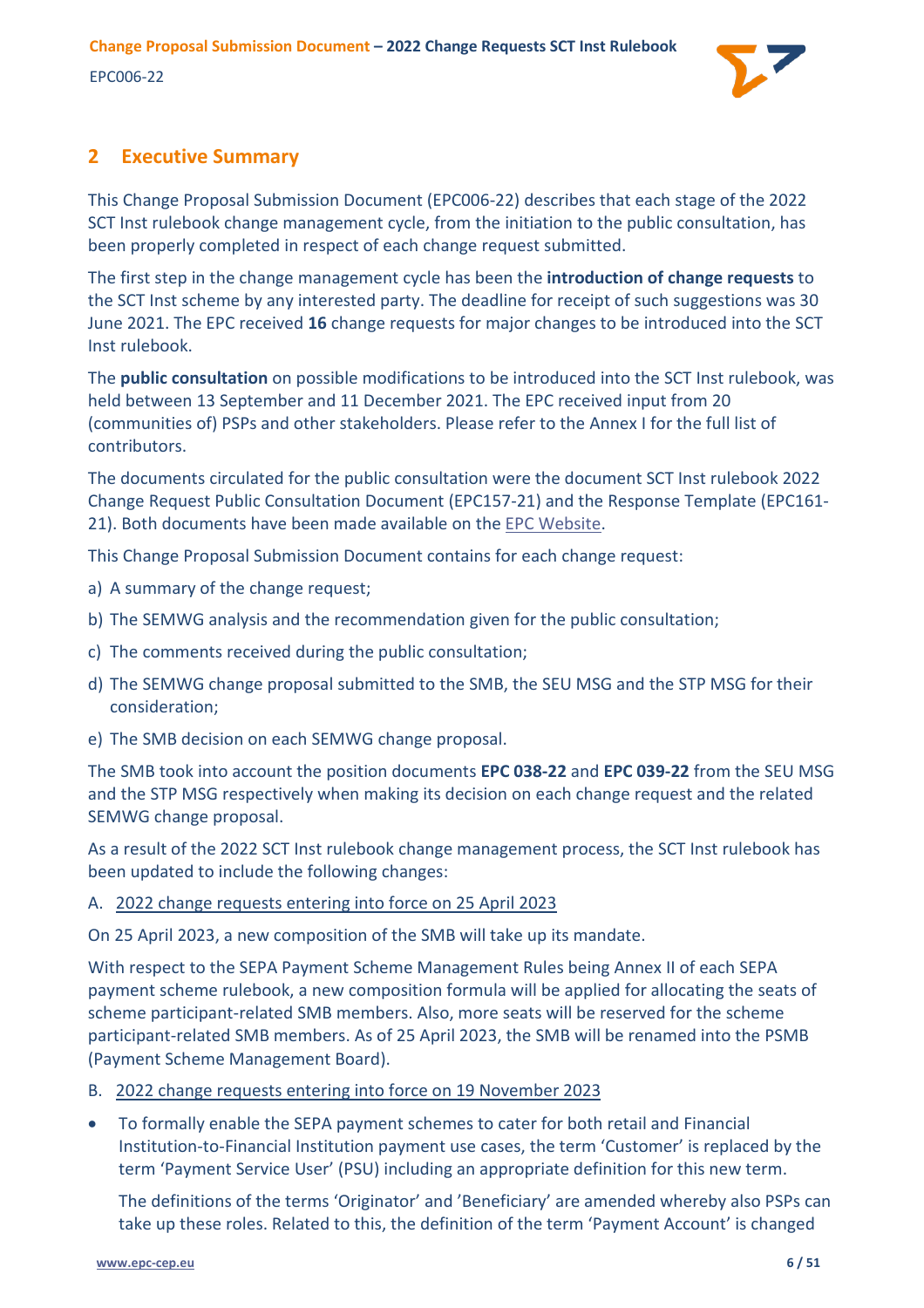## 2 Executive Summary

This Change Proposal Submission Document (EPC006-22) describes that each stage of the 2022 SCT Inst rulebook change management cycle, from the initiation to the public consultation, has been properly completed in respect of each change request submitted.

The first step in the change management cycle has been the **introduction of change requests** to the SCT Inst scheme by any interested party. The deadline for receipt of such suggestions was 30 June 2021. The EPC received **16** change requests for major changes to be introduced into the SCT Inst rulebook.

The **public consultation** on possible modifications to be introduced into the SCT Inst rulebook, was held between 13 September and 11 December 2021. The EPC received input from 20 (communities of) PSPs and other stakeholders. Please refer to the Annex I for the full list of contributors.

The documents circulated for the public consultation were the document SCT Inst rulebook 2022 Change Request Public Consultation Document (EPC157-21) and the Response Template (EPC161-21). Both documents have been made available on the EPC Website.

This Change Proposal Submission Document contains for each change request:

a) A summary of the change request;

b) The SEMWG analysis and the recommendation given for the public consultation;

c) The comments received during the public consultation;

d) The SEMWG change proposal submitted to the SMB, the SEU MSG and the STP MSG for their consideration;

e) The SMB decision on each SEMWG change proposal.

The SMB took into account the position documents **EPC 038-22** and **EPC 039-22** from the SEU MSG and the STP MSG respectively when making its decision on each change request and the related SEMWG change proposal.

As a result of the 2022 SCT Inst rulebook change management process, the SCT Inst rulebook has been updated to include the following changes:

A. 2022 change requests entering into force on 25 April 2023

On 25 April 2023, a new composition of the SMB will take up its mandate.

With respect to the SEPA Payment Scheme Management Rules being Annex II of each SEPA payment scheme rulebook, a new composition formula will be applied for allocating the seats of scheme participant-related SMB members. Also, more seats will be reserved for the scheme participant-related SMB members. As of 25 April 2023, the SMB will be renamed into the PSMB (Payment Scheme Management Board).

B. 2022 change requests entering into force on 19 November 2023

- To formally enable the SEPA payment schemes to cater for both retail and Financial Institution-to-Financial Institution payment use cases, the term 'Customer' is replaced by the term 'Payment Service User' (PSU) including an appropriate definition for this new term.

  The definitions of the terms 'Originator' and 'Beneficiary' are amended whereby also PSPs can take up these roles. Related to this, the definition of the term 'Payment Account' is changed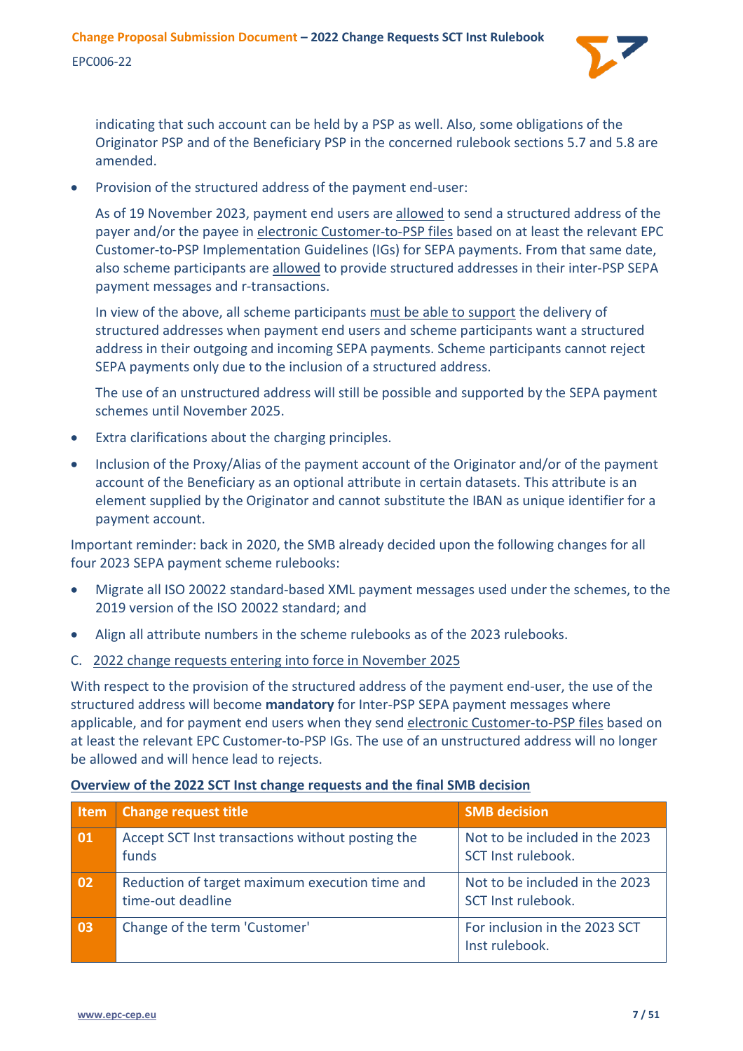indicating that such account can be held by a PSP as well. Also, some obligations of the Originator PSP and of the Beneficiary PSP in the concerned rulebook sections 5.7 and 5.8 are amended.

- Provision of the structured address of the payment end-user:

  As of 19 November 2023, payment end users are allowed to send a structured address of the payer and/or the payee in electronic Customer-to-PSP files based on at least the relevant EPC Customer-to-PSP Implementation Guidelines (IGs) for SEPA payments. From that same date, also scheme participants are allowed to provide structured addresses in their inter-PSP SEPA payment messages and r-transactions.

  In view of the above, all scheme participants must be able to support the delivery of structured addresses when payment end users and scheme participants want a structured address in their outgoing and incoming SEPA payments. Scheme participants cannot reject SEPA payments only due to the inclusion of a structured address.

  The use of an unstructured address will still be possible and supported by the SEPA payment schemes until November 2025.

- Extra clarifications about the charging principles.
- Inclusion of the Proxy/Alias of the payment account of the Originator and/or of the payment account of the Beneficiary as an optional attribute in certain datasets. This attribute is an element supplied by the Originator and cannot substitute the IBAN as unique identifier for a payment account.

Important reminder: back in 2020, the SMB already decided upon the following changes for all four 2023 SEPA payment scheme rulebooks:

- Migrate all ISO 20022 standard-based XML payment messages used under the schemes, to the 2019 version of the ISO 20022 standard; and
- Align all attribute numbers in the scheme rulebooks as of the 2023 rulebooks.

C. 2022 change requests entering into force in November 2025

With respect to the provision of the structured address of the payment end-user, the use of the structured address will become **mandatory** for Inter-PSP SEPA payment messages where applicable, and for payment end users when they send electronic Customer-to-PSP files based on at least the relevant EPC Customer-to-PSP IGs. The use of an unstructured address will no longer be allowed and will hence lead to rejects.

**Overview of the 2022 SCT Inst change requests and the final SMB decision**

| Item | Change request title | SMB decision |
|---|---|---|
| 01 | Accept SCT Inst transactions without posting the funds | Not to be included in the 2023 SCT Inst rulebook. |
| 02 | Reduction of target maximum execution time and time-out deadline | Not to be included in the 2023 SCT Inst rulebook. |
| 03 | Change of the term 'Customer' | For inclusion in the 2023 SCT Inst rulebook. |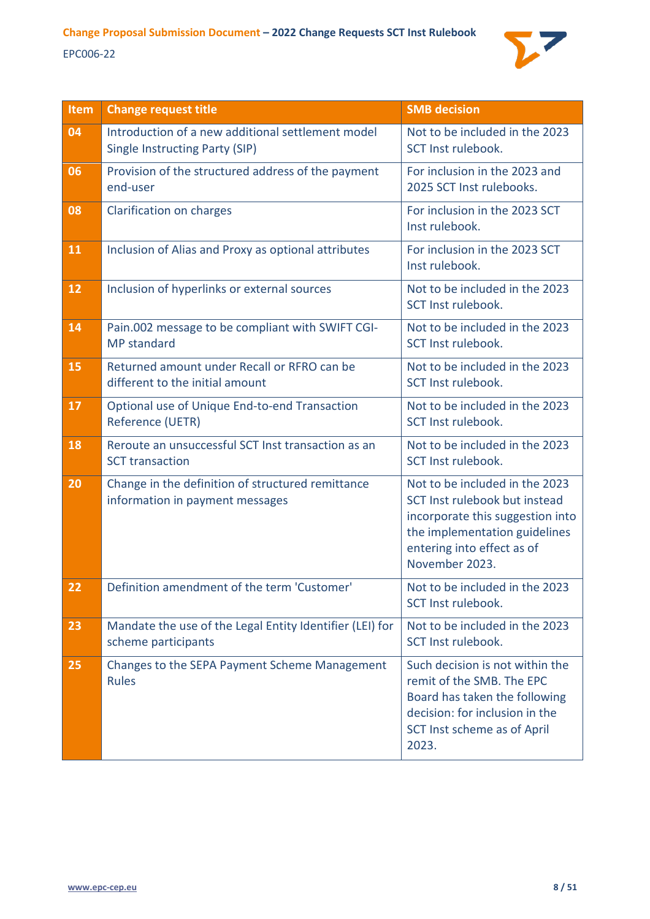| Item | Change request title | SMB decision |
|---|---|---|
| 04 | Introduction of a new additional settlement model Single Instructing Party (SIP) | Not to be included in the 2023 SCT Inst rulebook. |
| 06 | Provision of the structured address of the payment end-user | For inclusion in the 2023 and 2025 SCT Inst rulebooks. |
| 08 | Clarification on charges | For inclusion in the 2023 SCT Inst rulebook. |
| 11 | Inclusion of Alias and Proxy as optional attributes | For inclusion in the 2023 SCT Inst rulebook. |
| 12 | Inclusion of hyperlinks or external sources | Not to be included in the 2023 SCT Inst rulebook. |
| 14 | Pain.002 message to be compliant with SWIFT CGI-MP standard | Not to be included in the 2023 SCT Inst rulebook. |
| 15 | Returned amount under Recall or RFRO can be different to the initial amount | Not to be included in the 2023 SCT Inst rulebook. |
| 17 | Optional use of Unique End-to-end Transaction Reference (UETR) | Not to be included in the 2023 SCT Inst rulebook. |
| 18 | Reroute an unsuccessful SCT Inst transaction as an SCT transaction | Not to be included in the 2023 SCT Inst rulebook. |
| 20 | Change in the definition of structured remittance information in payment messages | Not to be included in the 2023 SCT Inst rulebook but instead incorporate this suggestion into the implementation guidelines entering into effect as of November 2023. |
| 22 | Definition amendment of the term 'Customer' | Not to be included in the 2023 SCT Inst rulebook. |
| 23 | Mandate the use of the Legal Entity Identifier (LEI) for scheme participants | Not to be included in the 2023 SCT Inst rulebook. |
| 25 | Changes to the SEPA Payment Scheme Management Rules | Such decision is not within the remit of the SMB. The EPC Board has taken the following decision: for inclusion in the SCT Inst scheme as of April 2023. |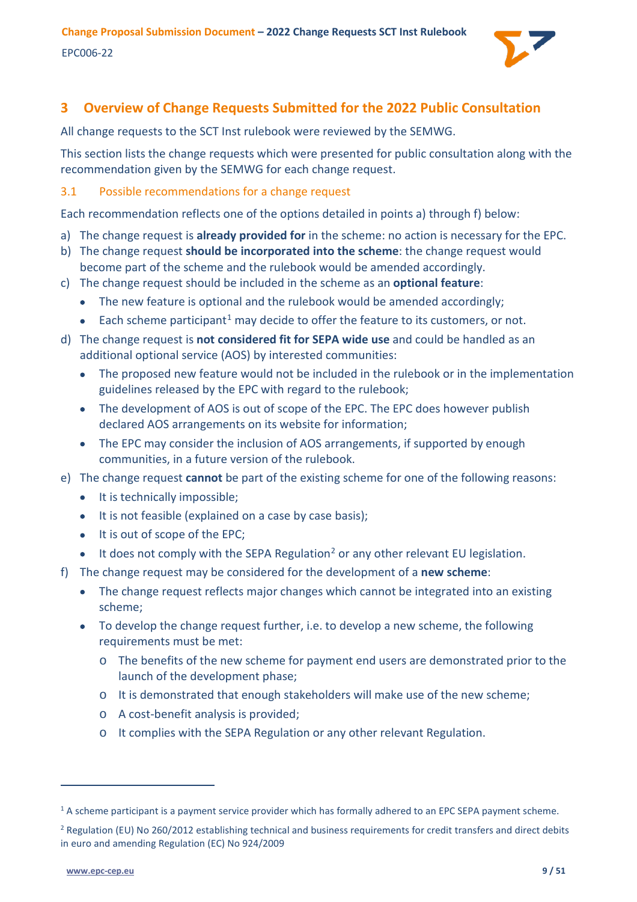# 3 Overview of Change Requests Submitted for the 2022 Public Consultation

All change requests to the SCT Inst rulebook were reviewed by the SEMWG.

This section lists the change requests which were presented for public consultation along with the recommendation given by the SEMWG for each change request.

## 3.1 Possible recommendations for a change request

Each recommendation reflects one of the options detailed in points a) through f) below:

a) The change request is **already provided for** in the scheme: no action is necessary for the EPC.

b) The change request **should be incorporated into the scheme**: the change request would become part of the scheme and the rulebook would be amended accordingly.

c) The change request should be included in the scheme as an **optional feature**:
- The new feature is optional and the rulebook would be amended accordingly;
- Each scheme participant[1] may decide to offer the feature to its customers, or not.

d) The change request is **not considered fit for SEPA wide use** and could be handled as an additional optional service (AOS) by interested communities:
- The proposed new feature would not be included in the rulebook or in the implementation guidelines released by the EPC with regard to the rulebook;
- The development of AOS is out of scope of the EPC. The EPC does however publish declared AOS arrangements on its website for information;
- The EPC may consider the inclusion of AOS arrangements, if supported by enough communities, in a future version of the rulebook.

e) The change request **cannot** be part of the existing scheme for one of the following reasons:
- It is technically impossible;
- It is not feasible (explained on a case by case basis);
- It is out of scope of the EPC;
- It does not comply with the SEPA Regulation[2] or any other relevant EU legislation.

f) The change request may be considered for the development of a **new scheme**:
- The change request reflects major changes which cannot be integrated into an existing scheme;
- To develop the change request further, i.e. to develop a new scheme, the following requirements must be met:
  - The benefits of the new scheme for payment end users are demonstrated prior to the launch of the development phase;
  - It is demonstrated that enough stakeholders will make use of the new scheme;
  - A cost-benefit analysis is provided;
  - It complies with the SEPA Regulation or any other relevant Regulation.

---

[1] A scheme participant is a payment service provider which has formally adhered to an EPC SEPA payment scheme.

[2] Regulation (EU) No 260/2012 establishing technical and business requirements for credit transfers and direct debits in euro and amending Regulation (EC) No 924/2009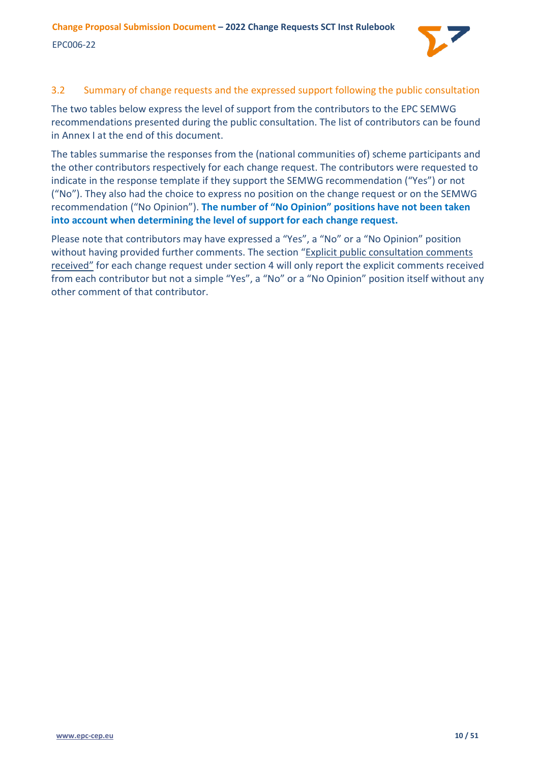## 3.2 Summary of change requests and the expressed support following the public consultation

The two tables below express the level of support from the contributors to the EPC SEMWG recommendations presented during the public consultation. The list of contributors can be found in Annex I at the end of this document.

The tables summarise the responses from the (national communities of) scheme participants and the other contributors respectively for each change request. The contributors were requested to indicate in the response template if they support the SEMWG recommendation ("Yes") or not ("No"). They also had the choice to express no position on the change request or on the SEMWG recommendation ("No Opinion"). **The number of "No Opinion" positions have not been taken into account when determining the level of support for each change request.**

Please note that contributors may have expressed a "Yes", a "No" or a "No Opinion" position without having provided further comments. The section "Explicit public consultation comments received" for each change request under section 4 will only report the explicit comments received from each contributor but not a simple "Yes", a "No" or a "No Opinion" position itself without any other comment of that contributor.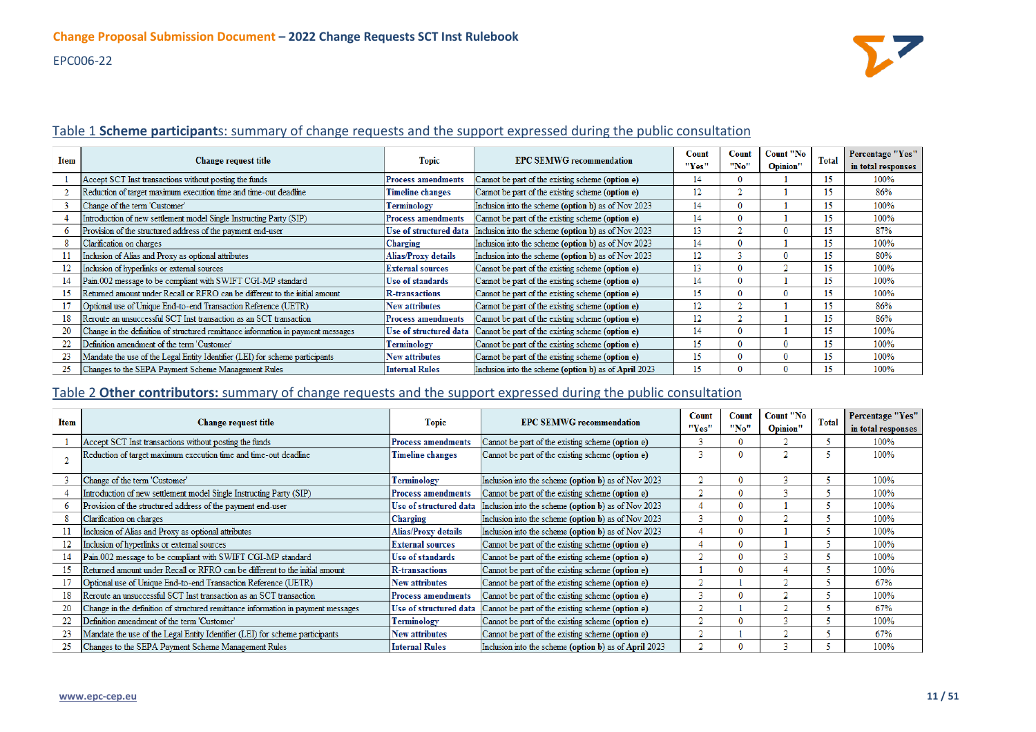### Table 1 **Scheme participants**: summary of change requests and the support expressed during the public consultation

| Item | Change request title | Topic | EPC SEMWG recommendation | Count "Yes" | Count "No" | Count "No Opinion" | Total | Percentage "Yes" in total responses |
|---|---|---|---|---|---|---|---|---|
| 1 | Accept SCT Inst transactions without posting the funds | **Process amendments** | Cannot be part of the existing scheme (**option e**) | 14 | 0 | 1 | 15 | 100% |
| 2 | Reduction of target maximum execution time and time-out deadline | **Timeline changes** | Cannot be part of the existing scheme (**option e**) | 12 | 2 | 1 | 15 | 86% |
| 3 | Change of the term 'Customer' | **Terminology** | Inclusion into the scheme (**option b**) as of Nov 2023 | 14 | 0 | 1 | 15 | 100% |
| 4 | Introduction of new settlement model Single Instructing Party (SIP) | **Process amendments** | Cannot be part of the existing scheme (**option e**) | 14 | 0 | 1 | 15 | 100% |
| 6 | Provision of the structured address of the payment end-user | **Use of structured data** | Inclusion into the scheme (**option b**) as of Nov 2023 | 13 | 2 | 0 | 15 | 87% |
| 8 | Clarification on charges | **Charging** | Inclusion into the scheme (**option b**) as of Nov 2023 | 14 | 0 | 1 | 15 | 100% |
| 11 | Inclusion of Alias and Proxy as optional attributes | **Alias/Proxy details** | Inclusion into the scheme (**option b**) as of Nov 2023 | 12 | 3 | 0 | 15 | 80% |
| 12 | Inclusion of hyperlinks or external sources | **External sources** | Cannot be part of the existing scheme (**option e**) | 13 | 0 | 2 | 15 | 100% |
| 14 | Pain.002 message to be compliant with SWIFT CGI-MP standard | **Use of standards** | Cannot be part of the existing scheme (**option e**) | 14 | 0 | 1 | 15 | 100% |
| 15 | Returned amount under Recall or RFRO can be different to the initial amount | **R-transactions** | Cannot be part of the existing scheme (**option e**) | 15 | 0 | 0 | 15 | 100% |
| 17 | Optional use of Unique End-to-end Transaction Reference (UETR) | **New attributes** | Cannot be part of the existing scheme (**option e**) | 12 | 2 | 1 | 15 | 86% |
| 18 | Reroute an unsuccessful SCT Inst transaction as an SCT transaction | **Process amendments** | Cannot be part of the existing scheme (**option e**) | 12 | 2 | 1 | 15 | 86% |
| 20 | Change in the definition of structured remittance information in payment messages | **Use of structured data** | Cannot be part of the existing scheme (**option e**) | 14 | 0 | 1 | 15 | 100% |
| 22 | Definition amendment of the term 'Customer' | **Terminology** | Cannot be part of the existing scheme (**option e**) | 15 | 0 | 0 | 15 | 100% |
| 23 | Mandate the use of the Legal Entity Identifier (LEI) for scheme participants | **New attributes** | Cannot be part of the existing scheme (**option e**) | 15 | 0 | 0 | 15 | 100% |
| 25 | Changes to the SEPA Payment Scheme Management Rules | **Internal Rules** | Inclusion into the scheme (**option b**) as of April 2023 | 15 | 0 | 0 | 15 | 100% |

### Table 2 **Other contributors:** summary of change requests and the support expressed during the public consultation

| Item | Change request title | Topic | EPC SEMWG recommendation | Count "Yes" | Count "No" | Count "No Opinion" | Total | Percentage "Yes" in total responses |
|---|---|---|---|---|---|---|---|---|
| 1 | Accept SCT Inst transactions without posting the funds | **Process amendments** | Cannot be part of the existing scheme (**option e**) | 3 | 0 | 2 | 5 | 100% |
| 2 | Reduction of target maximum execution time and time-out deadline | **Timeline changes** | Cannot be part of the existing scheme (**option e**) | 3 | 0 | 2 | 5 | 100% |
| 3 | Change of the term 'Customer' | **Terminology** | Inclusion into the scheme (**option b**) as of Nov 2023 | 2 | 0 | 3 | 5 | 100% |
| 4 | Introduction of new settlement model Single Instructing Party (SIP) | **Process amendments** | Cannot be part of the existing scheme (**option e**) | 2 | 0 | 3 | 5 | 100% |
| 6 | Provision of the structured address of the payment end-user | **Use of structured data** | Inclusion into the scheme (**option b**) as of Nov 2023 | 4 | 0 | 1 | 5 | 100% |
| 8 | Clarification on charges | **Charging** | Inclusion into the scheme (**option b**) as of Nov 2023 | 3 | 0 | 2 | 5 | 100% |
| 11 | Inclusion of Alias and Proxy as optional attributes | **Alias/Proxy details** | Inclusion into the scheme (**option b**) as of Nov 2023 | 4 | 0 | 1 | 5 | 100% |
| 12 | Inclusion of hyperlinks or external sources | **External sources** | Cannot be part of the existing scheme (**option e**) | 4 | 0 | 1 | 5 | 100% |
| 14 | Pain.002 message to be compliant with SWIFT CGI-MP standard | **Use of standards** | Cannot be part of the existing scheme (**option e**) | 2 | 0 | 3 | 5 | 100% |
| 15 | Returned amount under Recall or RFRO can be different to the initial amount | **R-transactions** | Cannot be part of the existing scheme (**option e**) | 1 | 0 | 4 | 5 | 100% |
| 17 | Optional use of Unique End-to-end Transaction Reference (UETR) | **New attributes** | Cannot be part of the existing scheme (**option e**) | 2 | 1 | 2 | 5 | 67% |
| 18 | Reroute an unsuccessful SCT Inst transaction as an SCT transaction | **Process amendments** | Cannot be part of the existing scheme (**option e**) | 3 | 0 | 2 | 5 | 100% |
| 20 | Change in the definition of structured remittance information in payment messages | **Use of structured data** | Cannot be part of the existing scheme (**option e**) | 2 | 1 | 2 | 5 | 67% |
| 22 | Definition amendment of the term 'Customer' | **Terminology** | Cannot be part of the existing scheme (**option e**) | 2 | 0 | 3 | 5 | 100% |
| 23 | Mandate the use of the Legal Entity Identifier (LEI) for scheme participants | **New attributes** | Cannot be part of the existing scheme (**option e**) | 2 | 1 | 2 | 5 | 67% |
| 25 | Changes to the SEPA Payment Scheme Management Rules | **Internal Rules** | Inclusion into the scheme (**option b**) as of April 2023 | 2 | 0 | 3 | 5 | 100% |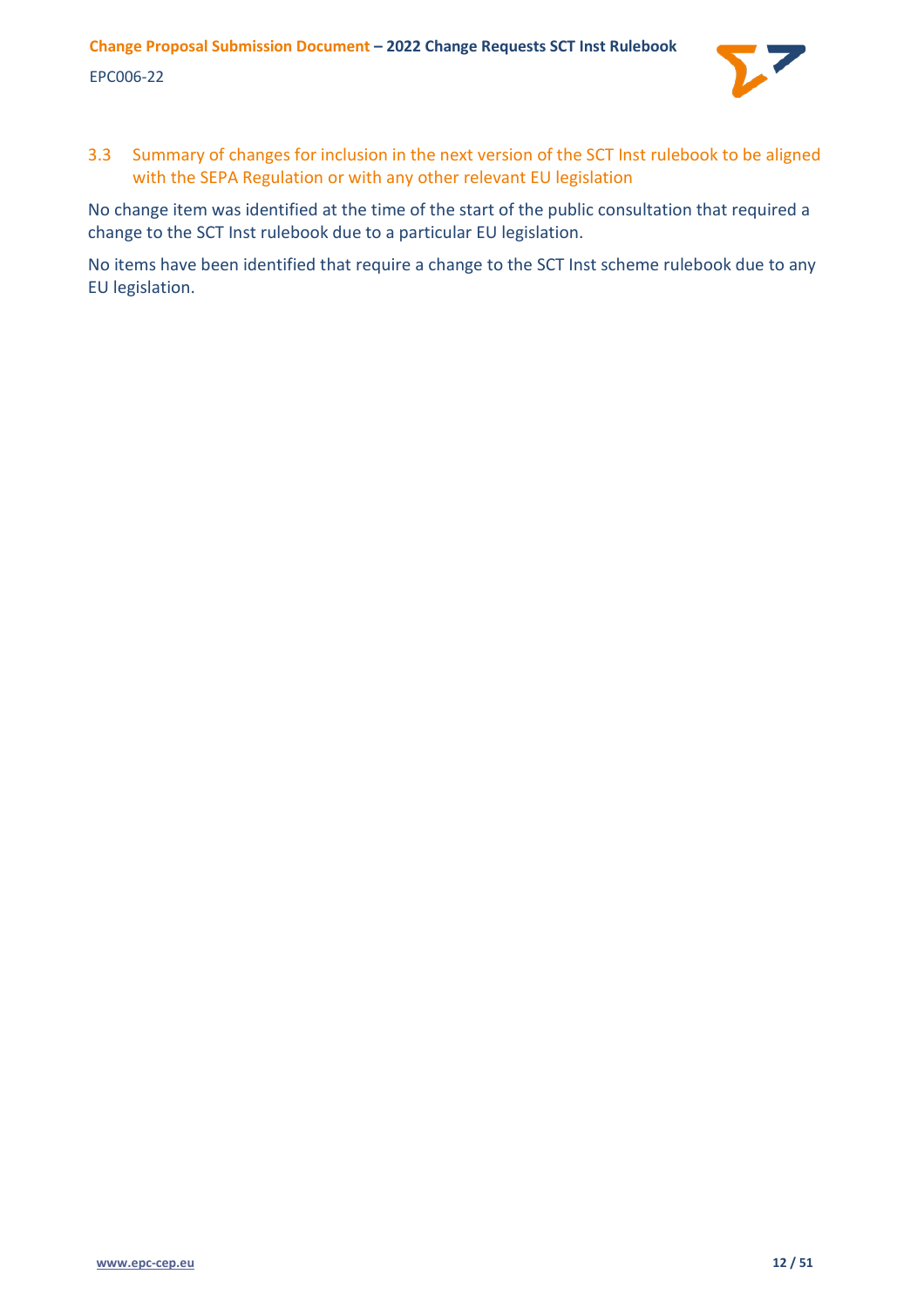## 3.3 Summary of changes for inclusion in the next version of the SCT Inst rulebook to be aligned with the SEPA Regulation or with any other relevant EU legislation

No change item was identified at the time of the start of the public consultation that required a change to the SCT Inst rulebook due to a particular EU legislation.

No items have been identified that require a change to the SCT Inst scheme rulebook due to any EU legislation.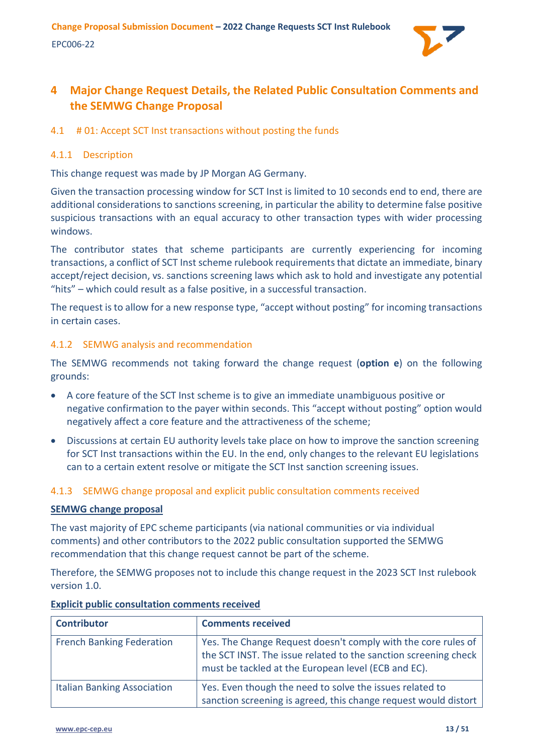# 4 Major Change Request Details, the Related Public Consultation Comments and the SEMWG Change Proposal

## 4.1 # 01: Accept SCT Inst transactions without posting the funds

### 4.1.1 Description

This change request was made by JP Morgan AG Germany.

Given the transaction processing window for SCT Inst is limited to 10 seconds end to end, there are additional considerations to sanctions screening, in particular the ability to determine false positive suspicious transactions with an equal accuracy to other transaction types with wider processing windows.

The contributor states that scheme participants are currently experiencing for incoming transactions, a conflict of SCT Inst scheme rulebook requirements that dictate an immediate, binary accept/reject decision, vs. sanctions screening laws which ask to hold and investigate any potential "hits" – which could result as a false positive, in a successful transaction.

The request is to allow for a new response type, "accept without posting" for incoming transactions in certain cases.

### 4.1.2 SEMWG analysis and recommendation

The SEMWG recommends not taking forward the change request (**option e**) on the following grounds:

- A core feature of the SCT Inst scheme is to give an immediate unambiguous positive or negative confirmation to the payer within seconds. This "accept without posting" option would negatively affect a core feature and the attractiveness of the scheme;
- Discussions at certain EU authority levels take place on how to improve the sanction screening for SCT Inst transactions within the EU. In the end, only changes to the relevant EU legislations can to a certain extent resolve or mitigate the SCT Inst sanction screening issues.

### 4.1.3 SEMWG change proposal and explicit public consultation comments received

**SEMWG change proposal**

The vast majority of EPC scheme participants (via national communities or via individual comments) and other contributors to the 2022 public consultation supported the SEMWG recommendation that this change request cannot be part of the scheme.

Therefore, the SEMWG proposes not to include this change request in the 2023 SCT Inst rulebook version 1.0.

**Explicit public consultation comments received**

| Contributor | Comments received |
| --- | --- |
| French Banking Federation | Yes. The Change Request doesn't comply with the core rules of the SCT INST. The issue related to the sanction screening check must be tackled at the European level (ECB and EC). |
| Italian Banking Association | Yes. Even though the need to solve the issues related to sanction screening is agreed, this change request would distort |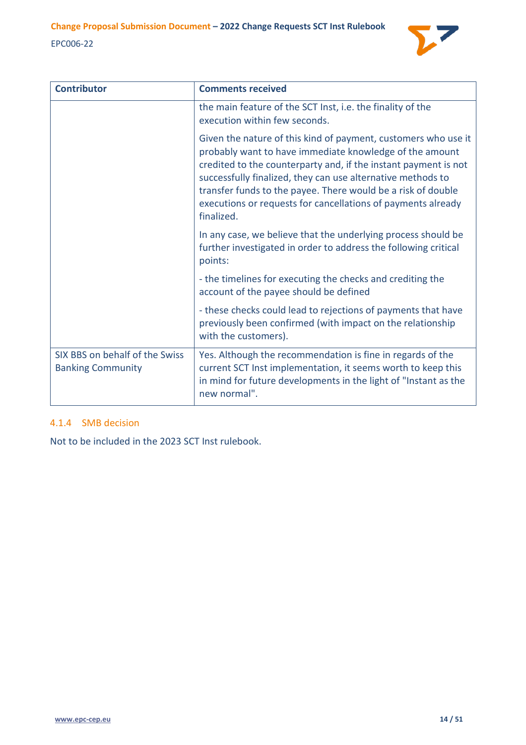| Contributor | Comments received |
|---|---|
| | the main feature of the SCT Inst, i.e. the finality of the execution within few seconds.<br><br>Given the nature of this kind of payment, customers who use it probably want to have immediate knowledge of the amount credited to the counterparty and, if the instant payment is not successfully finalized, they can use alternative methods to transfer funds to the payee. There would be a risk of double executions or requests for cancellations of payments already finalized.<br><br>In any case, we believe that the underlying process should be further investigated in order to address the following critical points:<br><br>- the timelines for executing the checks and crediting the account of the payee should be defined<br><br>- these checks could lead to rejections of payments that have previously been confirmed (with impact on the relationship with the customers). |
| SIX BBS on behalf of the Swiss Banking Community | Yes. Although the recommendation is fine in regards of the current SCT Inst implementation, it seems worth to keep this in mind for future developments in the light of "Instant as the new normal". |

#### 4.1.4 SMB decision

Not to be included in the 2023 SCT Inst rulebook.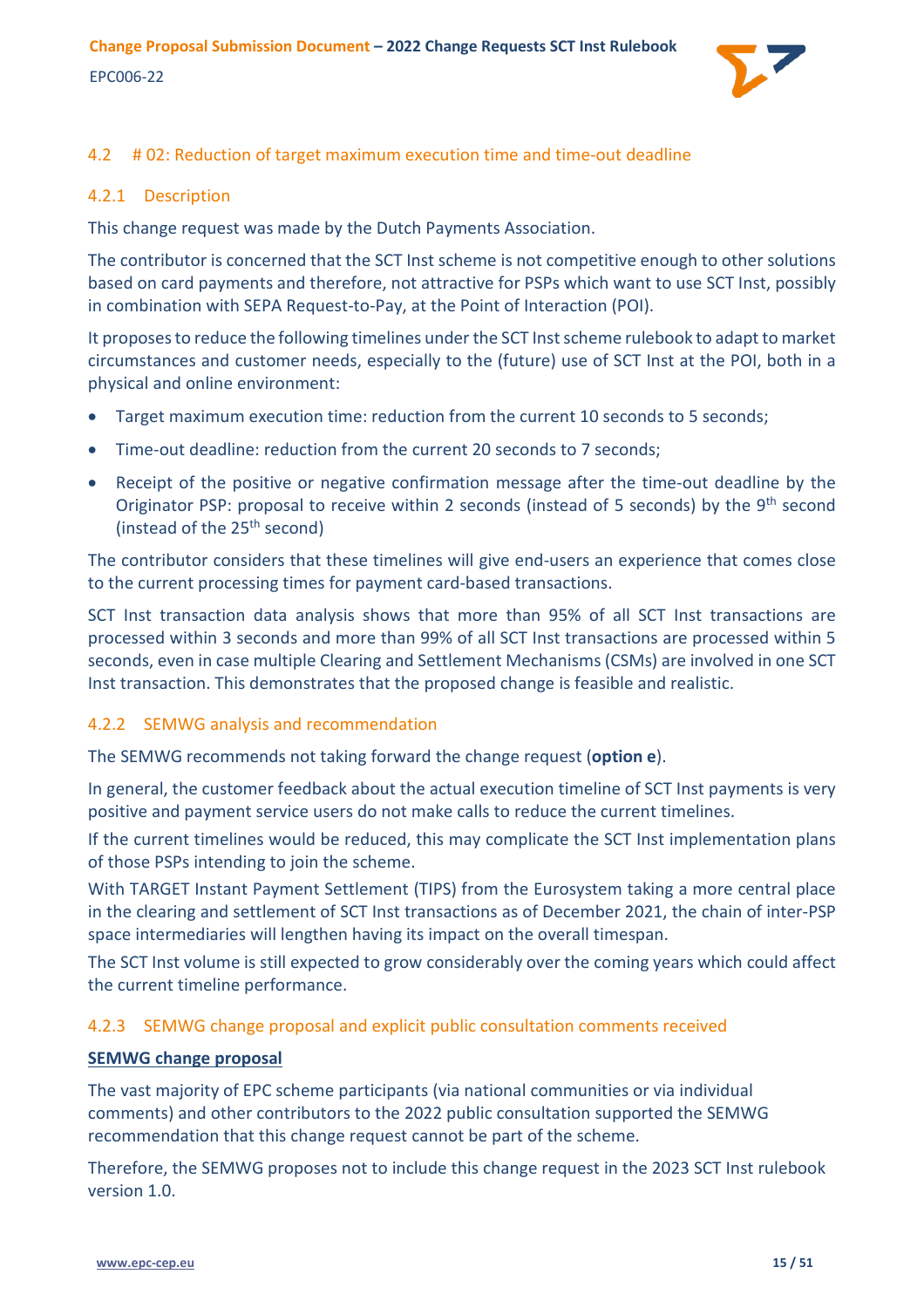## 4.2 # 02: Reduction of target maximum execution time and time-out deadline

### 4.2.1 Description

This change request was made by the Dutch Payments Association.

The contributor is concerned that the SCT Inst scheme is not competitive enough to other solutions based on card payments and therefore, not attractive for PSPs which want to use SCT Inst, possibly in combination with SEPA Request-to-Pay, at the Point of Interaction (POI).

It proposes to reduce the following timelines under the SCT Inst scheme rulebook to adapt to market circumstances and customer needs, especially to the (future) use of SCT Inst at the POI, both in a physical and online environment:

- Target maximum execution time: reduction from the current 10 seconds to 5 seconds;
- Time-out deadline: reduction from the current 20 seconds to 7 seconds;
- Receipt of the positive or negative confirmation message after the time-out deadline by the Originator PSP: proposal to receive within 2 seconds (instead of 5 seconds) by the 9th second (instead of the 25th second)

The contributor considers that these timelines will give end-users an experience that comes close to the current processing times for payment card-based transactions.

SCT Inst transaction data analysis shows that more than 95% of all SCT Inst transactions are processed within 3 seconds and more than 99% of all SCT Inst transactions are processed within 5 seconds, even in case multiple Clearing and Settlement Mechanisms (CSMs) are involved in one SCT Inst transaction. This demonstrates that the proposed change is feasible and realistic.

### 4.2.2 SEMWG analysis and recommendation

The SEMWG recommends not taking forward the change request (**option e**).

In general, the customer feedback about the actual execution timeline of SCT Inst payments is very positive and payment service users do not make calls to reduce the current timelines.

If the current timelines would be reduced, this may complicate the SCT Inst implementation plans of those PSPs intending to join the scheme.

With TARGET Instant Payment Settlement (TIPS) from the Eurosystem taking a more central place in the clearing and settlement of SCT Inst transactions as of December 2021, the chain of inter-PSP space intermediaries will lengthen having its impact on the overall timespan.

The SCT Inst volume is still expected to grow considerably over the coming years which could affect the current timeline performance.

### 4.2.3 SEMWG change proposal and explicit public consultation comments received

**SEMWG change proposal**

The vast majority of EPC scheme participants (via national communities or via individual comments) and other contributors to the 2022 public consultation supported the SEMWG recommendation that this change request cannot be part of the scheme.

Therefore, the SEMWG proposes not to include this change request in the 2023 SCT Inst rulebook version 1.0.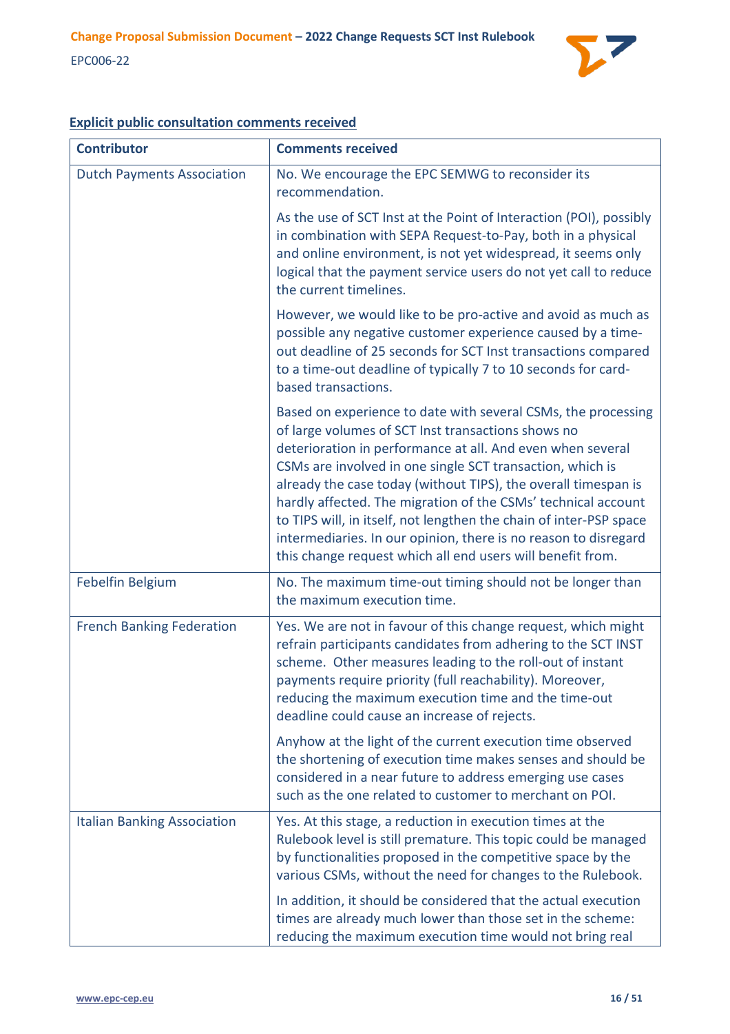**Explicit public consultation comments received**

| Contributor | Comments received |
| --- | --- |
| Dutch Payments Association | No. We encourage the EPC SEMWG to reconsider its recommendation.<br><br>As the use of SCT Inst at the Point of Interaction (POI), possibly in combination with SEPA Request-to-Pay, both in a physical and online environment, is not yet widespread, it seems only logical that the payment service users do not yet call to reduce the current timelines.<br><br>However, we would like to be pro-active and avoid as much as possible any negative customer experience caused by a time-out deadline of 25 seconds for SCT Inst transactions compared to a time-out deadline of typically 7 to 10 seconds for card-based transactions.<br><br>Based on experience to date with several CSMs, the processing of large volumes of SCT Inst transactions shows no deterioration in performance at all. And even when several CSMs are involved in one single SCT transaction, which is already the case today (without TIPS), the overall timespan is hardly affected. The migration of the CSMs' technical account to TIPS will, in itself, not lengthen the chain of inter-PSP space intermediaries. In our opinion, there is no reason to disregard this change request which all end users will benefit from. |
| Febelfin Belgium | No. The maximum time-out timing should not be longer than the maximum execution time. |
| French Banking Federation | Yes. We are not in favour of this change request, which might refrain participants candidates from adhering to the SCT INST scheme. Other measures leading to the roll-out of instant payments require priority (full reachability). Moreover, reducing the maximum execution time and the time-out deadline could cause an increase of rejects.<br><br>Anyhow at the light of the current execution time observed the shortening of execution time makes senses and should be considered in a near future to address emerging use cases such as the one related to customer to merchant on POI. |
| Italian Banking Association | Yes. At this stage, a reduction in execution times at the Rulebook level is still premature. This topic could be managed by functionalities proposed in the competitive space by the various CSMs, without the need for changes to the Rulebook.<br><br>In addition, it should be considered that the actual execution times are already much lower than those set in the scheme: reducing the maximum execution time would not bring real |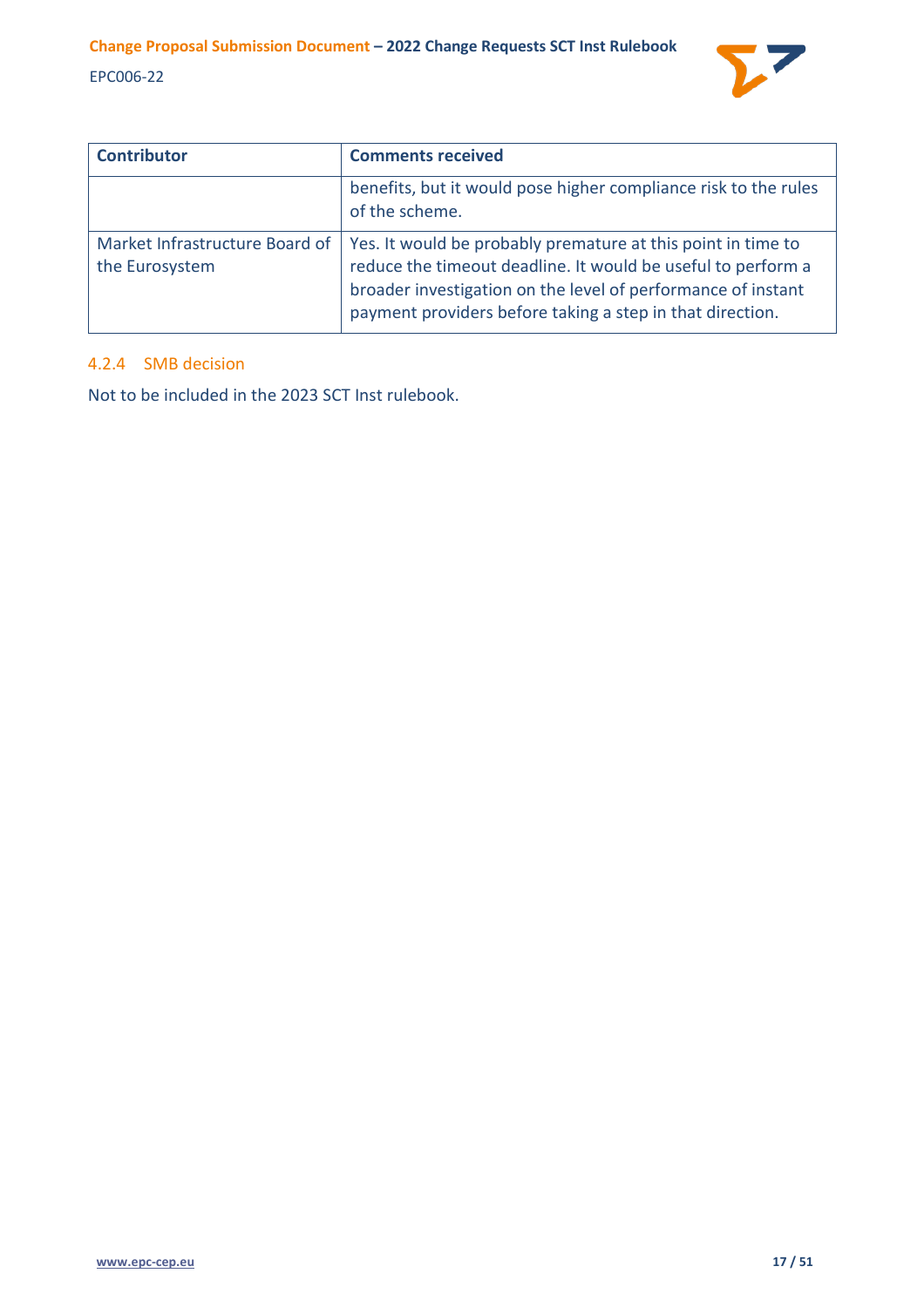| Contributor | Comments received |
| --- | --- |
| | benefits, but it would pose higher compliance risk to the rules of the scheme. |
| Market Infrastructure Board of the Eurosystem | Yes. It would be probably premature at this point in time to reduce the timeout deadline. It would be useful to perform a broader investigation on the level of performance of instant payment providers before taking a step in that direction. |

#### 4.2.4 SMB decision

Not to be included in the 2023 SCT Inst rulebook.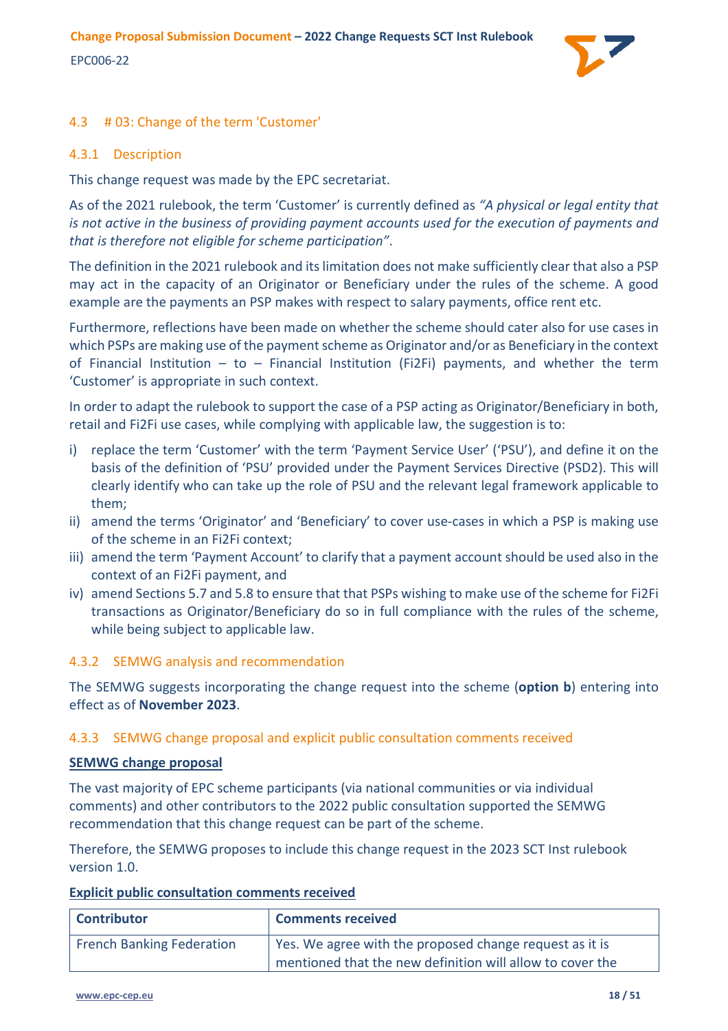## 4.3 # 03: Change of the term 'Customer'

### 4.3.1 Description

This change request was made by the EPC secretariat.

As of the 2021 rulebook, the term 'Customer' is currently defined as *"A physical or legal entity that is not active in the business of providing payment accounts used for the execution of payments and that is therefore not eligible for scheme participation"*.

The definition in the 2021 rulebook and its limitation does not make sufficiently clear that also a PSP may act in the capacity of an Originator or Beneficiary under the rules of the scheme. A good example are the payments an PSP makes with respect to salary payments, office rent etc.

Furthermore, reflections have been made on whether the scheme should cater also for use cases in which PSPs are making use of the payment scheme as Originator and/or as Beneficiary in the context of Financial Institution – to – Financial Institution (Fi2Fi) payments, and whether the term 'Customer' is appropriate in such context.

In order to adapt the rulebook to support the case of a PSP acting as Originator/Beneficiary in both, retail and Fi2Fi use cases, while complying with applicable law, the suggestion is to:

i) replace the term 'Customer' with the term 'Payment Service User' ('PSU'), and define it on the basis of the definition of 'PSU' provided under the Payment Services Directive (PSD2). This will clearly identify who can take up the role of PSU and the relevant legal framework applicable to them;
ii) amend the terms 'Originator' and 'Beneficiary' to cover use-cases in which a PSP is making use of the scheme in an Fi2Fi context;
iii) amend the term 'Payment Account' to clarify that a payment account should be used also in the context of an Fi2Fi payment, and
iv) amend Sections 5.7 and 5.8 to ensure that that PSPs wishing to make use of the scheme for Fi2Fi transactions as Originator/Beneficiary do so in full compliance with the rules of the scheme, while being subject to applicable law.

### 4.3.2 SEMWG analysis and recommendation

The SEMWG suggests incorporating the change request into the scheme (**option b**) entering into effect as of **November 2023**.

### 4.3.3 SEMWG change proposal and explicit public consultation comments received

<u>**SEMWG change proposal**</u>

The vast majority of EPC scheme participants (via national communities or via individual comments) and other contributors to the 2022 public consultation supported the SEMWG recommendation that this change request can be part of the scheme.

Therefore, the SEMWG proposes to include this change request in the 2023 SCT Inst rulebook version 1.0.

<u>**Explicit public consultation comments received**</u>

| Contributor | Comments received |
|---|---|
| French Banking Federation | Yes. We agree with the proposed change request as it is mentioned that the new definition will allow to cover the |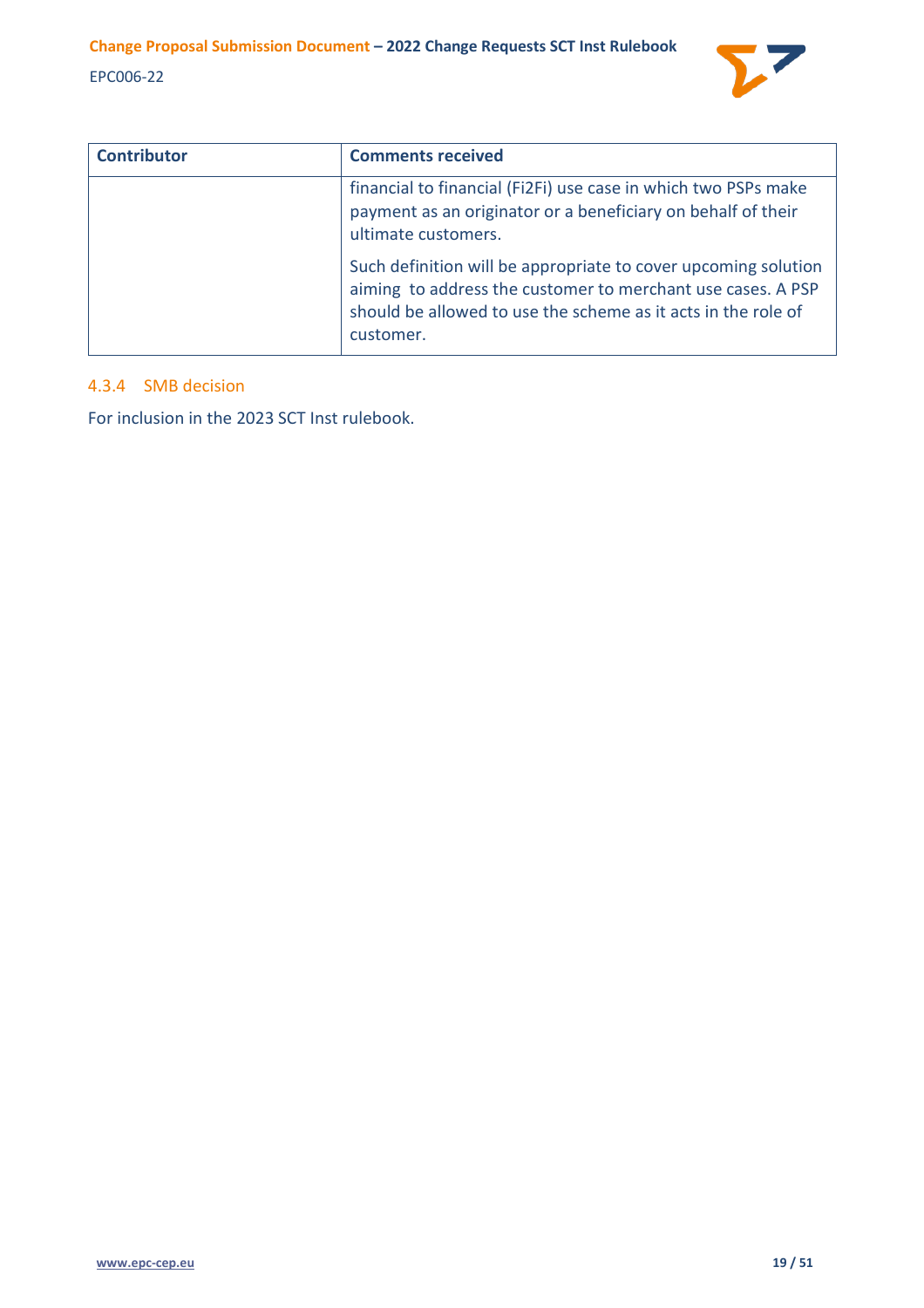| Contributor | Comments received |
| --- | --- |
| | financial to financial (Fi2Fi) use case in which two PSPs make payment as an originator or a beneficiary on behalf of their ultimate customers.<br><br>Such definition will be appropriate to cover upcoming solution aiming to address the customer to merchant use cases. A PSP should be allowed to use the scheme as it acts in the role of customer. |

#### 4.3.4 SMB decision

For inclusion in the 2023 SCT Inst rulebook.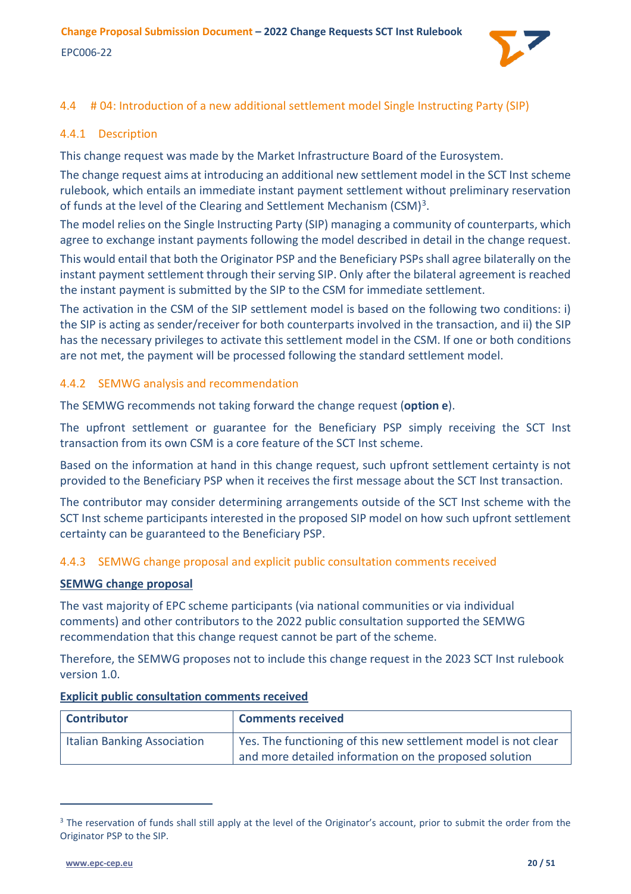## 4.4 # 04: Introduction of a new additional settlement model Single Instructing Party (SIP)

### 4.4.1 Description

This change request was made by the Market Infrastructure Board of the Eurosystem.

The change request aims at introducing an additional new settlement model in the SCT Inst scheme rulebook, which entails an immediate instant payment settlement without preliminary reservation of funds at the level of the Clearing and Settlement Mechanism (CSM)[3].

The model relies on the Single Instructing Party (SIP) managing a community of counterparts, which agree to exchange instant payments following the model described in detail in the change request.

This would entail that both the Originator PSP and the Beneficiary PSPs shall agree bilaterally on the instant payment settlement through their serving SIP. Only after the bilateral agreement is reached the instant payment is submitted by the SIP to the CSM for immediate settlement.

The activation in the CSM of the SIP settlement model is based on the following two conditions: i) the SIP is acting as sender/receiver for both counterparts involved in the transaction, and ii) the SIP has the necessary privileges to activate this settlement model in the CSM. If one or both conditions are not met, the payment will be processed following the standard settlement model.

### 4.4.2 SEMWG analysis and recommendation

The SEMWG recommends not taking forward the change request (**option e**).

The upfront settlement or guarantee for the Beneficiary PSP simply receiving the SCT Inst transaction from its own CSM is a core feature of the SCT Inst scheme.

Based on the information at hand in this change request, such upfront settlement certainty is not provided to the Beneficiary PSP when it receives the first message about the SCT Inst transaction.

The contributor may consider determining arrangements outside of the SCT Inst scheme with the SCT Inst scheme participants interested in the proposed SIP model on how such upfront settlement certainty can be guaranteed to the Beneficiary PSP.

### 4.4.3 SEMWG change proposal and explicit public consultation comments received

**SEMWG change proposal**

The vast majority of EPC scheme participants (via national communities or via individual comments) and other contributors to the 2022 public consultation supported the SEMWG recommendation that this change request cannot be part of the scheme.

Therefore, the SEMWG proposes not to include this change request in the 2023 SCT Inst rulebook version 1.0.

**Explicit public consultation comments received**

| Contributor | Comments received |
|---|---|
| Italian Banking Association | Yes. The functioning of this new settlement model is not clear and more detailed information on the proposed solution |

[3] The reservation of funds shall still apply at the level of the Originator's account, prior to submit the order from the Originator PSP to the SIP.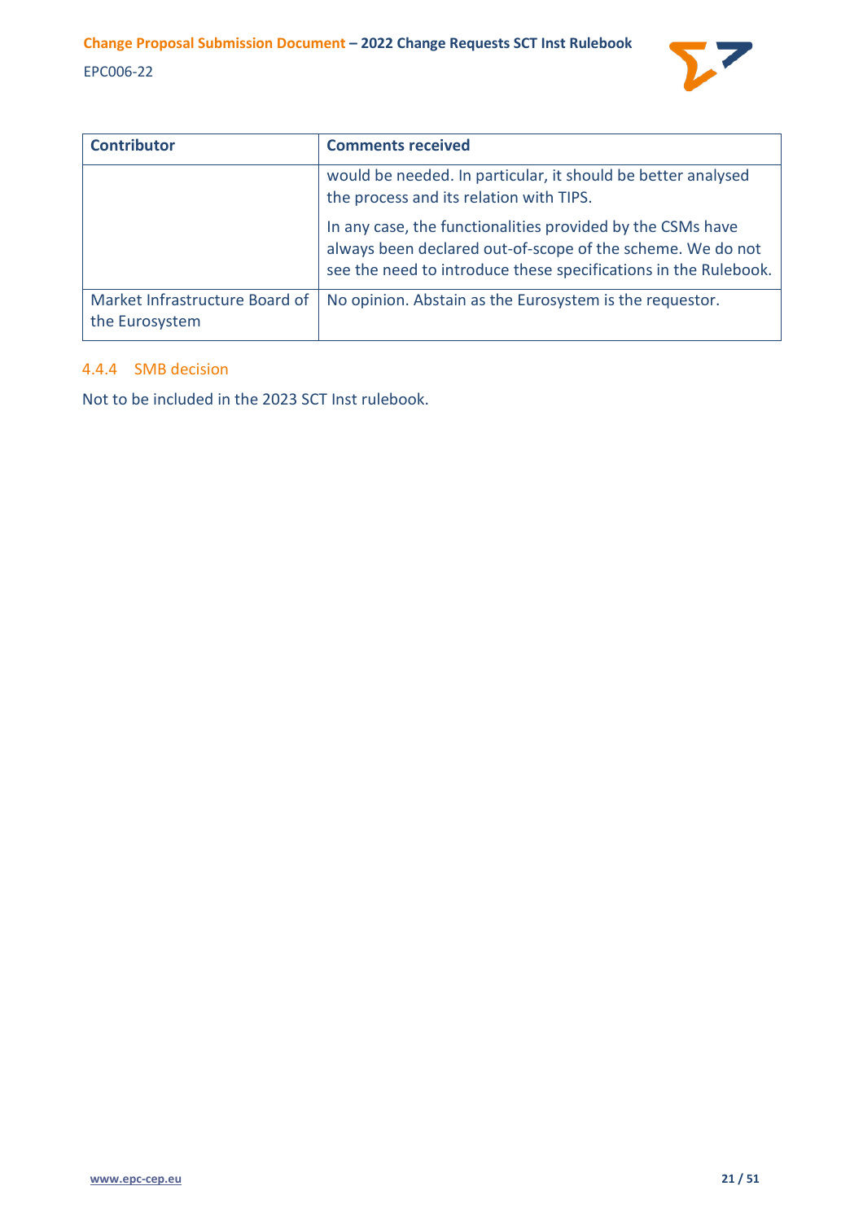| Contributor | Comments received |
| --- | --- |
| | would be needed. In particular, it should be better analysed the process and its relation with TIPS.<br><br>In any case, the functionalities provided by the CSMs have always been declared out-of-scope of the scheme. We do not see the need to introduce these specifications in the Rulebook. |
| Market Infrastructure Board of the Eurosystem | No opinion. Abstain as the Eurosystem is the requestor. |

#### 4.4.4 SMB decision

Not to be included in the 2023 SCT Inst rulebook.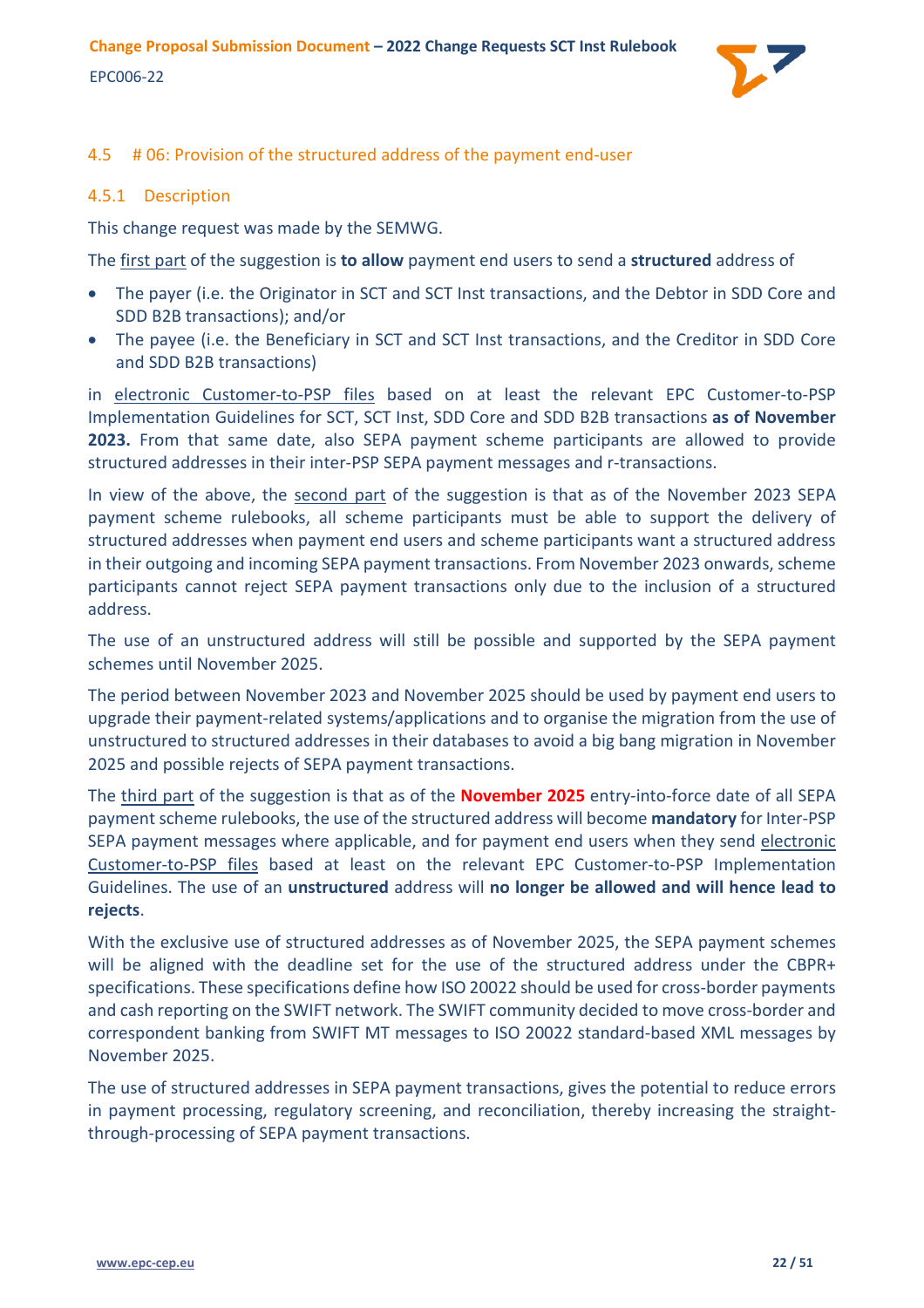## 4.5 # 06: Provision of the structured address of the payment end-user

### 4.5.1 Description

This change request was made by the SEMWG.

The first part of the suggestion is **to allow** payment end users to send a **structured** address of

- The payer (i.e. the Originator in SCT and SCT Inst transactions, and the Debtor in SDD Core and SDD B2B transactions); and/or
- The payee (i.e. the Beneficiary in SCT and SCT Inst transactions, and the Creditor in SDD Core and SDD B2B transactions)

in electronic Customer-to-PSP files based on at least the relevant EPC Customer-to-PSP Implementation Guidelines for SCT, SCT Inst, SDD Core and SDD B2B transactions **as of November 2023.** From that same date, also SEPA payment scheme participants are allowed to provide structured addresses in their inter-PSP SEPA payment messages and r-transactions.

In view of the above, the second part of the suggestion is that as of the November 2023 SEPA payment scheme rulebooks, all scheme participants must be able to support the delivery of structured addresses when payment end users and scheme participants want a structured address in their outgoing and incoming SEPA payment transactions. From November 2023 onwards, scheme participants cannot reject SEPA payment transactions only due to the inclusion of a structured address.

The use of an unstructured address will still be possible and supported by the SEPA payment schemes until November 2025.

The period between November 2023 and November 2025 should be used by payment end users to upgrade their payment-related systems/applications and to organise the migration from the use of unstructured to structured addresses in their databases to avoid a big bang migration in November 2025 and possible rejects of SEPA payment transactions.

The third part of the suggestion is that as of the **November 2025** entry-into-force date of all SEPA payment scheme rulebooks, the use of the structured address will become **mandatory** for Inter-PSP SEPA payment messages where applicable, and for payment end users when they send electronic Customer-to-PSP files based at least on the relevant EPC Customer-to-PSP Implementation Guidelines. The use of an **unstructured** address will **no longer be allowed and will hence lead to rejects**.

With the exclusive use of structured addresses as of November 2025, the SEPA payment schemes will be aligned with the deadline set for the use of the structured address under the CBPR+ specifications. These specifications define how ISO 20022 should be used for cross-border payments and cash reporting on the SWIFT network. The SWIFT community decided to move cross-border and correspondent banking from SWIFT MT messages to ISO 20022 standard-based XML messages by November 2025.

The use of structured addresses in SEPA payment transactions, gives the potential to reduce errors in payment processing, regulatory screening, and reconciliation, thereby increasing the straight-through-processing of SEPA payment transactions.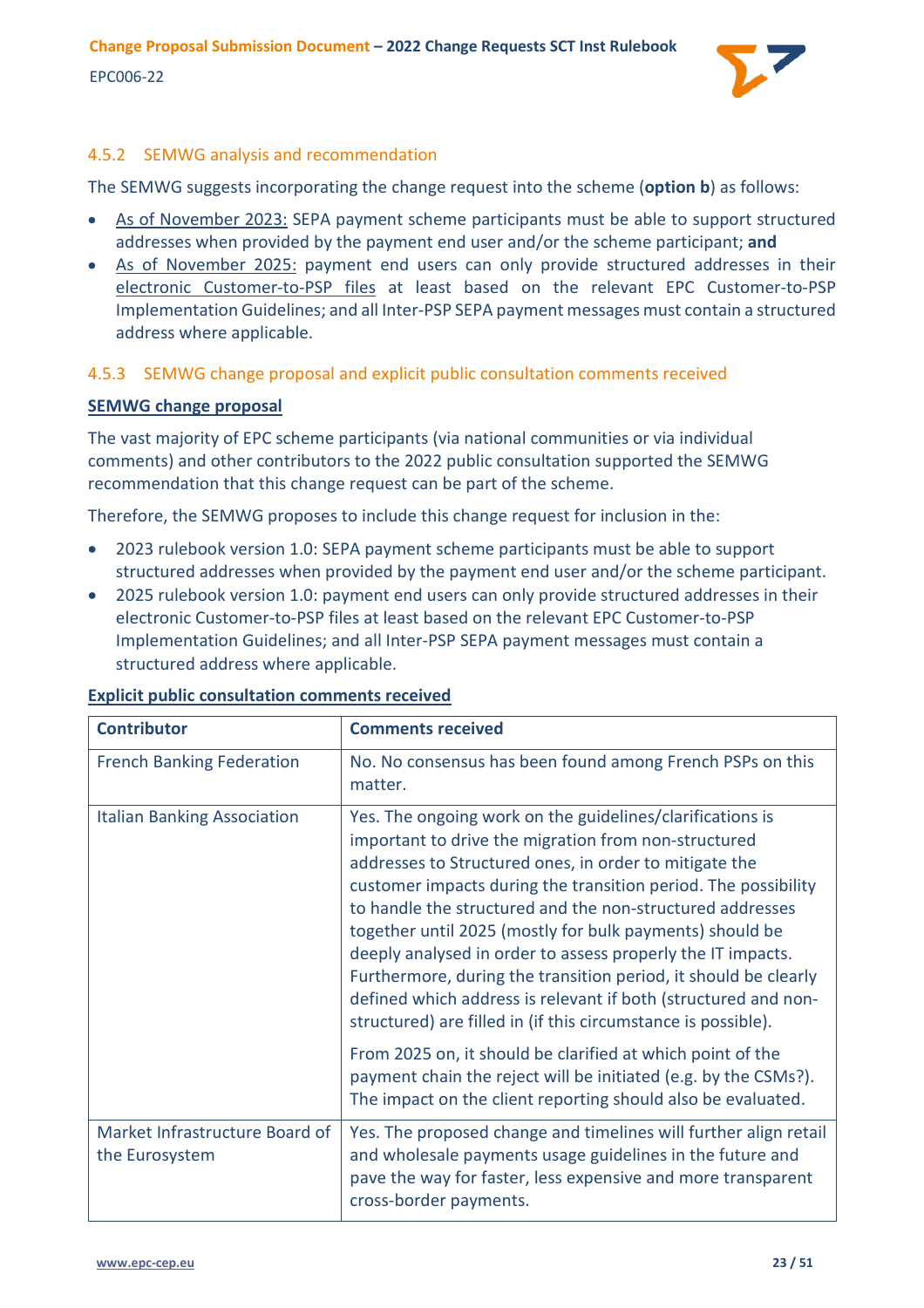### 4.5.2 SEMWG analysis and recommendation

The SEMWG suggests incorporating the change request into the scheme (**option b**) as follows:

- As of November 2023: SEPA payment scheme participants must be able to support structured addresses when provided by the payment end user and/or the scheme participant; **and**
- As of November 2025: payment end users can only provide structured addresses in their electronic Customer-to-PSP files at least based on the relevant EPC Customer-to-PSP Implementation Guidelines; and all Inter-PSP SEPA payment messages must contain a structured address where applicable.

### 4.5.3 SEMWG change proposal and explicit public consultation comments received

**SEMWG change proposal**

The vast majority of EPC scheme participants (via national communities or via individual comments) and other contributors to the 2022 public consultation supported the SEMWG recommendation that this change request can be part of the scheme.

Therefore, the SEMWG proposes to include this change request for inclusion in the:

- 2023 rulebook version 1.0: SEPA payment scheme participants must be able to support structured addresses when provided by the payment end user and/or the scheme participant.
- 2025 rulebook version 1.0: payment end users can only provide structured addresses in their electronic Customer-to-PSP files at least based on the relevant EPC Customer-to-PSP Implementation Guidelines; and all Inter-PSP SEPA payment messages must contain a structured address where applicable.

**Explicit public consultation comments received**

| Contributor | Comments received |
|---|---|
| French Banking Federation | No. No consensus has been found among French PSPs on this matter. |
| Italian Banking Association | Yes. The ongoing work on the guidelines/clarifications is important to drive the migration from non-structured addresses to Structured ones, in order to mitigate the customer impacts during the transition period. The possibility to handle the structured and the non-structured addresses together until 2025 (mostly for bulk payments) should be deeply analysed in order to assess properly the IT impacts. Furthermore, during the transition period, it should be clearly defined which address is relevant if both (structured and non-structured) are filled in (if this circumstance is possible).<br><br>From 2025 on, it should be clarified at which point of the payment chain the reject will be initiated (e.g. by the CSMs?). The impact on the client reporting should also be evaluated. |
| Market Infrastructure Board of the Eurosystem | Yes. The proposed change and timelines will further align retail and wholesale payments usage guidelines in the future and pave the way for faster, less expensive and more transparent cross-border payments. |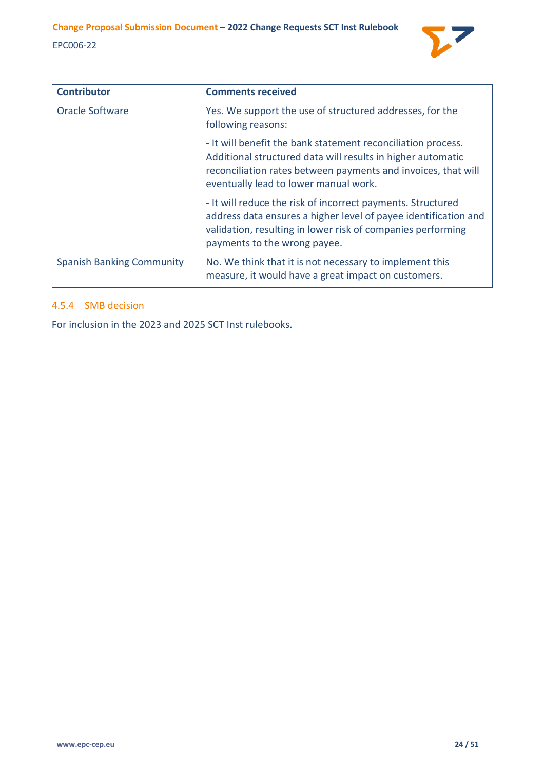| Contributor | Comments received |
| --- | --- |
| Oracle Software | Yes. We support the use of structured addresses, for the following reasons:<br><br>- It will benefit the bank statement reconciliation process. Additional structured data will results in higher automatic reconciliation rates between payments and invoices, that will eventually lead to lower manual work.<br><br>- It will reduce the risk of incorrect payments. Structured address data ensures a higher level of payee identification and validation, resulting in lower risk of companies performing payments to the wrong payee. |
| Spanish Banking Community | No. We think that it is not necessary to implement this measure, it would have a great impact on customers. |

### 4.5.4 SMB decision

For inclusion in the 2023 and 2025 SCT Inst rulebooks.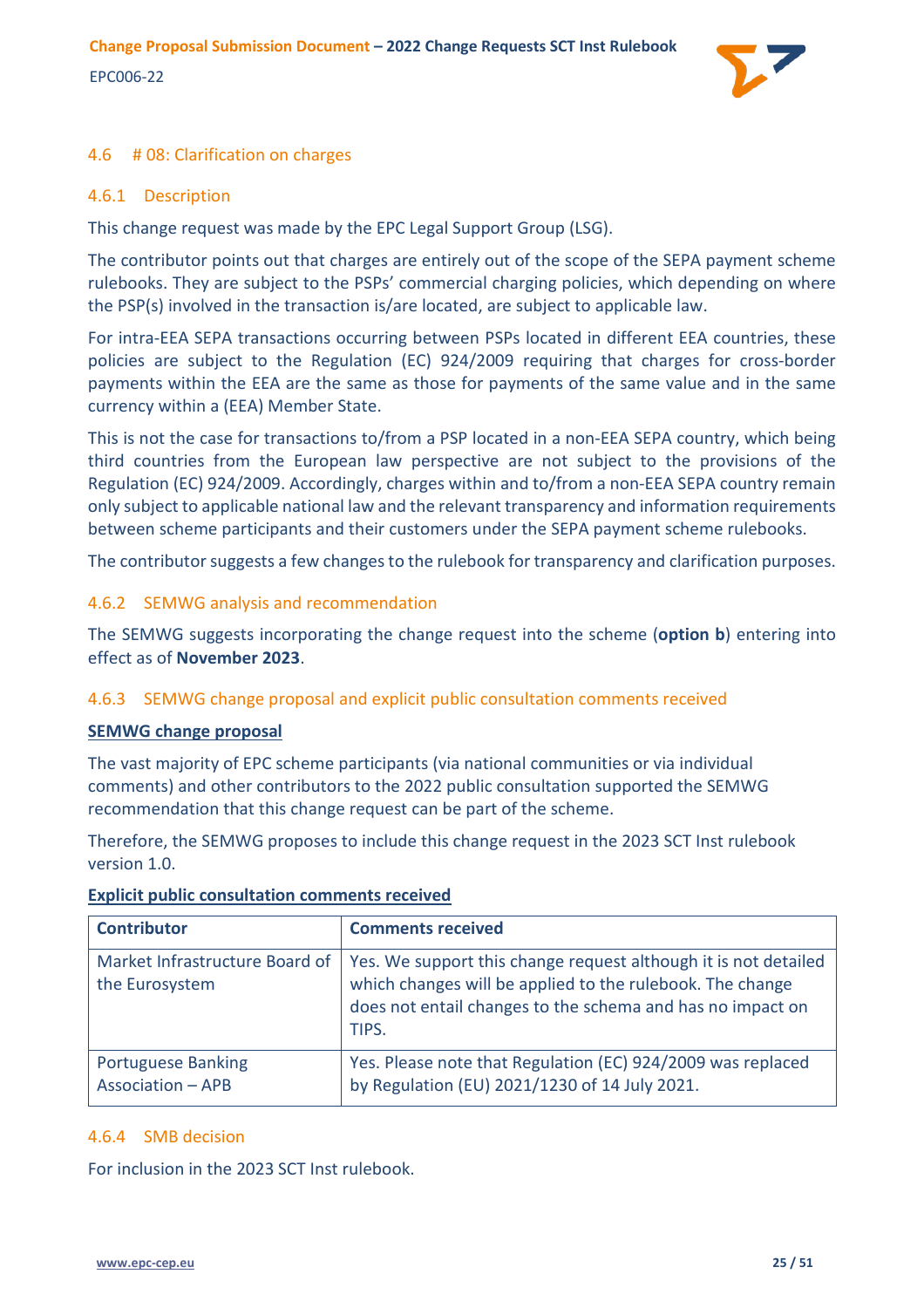## 4.6 # 08: Clarification on charges

### 4.6.1 Description

This change request was made by the EPC Legal Support Group (LSG).

The contributor points out that charges are entirely out of the scope of the SEPA payment scheme rulebooks. They are subject to the PSPs' commercial charging policies, which depending on where the PSP(s) involved in the transaction is/are located, are subject to applicable law.

For intra-EEA SEPA transactions occurring between PSPs located in different EEA countries, these policies are subject to the Regulation (EC) 924/2009 requiring that charges for cross-border payments within the EEA are the same as those for payments of the same value and in the same currency within a (EEA) Member State.

This is not the case for transactions to/from a PSP located in a non-EEA SEPA country, which being third countries from the European law perspective are not subject to the provisions of the Regulation (EC) 924/2009. Accordingly, charges within and to/from a non-EEA SEPA country remain only subject to applicable national law and the relevant transparency and information requirements between scheme participants and their customers under the SEPA payment scheme rulebooks.

The contributor suggests a few changes to the rulebook for transparency and clarification purposes.

### 4.6.2 SEMWG analysis and recommendation

The SEMWG suggests incorporating the change request into the scheme (**option b**) entering into effect as of **November 2023**.

### 4.6.3 SEMWG change proposal and explicit public consultation comments received

**SEMWG change proposal**

The vast majority of EPC scheme participants (via national communities or via individual comments) and other contributors to the 2022 public consultation supported the SEMWG recommendation that this change request can be part of the scheme.

Therefore, the SEMWG proposes to include this change request in the 2023 SCT Inst rulebook version 1.0.

**Explicit public consultation comments received**

| Contributor | Comments received |
|---|---|
| Market Infrastructure Board of the Eurosystem | Yes. We support this change request although it is not detailed which changes will be applied to the rulebook. The change does not entail changes to the schema and has no impact on TIPS. |
| Portuguese Banking Association – APB | Yes. Please note that Regulation (EC) 924/2009 was replaced by Regulation (EU) 2021/1230 of 14 July 2021. |

### 4.6.4 SMB decision

For inclusion in the 2023 SCT Inst rulebook.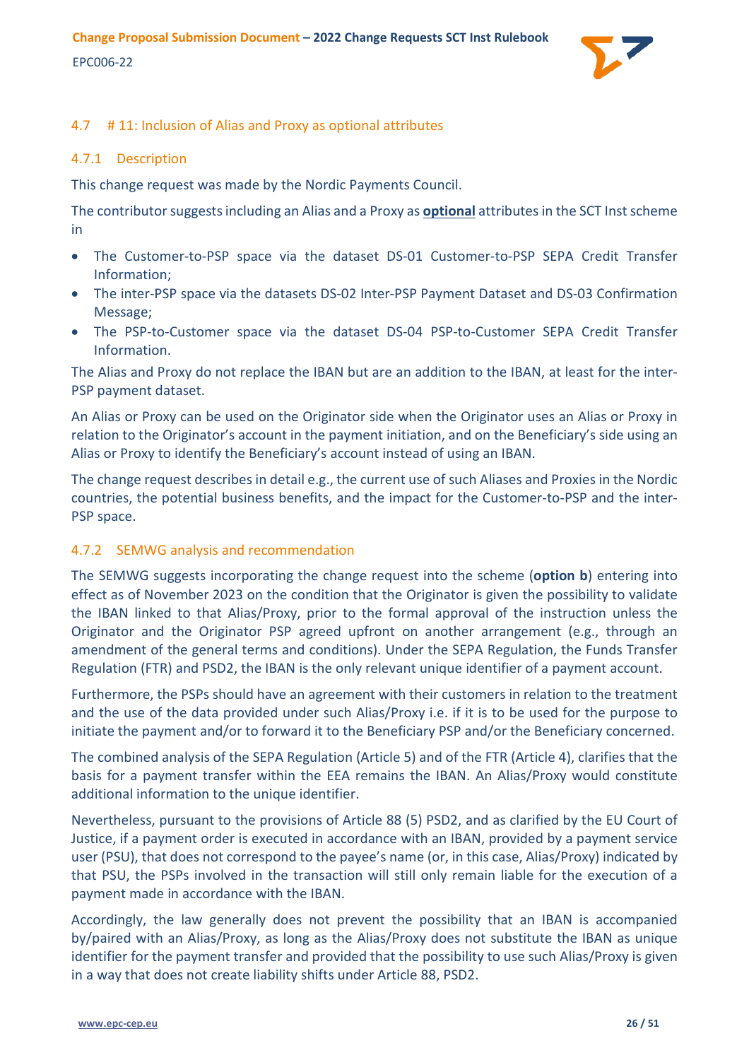## 4.7 # 11: Inclusion of Alias and Proxy as optional attributes

### 4.7.1 Description

This change request was made by the Nordic Payments Council.

The contributor suggests including an Alias and a Proxy as **optional** attributes in the SCT Inst scheme in

- The Customer-to-PSP space via the dataset DS-01 Customer-to-PSP SEPA Credit Transfer Information;
- The inter-PSP space via the datasets DS-02 Inter-PSP Payment Dataset and DS-03 Confirmation Message;
- The PSP-to-Customer space via the dataset DS-04 PSP-to-Customer SEPA Credit Transfer Information.

The Alias and Proxy do not replace the IBAN but are an addition to the IBAN, at least for the inter-PSP payment dataset.

An Alias or Proxy can be used on the Originator side when the Originator uses an Alias or Proxy in relation to the Originator's account in the payment initiation, and on the Beneficiary's side using an Alias or Proxy to identify the Beneficiary's account instead of using an IBAN.

The change request describes in detail e.g., the current use of such Aliases and Proxies in the Nordic countries, the potential business benefits, and the impact for the Customer-to-PSP and the inter-PSP space.

### 4.7.2 SEMWG analysis and recommendation

The SEMWG suggests incorporating the change request into the scheme (**option b**) entering into effect as of November 2023 on the condition that the Originator is given the possibility to validate the IBAN linked to that Alias/Proxy, prior to the formal approval of the instruction unless the Originator and the Originator PSP agreed upfront on another arrangement (e.g., through an amendment of the general terms and conditions). Under the SEPA Regulation, the Funds Transfer Regulation (FTR) and PSD2, the IBAN is the only relevant unique identifier of a payment account.

Furthermore, the PSPs should have an agreement with their customers in relation to the treatment and the use of the data provided under such Alias/Proxy i.e. if it is to be used for the purpose to initiate the payment and/or to forward it to the Beneficiary PSP and/or the Beneficiary concerned.

The combined analysis of the SEPA Regulation (Article 5) and of the FTR (Article 4), clarifies that the basis for a payment transfer within the EEA remains the IBAN. An Alias/Proxy would constitute additional information to the unique identifier.

Nevertheless, pursuant to the provisions of Article 88 (5) PSD2, and as clarified by the EU Court of Justice, if a payment order is executed in accordance with an IBAN, provided by a payment service user (PSU), that does not correspond to the payee's name (or, in this case, Alias/Proxy) indicated by that PSU, the PSPs involved in the transaction will still only remain liable for the execution of a payment made in accordance with the IBAN.

Accordingly, the law generally does not prevent the possibility that an IBAN is accompanied by/paired with an Alias/Proxy, as long as the Alias/Proxy does not substitute the IBAN as unique identifier for the payment transfer and provided that the possibility to use such Alias/Proxy is given in a way that does not create liability shifts under Article 88, PSD2.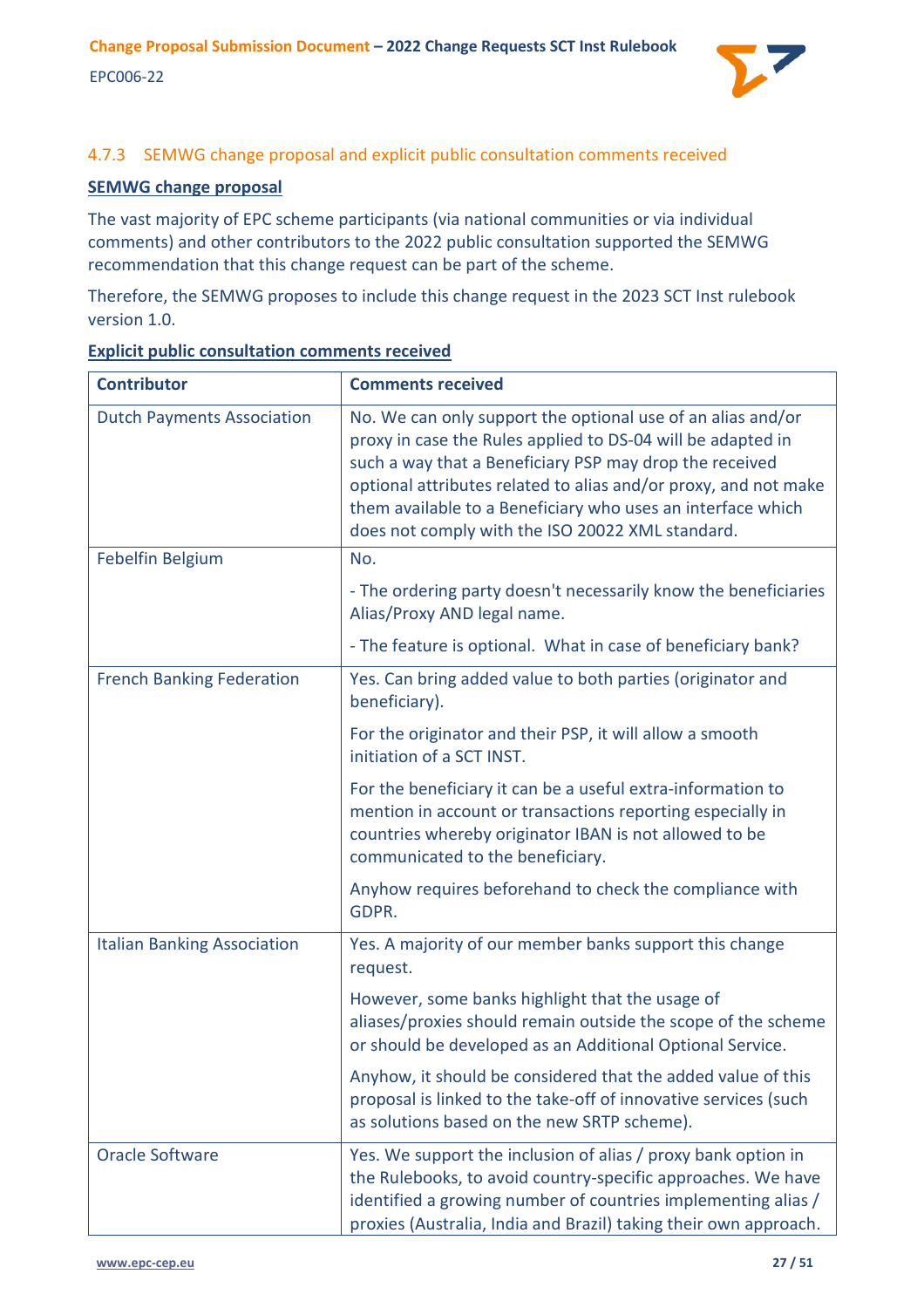### 4.7.3 SEMWG change proposal and explicit public consultation comments received

**SEMWG change proposal**

The vast majority of EPC scheme participants (via national communities or via individual comments) and other contributors to the 2022 public consultation supported the SEMWG recommendation that this change request can be part of the scheme.

Therefore, the SEMWG proposes to include this change request in the 2023 SCT Inst rulebook version 1.0.

**Explicit public consultation comments received**

| Contributor | Comments received |
|---|---|
| Dutch Payments Association | No. We can only support the optional use of an alias and/or proxy in case the Rules applied to DS-04 will be adapted in such a way that a Beneficiary PSP may drop the received optional attributes related to alias and/or proxy, and not make them available to a Beneficiary who uses an interface which does not comply with the ISO 20022 XML standard. |
| Febelfin Belgium | No.<br><br>- The ordering party doesn't necessarily know the beneficiaries Alias/Proxy AND legal name.<br><br>- The feature is optional. What in case of beneficiary bank? |
| French Banking Federation | Yes. Can bring added value to both parties (originator and beneficiary).<br><br>For the originator and their PSP, it will allow a smooth initiation of a SCT INST.<br><br>For the beneficiary it can be a useful extra-information to mention in account or transactions reporting especially in countries whereby originator IBAN is not allowed to be communicated to the beneficiary.<br><br>Anyhow requires beforehand to check the compliance with GDPR. |
| Italian Banking Association | Yes. A majority of our member banks support this change request.<br><br>However, some banks highlight that the usage of aliases/proxies should remain outside the scope of the scheme or should be developed as an Additional Optional Service.<br><br>Anyhow, it should be considered that the added value of this proposal is linked to the take-off of innovative services (such as solutions based on the new SRTP scheme). |
| Oracle Software | Yes. We support the inclusion of alias / proxy bank option in the Rulebooks, to avoid country-specific approaches. We have identified a growing number of countries implementing alias / proxies (Australia, India and Brazil) taking their own approach. |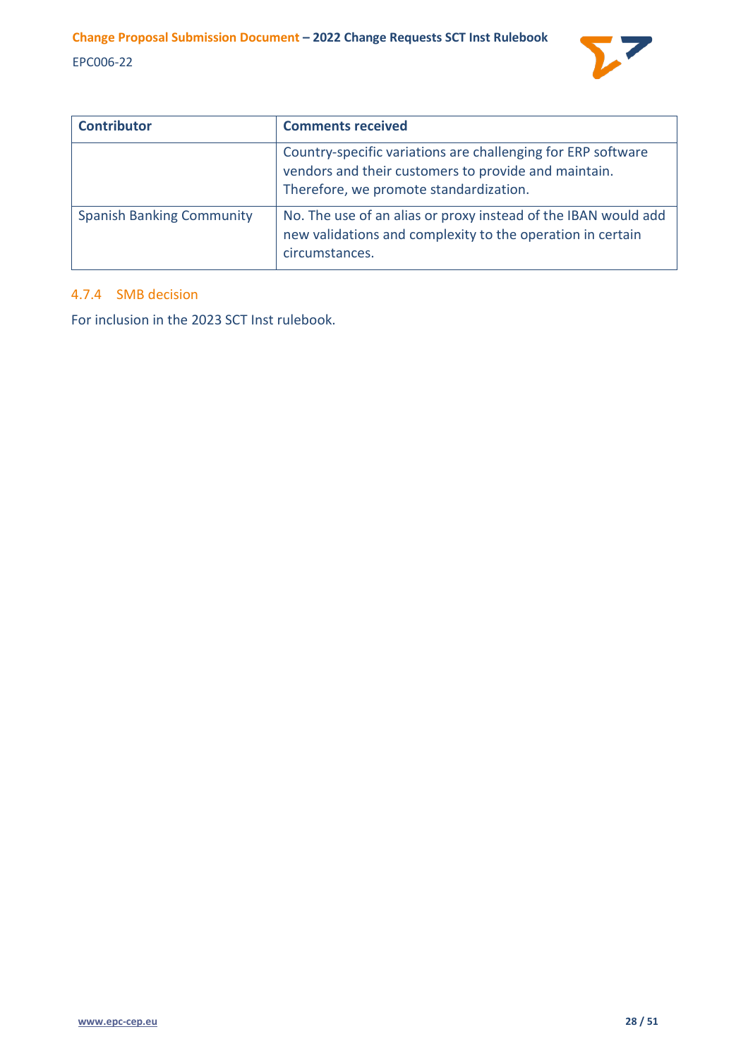| Contributor | Comments received |
|---|---|
| | Country-specific variations are challenging for ERP software vendors and their customers to provide and maintain. Therefore, we promote standardization. |
| Spanish Banking Community | No. The use of an alias or proxy instead of the IBAN would add new validations and complexity to the operation in certain circumstances. |

### 4.7.4 SMB decision

For inclusion in the 2023 SCT Inst rulebook.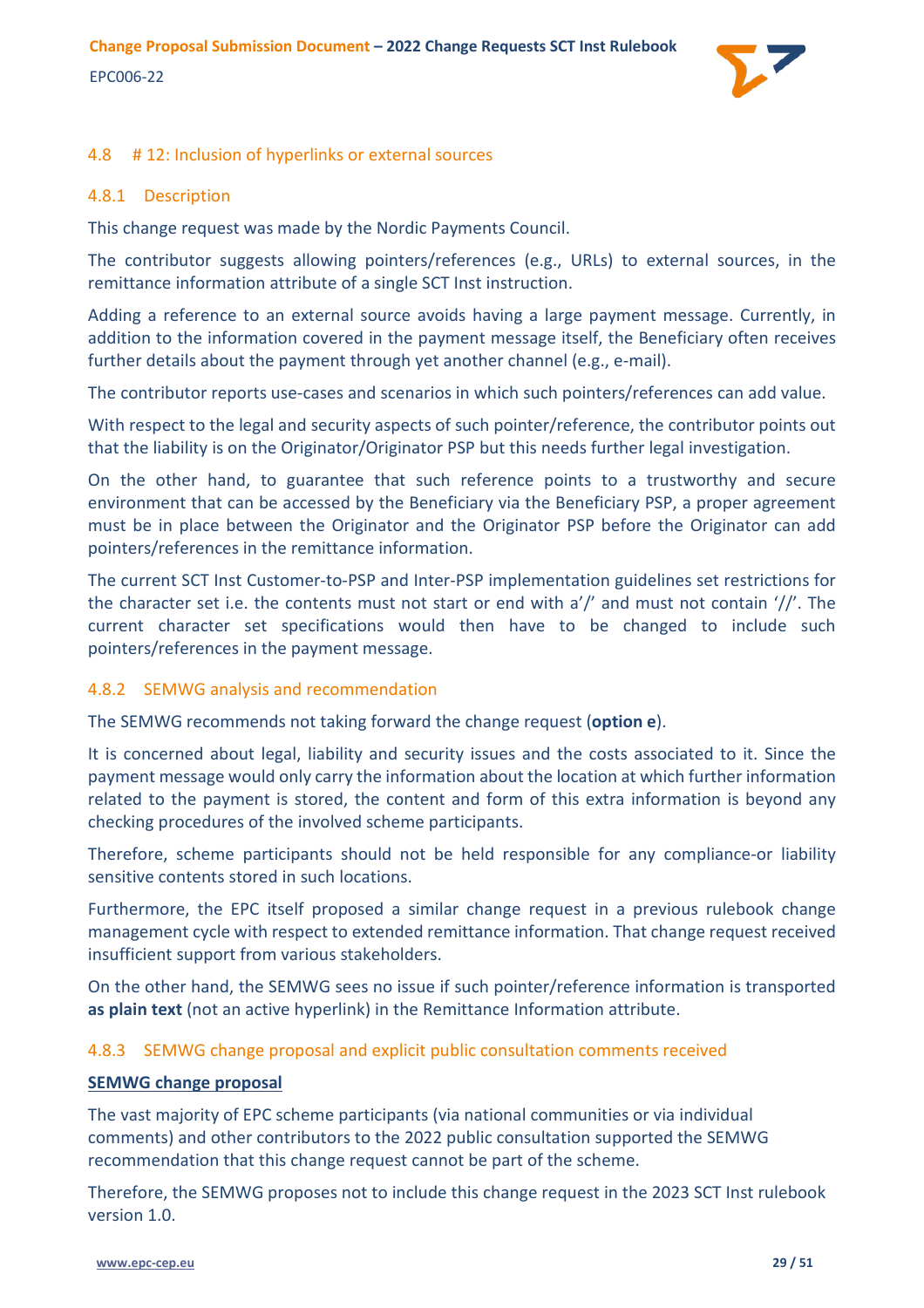### 4.8 # 12: Inclusion of hyperlinks or external sources

#### 4.8.1 Description

This change request was made by the Nordic Payments Council.

The contributor suggests allowing pointers/references (e.g., URLs) to external sources, in the remittance information attribute of a single SCT Inst instruction.

Adding a reference to an external source avoids having a large payment message. Currently, in addition to the information covered in the payment message itself, the Beneficiary often receives further details about the payment through yet another channel (e.g., e-mail).

The contributor reports use-cases and scenarios in which such pointers/references can add value.

With respect to the legal and security aspects of such pointer/reference, the contributor points out that the liability is on the Originator/Originator PSP but this needs further legal investigation.

On the other hand, to guarantee that such reference points to a trustworthy and secure environment that can be accessed by the Beneficiary via the Beneficiary PSP, a proper agreement must be in place between the Originator and the Originator PSP before the Originator can add pointers/references in the remittance information.

The current SCT Inst Customer-to-PSP and Inter-PSP implementation guidelines set restrictions for the character set i.e. the contents must not start or end with a'/' and must not contain '//'. The current character set specifications would then have to be changed to include such pointers/references in the payment message.

#### 4.8.2 SEMWG analysis and recommendation

The SEMWG recommends not taking forward the change request (**option e**).

It is concerned about legal, liability and security issues and the costs associated to it. Since the payment message would only carry the information about the location at which further information related to the payment is stored, the content and form of this extra information is beyond any checking procedures of the involved scheme participants.

Therefore, scheme participants should not be held responsible for any compliance-or liability sensitive contents stored in such locations.

Furthermore, the EPC itself proposed a similar change request in a previous rulebook change management cycle with respect to extended remittance information. That change request received insufficient support from various stakeholders.

On the other hand, the SEMWG sees no issue if such pointer/reference information is transported **as plain text** (not an active hyperlink) in the Remittance Information attribute.

#### 4.8.3 SEMWG change proposal and explicit public consultation comments received

**SEMWG change proposal**

The vast majority of EPC scheme participants (via national communities or via individual comments) and other contributors to the 2022 public consultation supported the SEMWG recommendation that this change request cannot be part of the scheme.

Therefore, the SEMWG proposes not to include this change request in the 2023 SCT Inst rulebook version 1.0.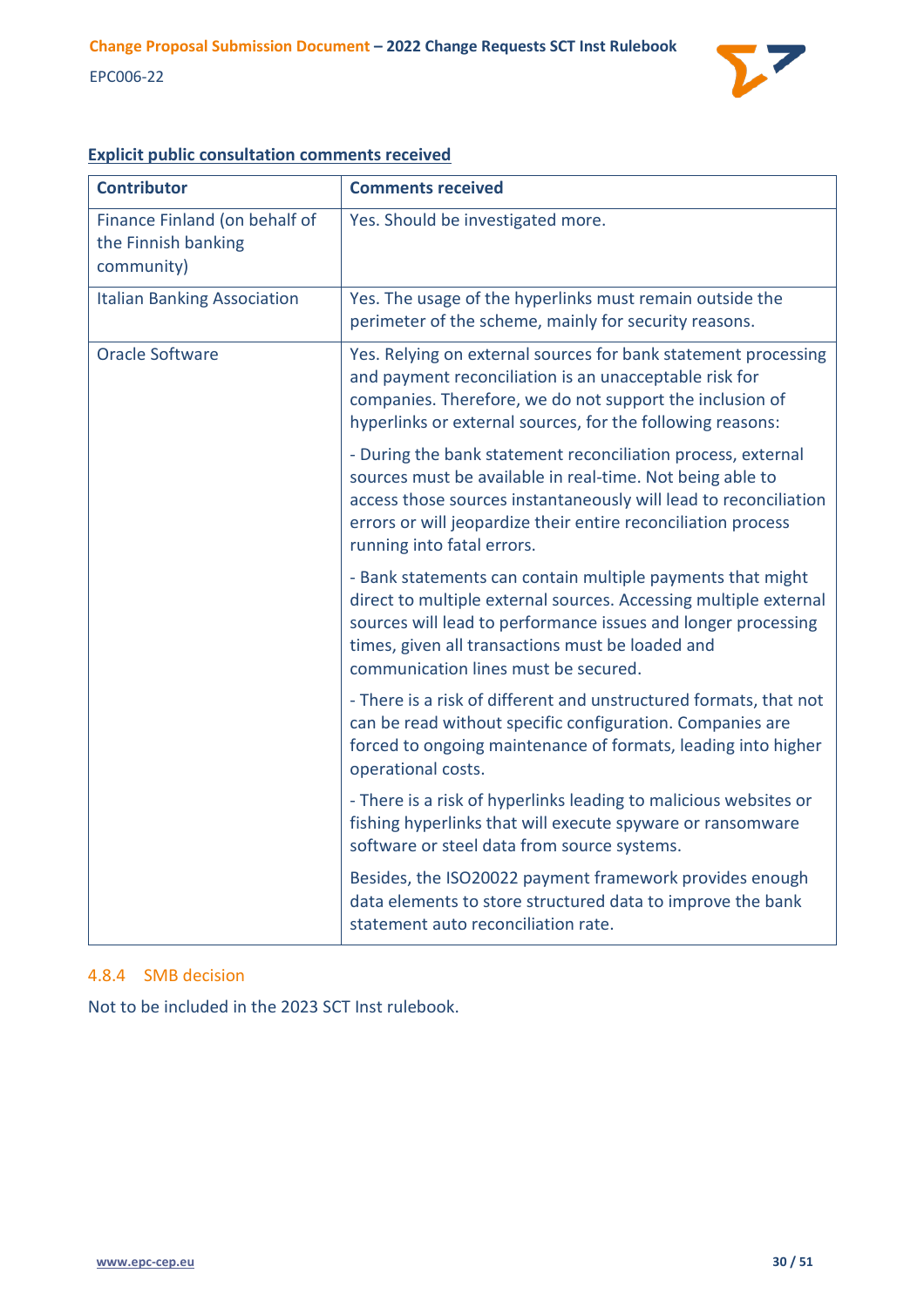**Explicit public consultation comments received**

| Contributor | Comments received |
| --- | --- |
| Finance Finland (on behalf of the Finnish banking community) | Yes. Should be investigated more. |
| Italian Banking Association | Yes. The usage of the hyperlinks must remain outside the perimeter of the scheme, mainly for security reasons. |
| Oracle Software | Yes. Relying on external sources for bank statement processing and payment reconciliation is an unacceptable risk for companies. Therefore, we do not support the inclusion of hyperlinks or external sources, for the following reasons:<br><br>- During the bank statement reconciliation process, external sources must be available in real-time. Not being able to access those sources instantaneously will lead to reconciliation errors or will jeopardize their entire reconciliation process running into fatal errors.<br><br>- Bank statements can contain multiple payments that might direct to multiple external sources. Accessing multiple external sources will lead to performance issues and longer processing times, given all transactions must be loaded and communication lines must be secured.<br><br>- There is a risk of different and unstructured formats, that not can be read without specific configuration. Companies are forced to ongoing maintenance of formats, leading into higher operational costs.<br><br>- There is a risk of hyperlinks leading to malicious websites or fishing hyperlinks that will execute spyware or ransomware software or steel data from source systems.<br><br>Besides, the ISO20022 payment framework provides enough data elements to store structured data to improve the bank statement auto reconciliation rate. |

### 4.8.4 SMB decision

Not to be included in the 2023 SCT Inst rulebook.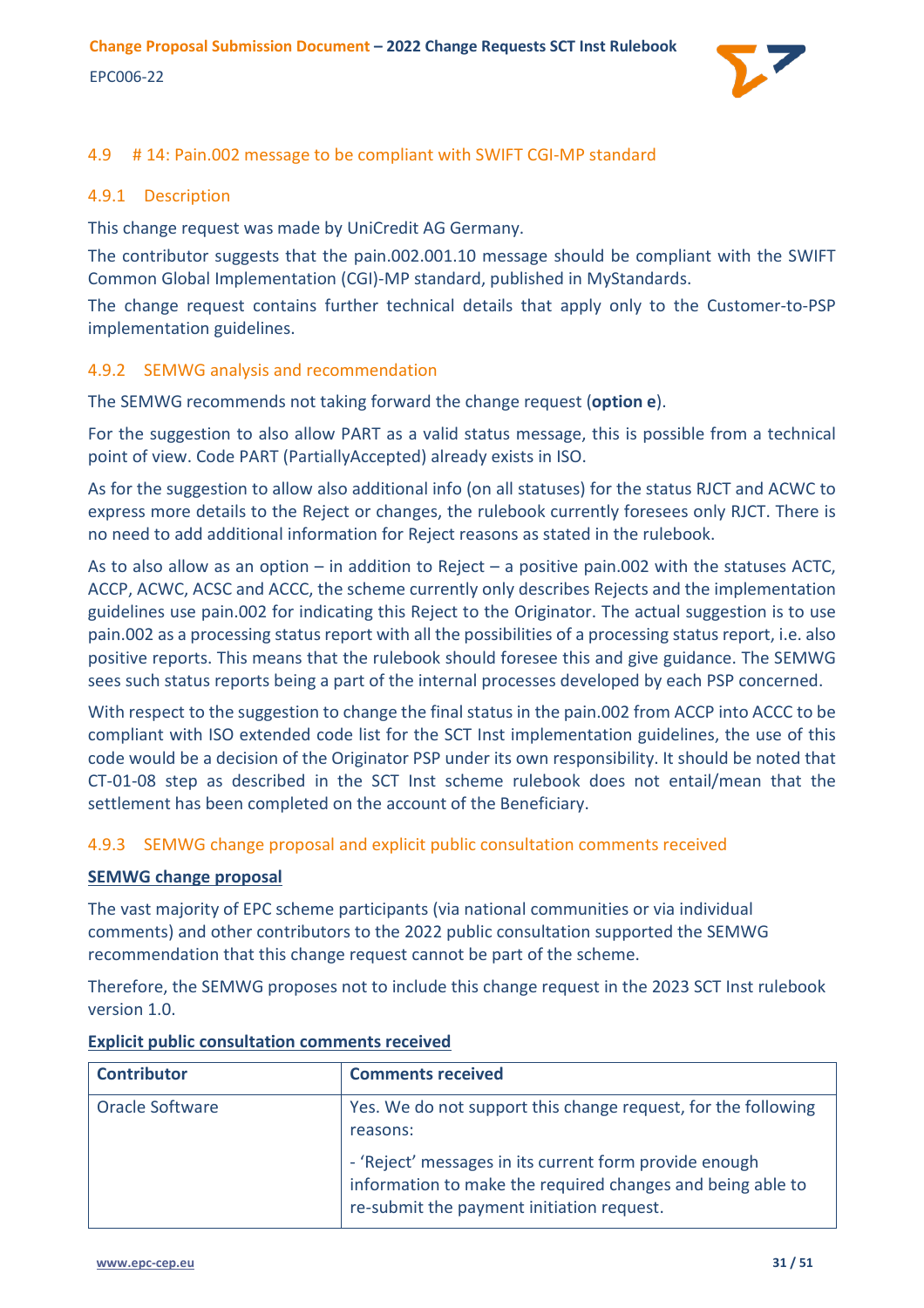### 4.9 # 14: Pain.002 message to be compliant with SWIFT CGI-MP standard

#### 4.9.1 Description

This change request was made by UniCredit AG Germany.

The contributor suggests that the pain.002.001.10 message should be compliant with the SWIFT Common Global Implementation (CGI)-MP standard, published in MyStandards.

The change request contains further technical details that apply only to the Customer-to-PSP implementation guidelines.

#### 4.9.2 SEMWG analysis and recommendation

The SEMWG recommends not taking forward the change request (**option e**).

For the suggestion to also allow PART as a valid status message, this is possible from a technical point of view. Code PART (PartiallyAccepted) already exists in ISO.

As for the suggestion to allow also additional info (on all statuses) for the status RJCT and ACWC to express more details to the Reject or changes, the rulebook currently foresees only RJCT. There is no need to add additional information for Reject reasons as stated in the rulebook.

As to also allow as an option – in addition to Reject – a positive pain.002 with the statuses ACTC, ACCP, ACWC, ACSC and ACCC, the scheme currently only describes Rejects and the implementation guidelines use pain.002 for indicating this Reject to the Originator. The actual suggestion is to use pain.002 as a processing status report with all the possibilities of a processing status report, i.e. also positive reports. This means that the rulebook should foresee this and give guidance. The SEMWG sees such status reports being a part of the internal processes developed by each PSP concerned.

With respect to the suggestion to change the final status in the pain.002 from ACCP into ACCC to be compliant with ISO extended code list for the SCT Inst implementation guidelines, the use of this code would be a decision of the Originator PSP under its own responsibility. It should be noted that CT-01-08 step as described in the SCT Inst scheme rulebook does not entail/mean that the settlement has been completed on the account of the Beneficiary.

#### 4.9.3 SEMWG change proposal and explicit public consultation comments received

**SEMWG change proposal**

The vast majority of EPC scheme participants (via national communities or via individual comments) and other contributors to the 2022 public consultation supported the SEMWG recommendation that this change request cannot be part of the scheme.

Therefore, the SEMWG proposes not to include this change request in the 2023 SCT Inst rulebook version 1.0.

**Explicit public consultation comments received**

| Contributor | Comments received |
|---|---|
| Oracle Software | Yes. We do not support this change request, for the following reasons:<br><br>- 'Reject' messages in its current form provide enough information to make the required changes and being able to re-submit the payment initiation request. |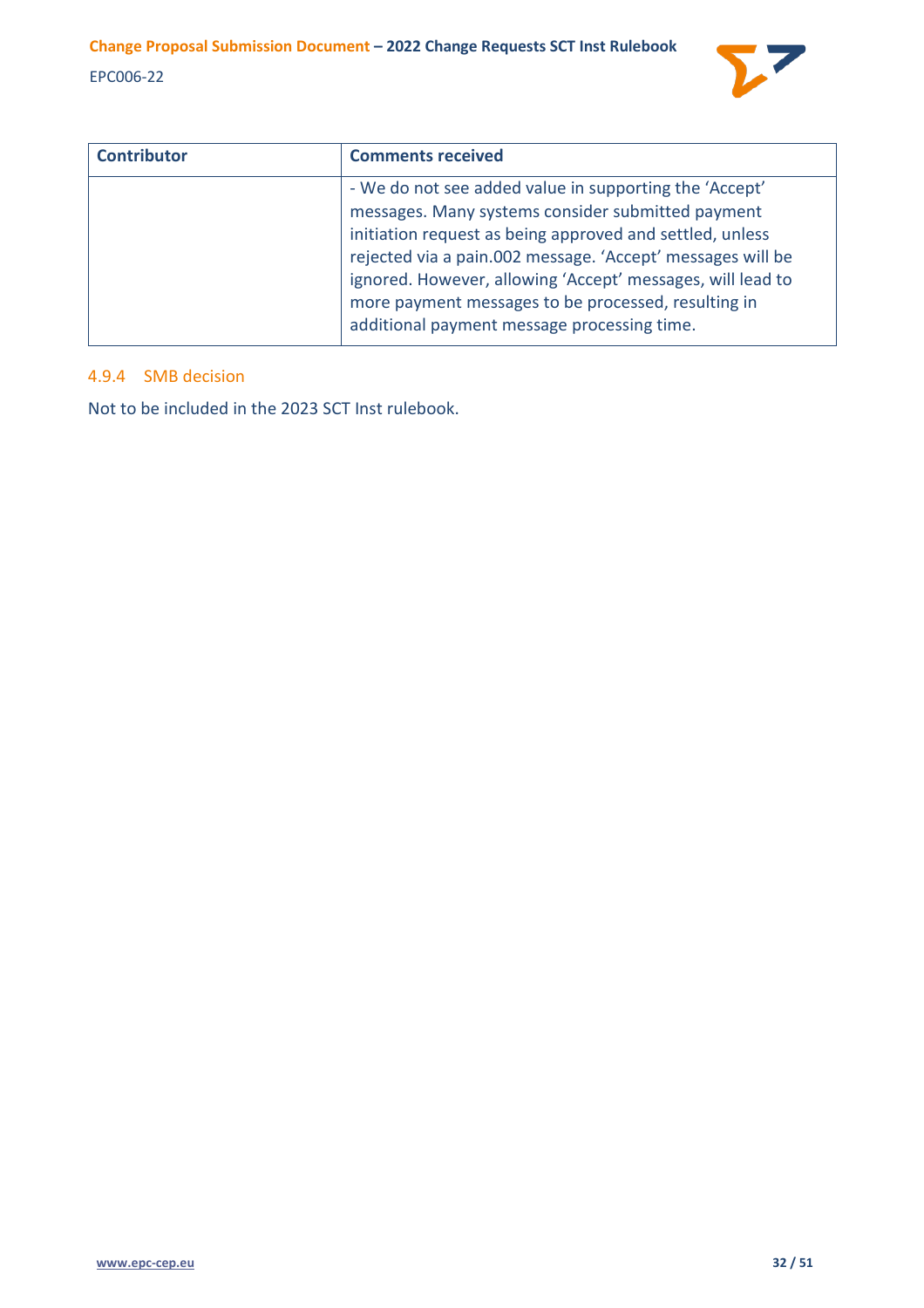| Contributor | Comments received |
| --- | --- |
| | - We do not see added value in supporting the 'Accept' messages. Many systems consider submitted payment initiation request as being approved and settled, unless rejected via a pain.002 message. 'Accept' messages will be ignored. However, allowing 'Accept' messages, will lead to more payment messages to be processed, resulting in additional payment message processing time. |

#### 4.9.4 SMB decision

Not to be included in the 2023 SCT Inst rulebook.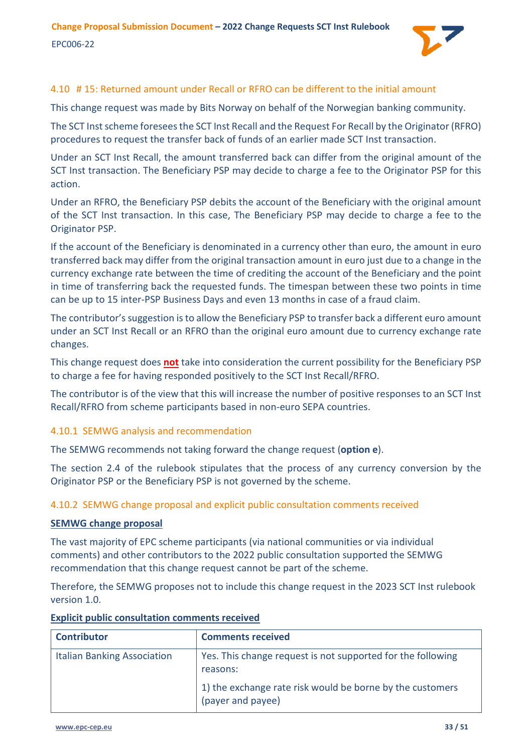### 4.10 # 15: Returned amount under Recall or RFRO can be different to the initial amount

This change request was made by Bits Norway on behalf of the Norwegian banking community.

The SCT Inst scheme foresees the SCT Inst Recall and the Request For Recall by the Originator (RFRO) procedures to request the transfer back of funds of an earlier made SCT Inst transaction.

Under an SCT Inst Recall, the amount transferred back can differ from the original amount of the SCT Inst transaction. The Beneficiary PSP may decide to charge a fee to the Originator PSP for this action.

Under an RFRO, the Beneficiary PSP debits the account of the Beneficiary with the original amount of the SCT Inst transaction. In this case, The Beneficiary PSP may decide to charge a fee to the Originator PSP.

If the account of the Beneficiary is denominated in a currency other than euro, the amount in euro transferred back may differ from the original transaction amount in euro just due to a change in the currency exchange rate between the time of crediting the account of the Beneficiary and the point in time of transferring back the requested funds. The timespan between these two points in time can be up to 15 inter-PSP Business Days and even 13 months in case of a fraud claim.

The contributor's suggestion is to allow the Beneficiary PSP to transfer back a different euro amount under an SCT Inst Recall or an RFRO than the original euro amount due to currency exchange rate changes.

This change request does **not** take into consideration the current possibility for the Beneficiary PSP to charge a fee for having responded positively to the SCT Inst Recall/RFRO.

The contributor is of the view that this will increase the number of positive responses to an SCT Inst Recall/RFRO from scheme participants based in non-euro SEPA countries.

#### 4.10.1 SEMWG analysis and recommendation

The SEMWG recommends not taking forward the change request (**option e**).

The section 2.4 of the rulebook stipulates that the process of any currency conversion by the Originator PSP or the Beneficiary PSP is not governed by the scheme.

#### 4.10.2 SEMWG change proposal and explicit public consultation comments received

**SEMWG change proposal**

The vast majority of EPC scheme participants (via national communities or via individual comments) and other contributors to the 2022 public consultation supported the SEMWG recommendation that this change request cannot be part of the scheme.

Therefore, the SEMWG proposes not to include this change request in the 2023 SCT Inst rulebook version 1.0.

**Explicit public consultation comments received**

| Contributor | Comments received |
|---|---|
| Italian Banking Association | Yes. This change request is not supported for the following reasons:<br><br>1) the exchange rate risk would be borne by the customers (payer and payee) |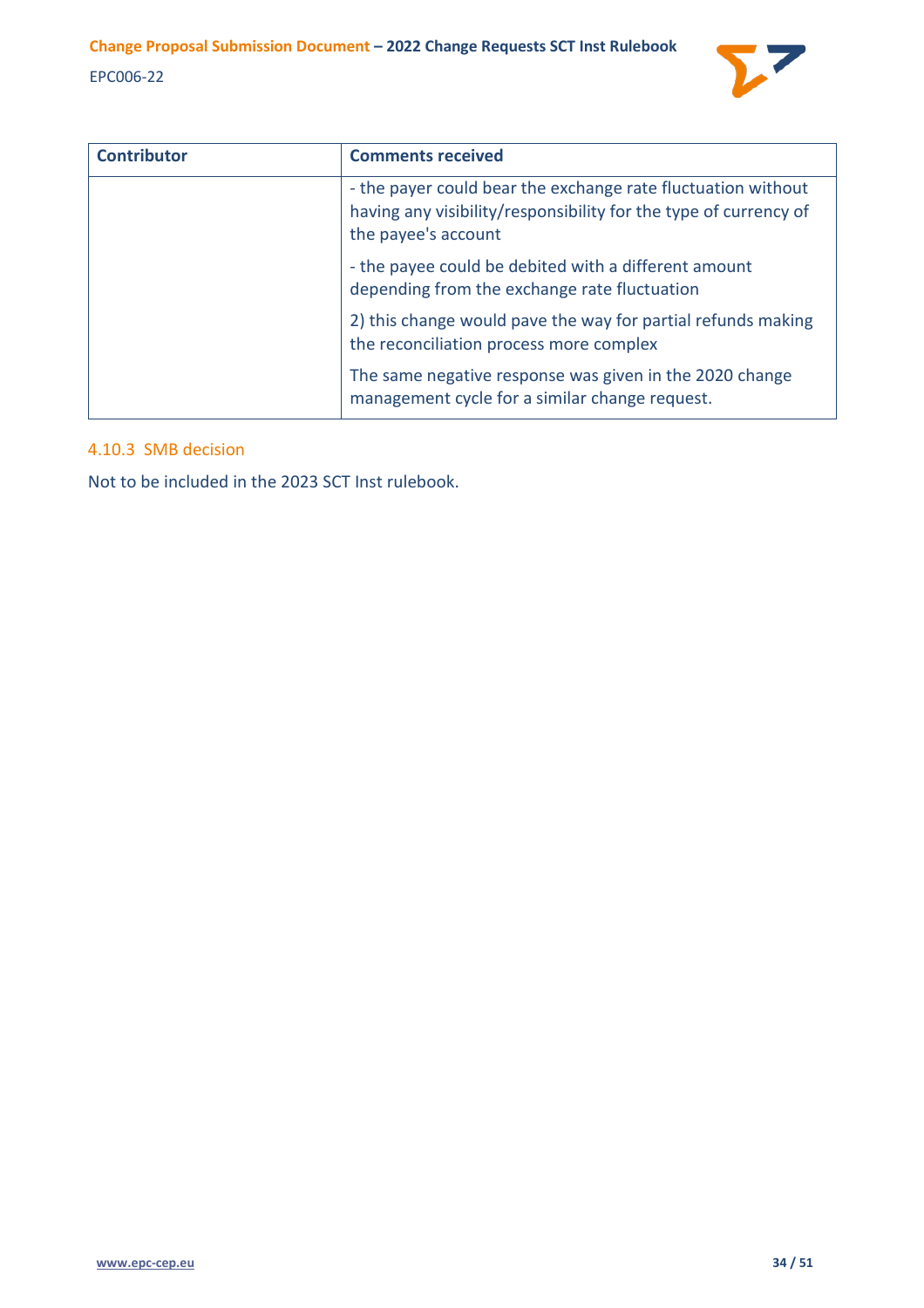| Contributor | Comments received |
| --- | --- |
| | - the payer could bear the exchange rate fluctuation without having any visibility/responsibility for the type of currency of the payee's account<br><br>- the payee could be debited with a different amount depending from the exchange rate fluctuation<br><br>2) this change would pave the way for partial refunds making the reconciliation process more complex<br><br>The same negative response was given in the 2020 change management cycle for a similar change request. |

### 4.10.3 SMB decision

Not to be included in the 2023 SCT Inst rulebook.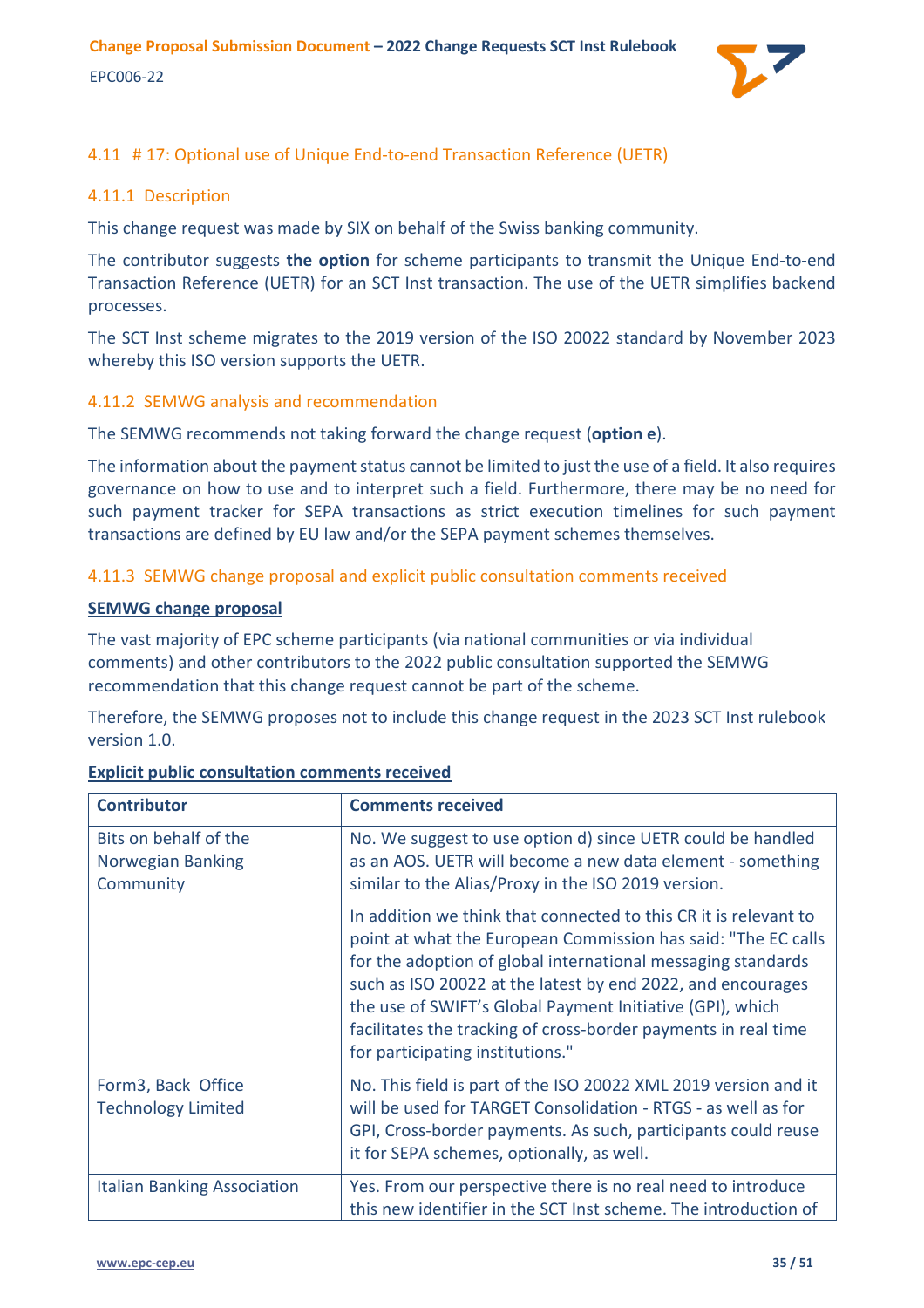### 4.11 # 17: Optional use of Unique End-to-end Transaction Reference (UETR)

#### 4.11.1 Description

This change request was made by SIX on behalf of the Swiss banking community.

The contributor suggests **the option** for scheme participants to transmit the Unique End-to-end Transaction Reference (UETR) for an SCT Inst transaction. The use of the UETR simplifies backend processes.

The SCT Inst scheme migrates to the 2019 version of the ISO 20022 standard by November 2023 whereby this ISO version supports the UETR.

#### 4.11.2 SEMWG analysis and recommendation

The SEMWG recommends not taking forward the change request (**option e**).

The information about the payment status cannot be limited to just the use of a field. It also requires governance on how to use and to interpret such a field. Furthermore, there may be no need for such payment tracker for SEPA transactions as strict execution timelines for such payment transactions are defined by EU law and/or the SEPA payment schemes themselves.

#### 4.11.3 SEMWG change proposal and explicit public consultation comments received

**SEMWG change proposal**

The vast majority of EPC scheme participants (via national communities or via individual comments) and other contributors to the 2022 public consultation supported the SEMWG recommendation that this change request cannot be part of the scheme.

Therefore, the SEMWG proposes not to include this change request in the 2023 SCT Inst rulebook version 1.0.

**Explicit public consultation comments received**

| Contributor | Comments received |
|---|---|
| Bits on behalf of the Norwegian Banking Community | No. We suggest to use option d) since UETR could be handled as an AOS. UETR will become a new data element - something similar to the Alias/Proxy in the ISO 2019 version.<br><br>In addition we think that connected to this CR it is relevant to point at what the European Commission has said: "The EC calls for the adoption of global international messaging standards such as ISO 20022 at the latest by end 2022, and encourages the use of SWIFT's Global Payment Initiative (GPI), which facilitates the tracking of cross-border payments in real time for participating institutions." |
| Form3, Back Office Technology Limited | No. This field is part of the ISO 20022 XML 2019 version and it will be used for TARGET Consolidation - RTGS - as well as for GPI, Cross-border payments. As such, participants could reuse it for SEPA schemes, optionally, as well. |
| Italian Banking Association | Yes. From our perspective there is no real need to introduce this new identifier in the SCT Inst scheme. The introduction of |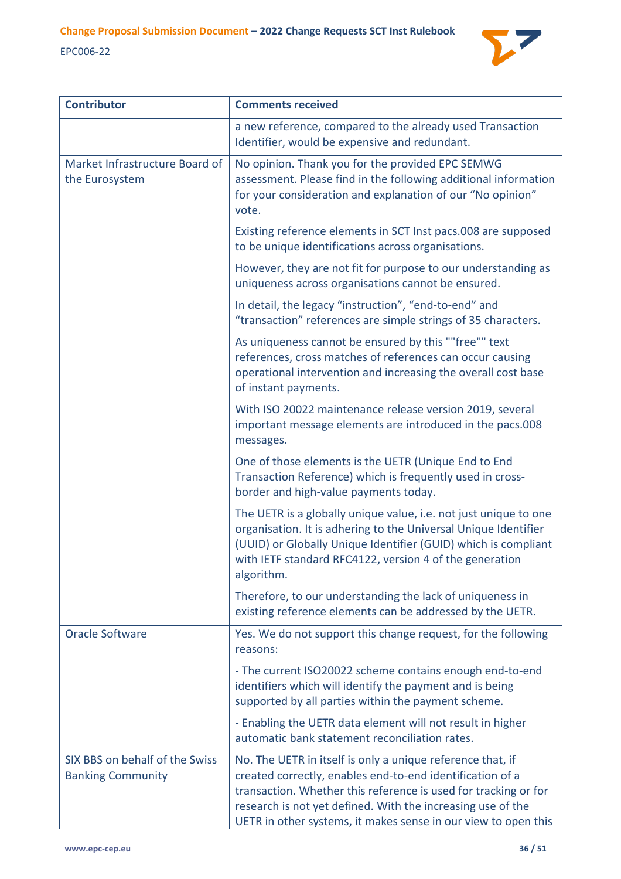| Contributor | Comments received |
|---|---|
| | a new reference, compared to the already used Transaction Identifier, would be expensive and redundant. |
| Market Infrastructure Board of the Eurosystem | No opinion. Thank you for the provided EPC SEMWG assessment. Please find in the following additional information for your consideration and explanation of our “No opinion” vote.<br><br>Existing reference elements in SCT Inst pacs.008 are supposed to be unique identifications across organisations.<br><br>However, they are not fit for purpose to our understanding as uniqueness across organisations cannot be ensured.<br><br>In detail, the legacy “instruction”, “end-to-end” and “transaction” references are simple strings of 35 characters.<br><br>As uniqueness cannot be ensured by this ""free"" text references, cross matches of references can occur causing operational intervention and increasing the overall cost base of instant payments.<br><br>With ISO 20022 maintenance release version 2019, several important message elements are introduced in the pacs.008 messages.<br><br>One of those elements is the UETR (Unique End to End Transaction Reference) which is frequently used in cross-border and high-value payments today.<br><br>The UETR is a globally unique value, i.e. not just unique to one organisation. It is adhering to the Universal Unique Identifier (UUID) or Globally Unique Identifier (GUID) which is compliant with IETF standard RFC4122, version 4 of the generation algorithm.<br><br>Therefore, to our understanding the lack of uniqueness in existing reference elements can be addressed by the UETR. |
| Oracle Software | Yes. We do not support this change request, for the following reasons:<br><br>- The current ISO20022 scheme contains enough end-to-end identifiers which will identify the payment and is being supported by all parties within the payment scheme.<br><br>- Enabling the UETR data element will not result in higher automatic bank statement reconciliation rates. |
| SIX BBS on behalf of the Swiss Banking Community | No. The UETR in itself is only a unique reference that, if created correctly, enables end-to-end identification of a transaction. Whether this reference is used for tracking or for research is not yet defined. With the increasing use of the UETR in other systems, it makes sense in our view to open this |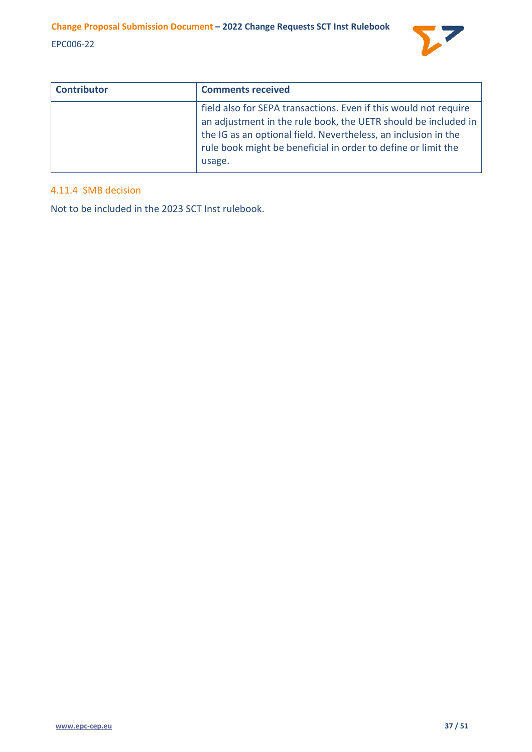| Contributor | Comments received |
|---|---|
| | field also for SEPA transactions. Even if this would not require an adjustment in the rule book, the UETR should be included in the IG as an optional field. Nevertheless, an inclusion in the rule book might be beneficial in order to define or limit the usage. |

#### 4.11.4 SMB decision

Not to be included in the 2023 SCT Inst rulebook.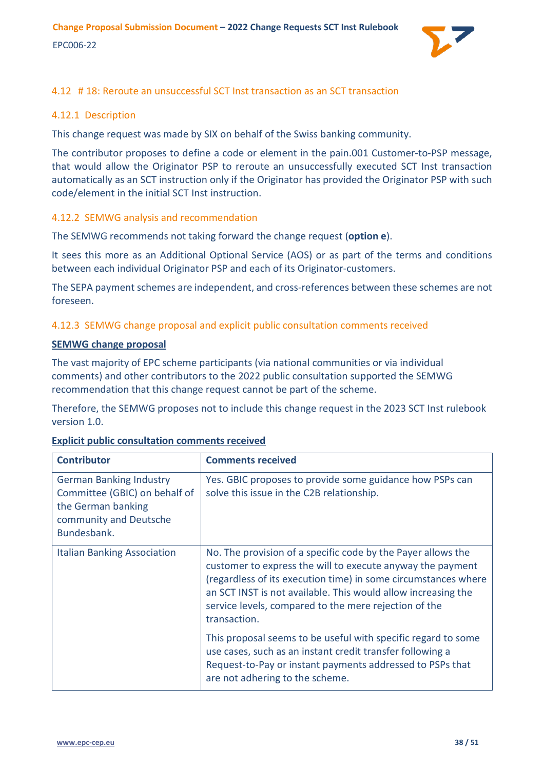### 4.12 # 18: Reroute an unsuccessful SCT Inst transaction as an SCT transaction

#### 4.12.1 Description

This change request was made by SIX on behalf of the Swiss banking community.

The contributor proposes to define a code or element in the pain.001 Customer-to-PSP message, that would allow the Originator PSP to reroute an unsuccessfully executed SCT Inst transaction automatically as an SCT instruction only if the Originator has provided the Originator PSP with such code/element in the initial SCT Inst instruction.

#### 4.12.2 SEMWG analysis and recommendation

The SEMWG recommends not taking forward the change request (**option e**).

It sees this more as an Additional Optional Service (AOS) or as part of the terms and conditions between each individual Originator PSP and each of its Originator-customers.

The SEPA payment schemes are independent, and cross-references between these schemes are not foreseen.

#### 4.12.3 SEMWG change proposal and explicit public consultation comments received

**SEMWG change proposal**

The vast majority of EPC scheme participants (via national communities or via individual comments) and other contributors to the 2022 public consultation supported the SEMWG recommendation that this change request cannot be part of the scheme.

Therefore, the SEMWG proposes not to include this change request in the 2023 SCT Inst rulebook version 1.0.

**Explicit public consultation comments received**

| Contributor | Comments received |
|---|---|
| German Banking Industry Committee (GBIC) on behalf of the German banking community and Deutsche Bundesbank. | Yes. GBIC proposes to provide some guidance how PSPs can solve this issue in the C2B relationship. |
| Italian Banking Association | No. The provision of a specific code by the Payer allows the customer to express the will to execute anyway the payment (regardless of its execution time) in some circumstances where an SCT INST is not available. This would allow increasing the service levels, compared to the mere rejection of the transaction.<br><br>This proposal seems to be useful with specific regard to some use cases, such as an instant credit transfer following a Request-to-Pay or instant payments addressed to PSPs that are not adhering to the scheme. |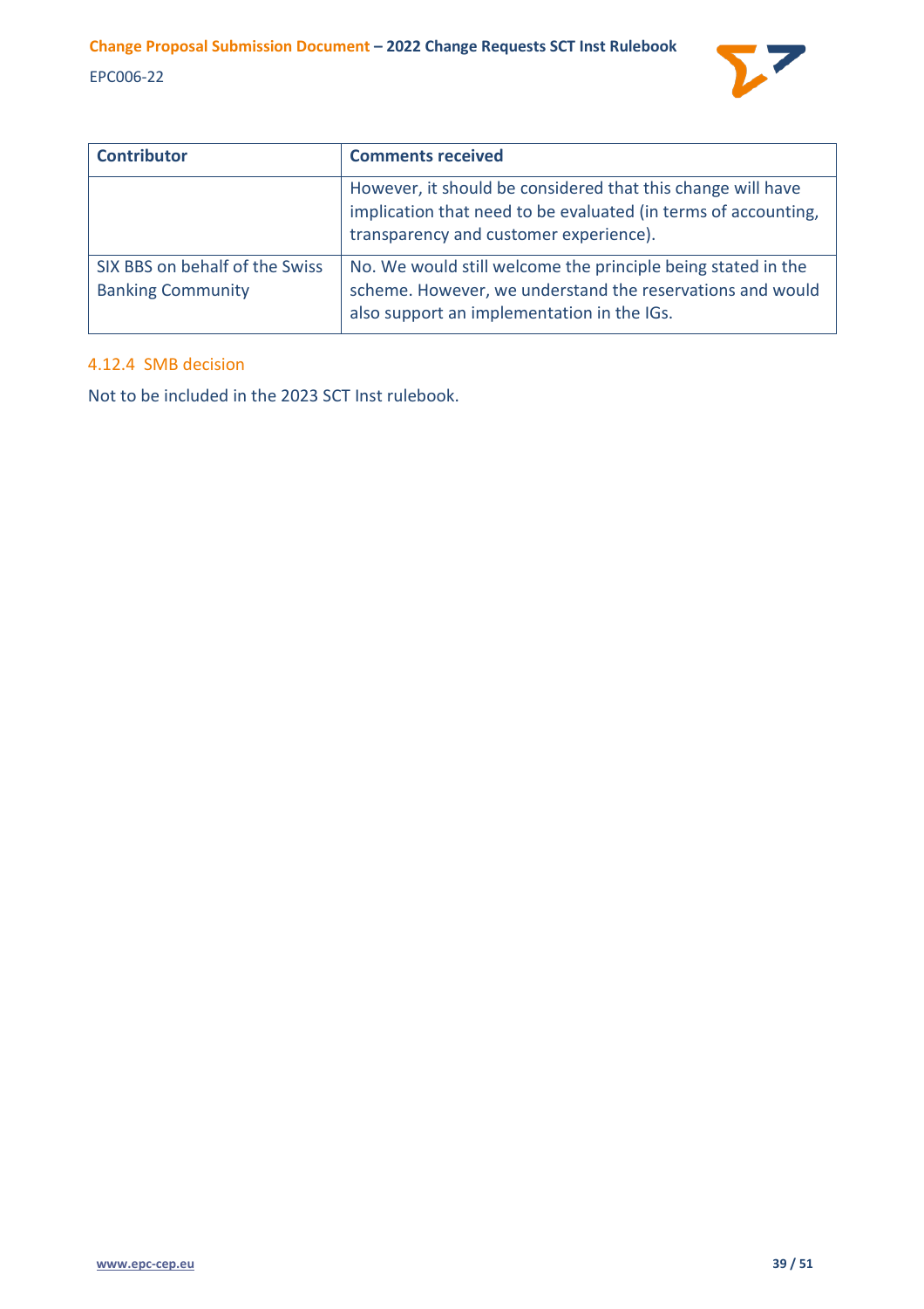| Contributor | Comments received |
|---|---|
| | However, it should be considered that this change will have implication that need to be evaluated (in terms of accounting, transparency and customer experience). |
| SIX BBS on behalf of the Swiss Banking Community | No. We would still welcome the principle being stated in the scheme. However, we understand the reservations and would also support an implementation in the IGs. |

### 4.12.4 SMB decision

Not to be included in the 2023 SCT Inst rulebook.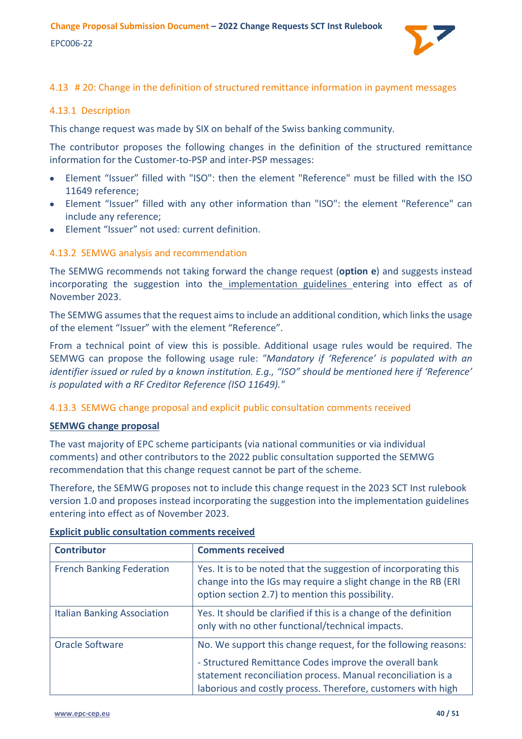### 4.13 # 20: Change in the definition of structured remittance information in payment messages

#### 4.13.1 Description

This change request was made by SIX on behalf of the Swiss banking community.

The contributor proposes the following changes in the definition of the structured remittance information for the Customer-to-PSP and inter-PSP messages:

- Element "Issuer" filled with "ISO": then the element "Reference" must be filled with the ISO 11649 reference;
- Element "Issuer" filled with any other information than "ISO": the element "Reference" can include any reference;
- Element "Issuer" not used: current definition.

#### 4.13.2 SEMWG analysis and recommendation

The SEMWG recommends not taking forward the change request (**option e**) and suggests instead incorporating the suggestion into the implementation guidelines entering into effect as of November 2023.

The SEMWG assumes that the request aims to include an additional condition, which links the usage of the element "Issuer" with the element "Reference".

From a technical point of view this is possible. Additional usage rules would be required. The SEMWG can propose the following usage rule: *"Mandatory if 'Reference' is populated with an identifier issued or ruled by a known institution. E.g., "ISO" should be mentioned here if 'Reference' is populated with a RF Creditor Reference (ISO 11649)."*

#### 4.13.3 SEMWG change proposal and explicit public consultation comments received

**SEMWG change proposal**

The vast majority of EPC scheme participants (via national communities or via individual comments) and other contributors to the 2022 public consultation supported the SEMWG recommendation that this change request cannot be part of the scheme.

Therefore, the SEMWG proposes not to include this change request in the 2023 SCT Inst rulebook version 1.0 and proposes instead incorporating the suggestion into the implementation guidelines entering into effect as of November 2023.

**Explicit public consultation comments received**

| Contributor | Comments received |
|---|---|
| French Banking Federation | Yes. It is to be noted that the suggestion of incorporating this change into the IGs may require a slight change in the RB (ERI option section 2.7) to mention this possibility. |
| Italian Banking Association | Yes. It should be clarified if this is a change of the definition only with no other functional/technical impacts. |
| Oracle Software | No. We support this change request, for the following reasons:<br><br>- Structured Remittance Codes improve the overall bank statement reconciliation process. Manual reconciliation is a laborious and costly process. Therefore, customers with high |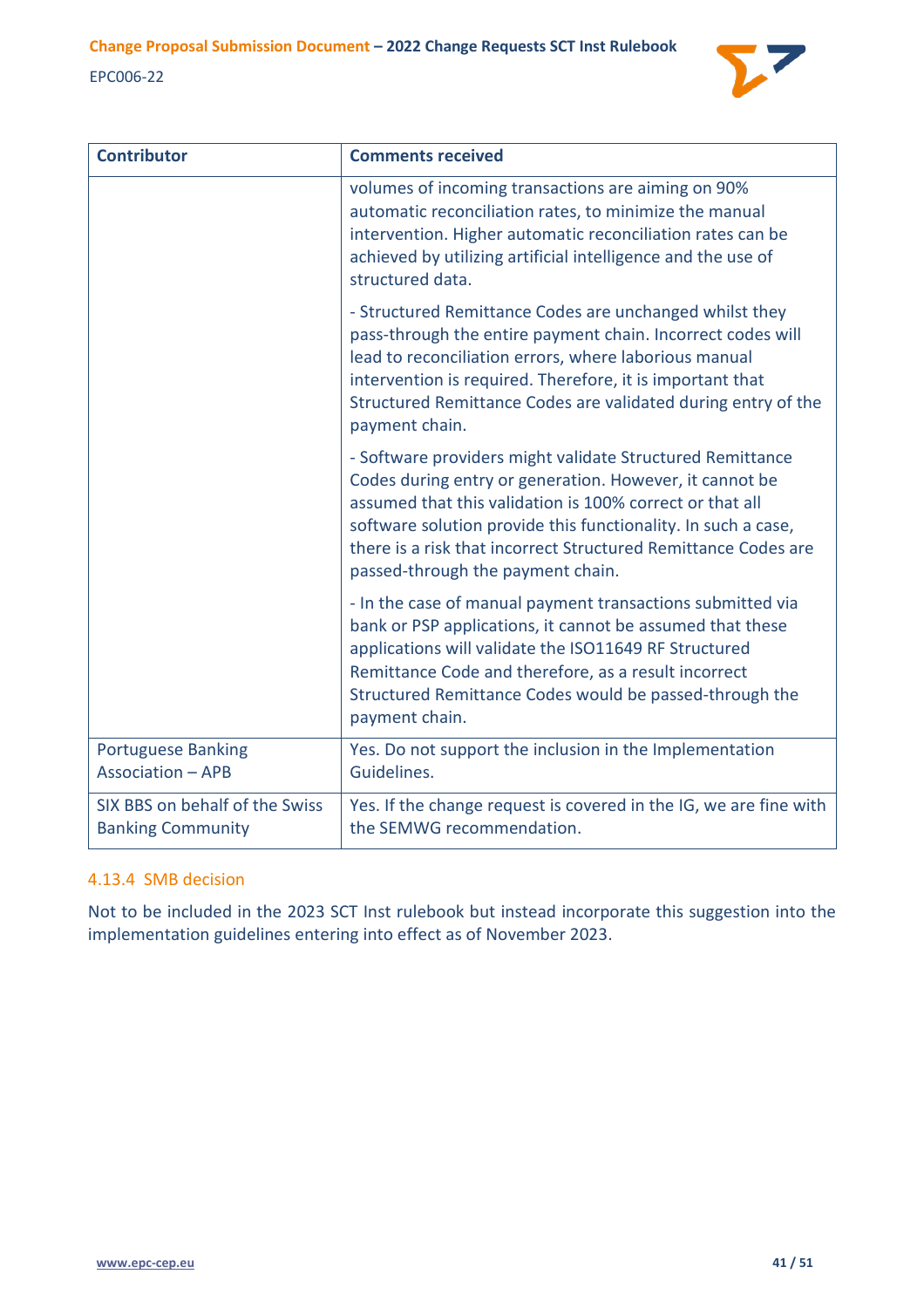| Contributor | Comments received |
| --- | --- |
| | volumes of incoming transactions are aiming on 90% automatic reconciliation rates, to minimize the manual intervention. Higher automatic reconciliation rates can be achieved by utilizing artificial intelligence and the use of structured data.<br><br>- Structured Remittance Codes are unchanged whilst they pass-through the entire payment chain. Incorrect codes will lead to reconciliation errors, where laborious manual intervention is required. Therefore, it is important that Structured Remittance Codes are validated during entry of the payment chain.<br><br>- Software providers might validate Structured Remittance Codes during entry or generation. However, it cannot be assumed that this validation is 100% correct or that all software solution provide this functionality. In such a case, there is a risk that incorrect Structured Remittance Codes are passed-through the payment chain.<br><br>- In the case of manual payment transactions submitted via bank or PSP applications, it cannot be assumed that these applications will validate the ISO11649 RF Structured Remittance Code and therefore, as a result incorrect Structured Remittance Codes would be passed-through the payment chain. |
| Portuguese Banking Association – APB | Yes. Do not support the inclusion in the Implementation Guidelines. |
| SIX BBS on behalf of the Swiss Banking Community | Yes. If the change request is covered in the IG, we are fine with the SEMWG recommendation. |

#### 4.13.4 SMB decision

Not to be included in the 2023 SCT Inst rulebook but instead incorporate this suggestion into the implementation guidelines entering into effect as of November 2023.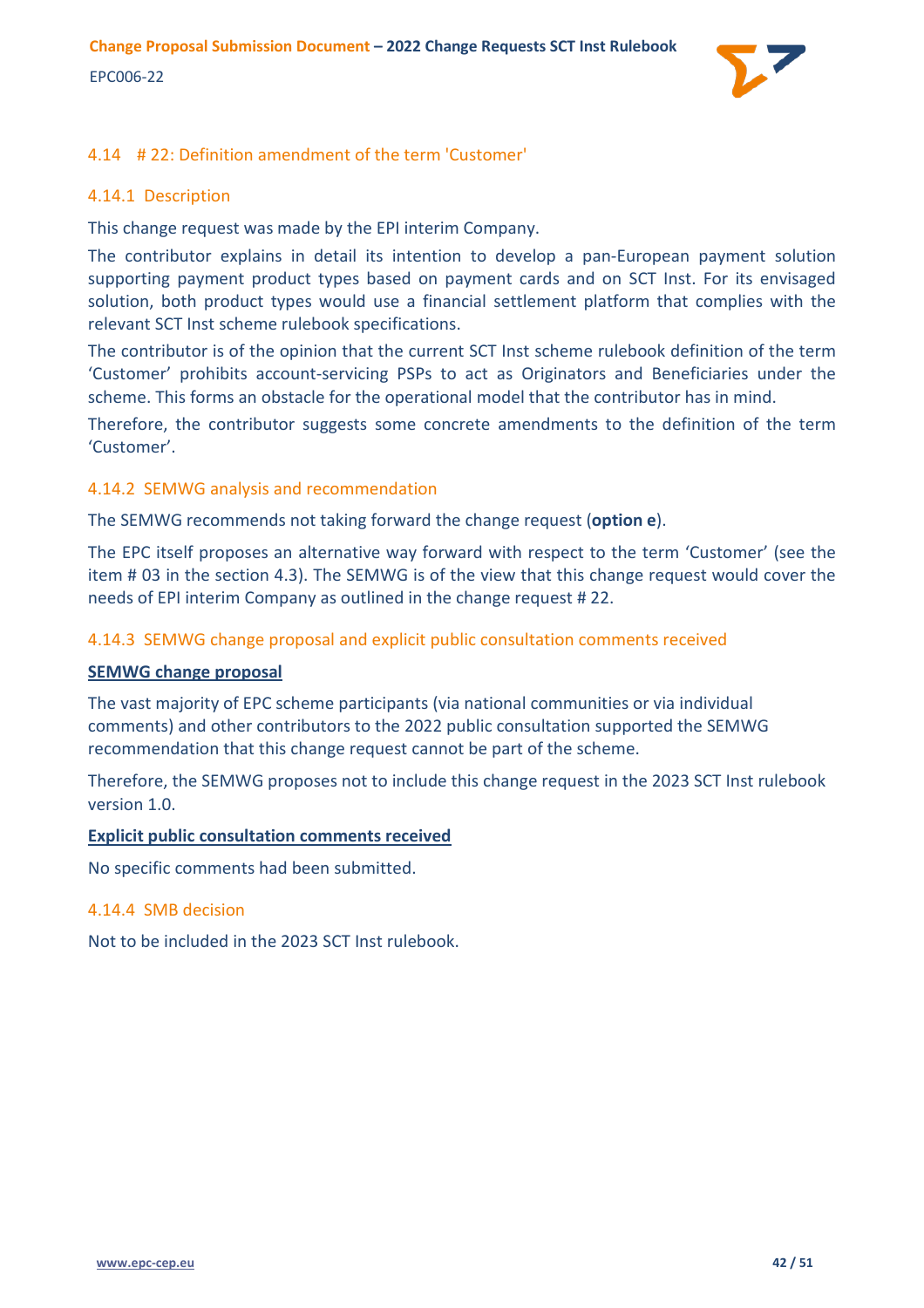### 4.14 # 22: Definition amendment of the term 'Customer'

#### 4.14.1 Description

This change request was made by the EPI interim Company.

The contributor explains in detail its intention to develop a pan-European payment solution supporting payment product types based on payment cards and on SCT Inst. For its envisaged solution, both product types would use a financial settlement platform that complies with the relevant SCT Inst scheme rulebook specifications.

The contributor is of the opinion that the current SCT Inst scheme rulebook definition of the term 'Customer' prohibits account-servicing PSPs to act as Originators and Beneficiaries under the scheme. This forms an obstacle for the operational model that the contributor has in mind.

Therefore, the contributor suggests some concrete amendments to the definition of the term 'Customer'.

#### 4.14.2 SEMWG analysis and recommendation

The SEMWG recommends not taking forward the change request (**option e**).

The EPC itself proposes an alternative way forward with respect to the term 'Customer' (see the item # 03 in the section 4.3). The SEMWG is of the view that this change request would cover the needs of EPI interim Company as outlined in the change request # 22.

#### 4.14.3 SEMWG change proposal and explicit public consultation comments received

**SEMWG change proposal**

The vast majority of EPC scheme participants (via national communities or via individual comments) and other contributors to the 2022 public consultation supported the SEMWG recommendation that this change request cannot be part of the scheme.

Therefore, the SEMWG proposes not to include this change request in the 2023 SCT Inst rulebook version 1.0.

**Explicit public consultation comments received**

No specific comments had been submitted.

#### 4.14.4 SMB decision

Not to be included in the 2023 SCT Inst rulebook.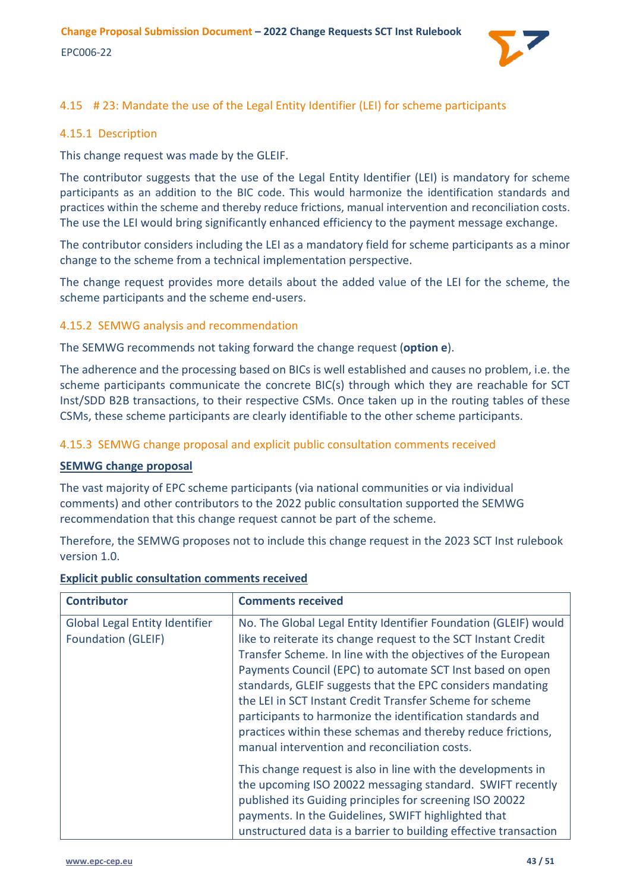## 4.15 # 23: Mandate the use of the Legal Entity Identifier (LEI) for scheme participants

### 4.15.1 Description

This change request was made by the GLEIF.

The contributor suggests that the use of the Legal Entity Identifier (LEI) is mandatory for scheme participants as an addition to the BIC code. This would harmonize the identification standards and practices within the scheme and thereby reduce frictions, manual intervention and reconciliation costs. The use the LEI would bring significantly enhanced efficiency to the payment message exchange.

The contributor considers including the LEI as a mandatory field for scheme participants as a minor change to the scheme from a technical implementation perspective.

The change request provides more details about the added value of the LEI for the scheme, the scheme participants and the scheme end-users.

### 4.15.2 SEMWG analysis and recommendation

The SEMWG recommends not taking forward the change request (**option e**).

The adherence and the processing based on BICs is well established and causes no problem, i.e. the scheme participants communicate the concrete BIC(s) through which they are reachable for SCT Inst/SDD B2B transactions, to their respective CSMs. Once taken up in the routing tables of these CSMs, these scheme participants are clearly identifiable to the other scheme participants.

### 4.15.3 SEMWG change proposal and explicit public consultation comments received

**SEMWG change proposal**

The vast majority of EPC scheme participants (via national communities or via individual comments) and other contributors to the 2022 public consultation supported the SEMWG recommendation that this change request cannot be part of the scheme.

Therefore, the SEMWG proposes not to include this change request in the 2023 SCT Inst rulebook version 1.0.

**Explicit public consultation comments received**

| Contributor | Comments received |
|---|---|
| Global Legal Entity Identifier Foundation (GLEIF) | No. The Global Legal Entity Identifier Foundation (GLEIF) would like to reiterate its change request to the SCT Instant Credit Transfer Scheme. In line with the objectives of the European Payments Council (EPC) to automate SCT Inst based on open standards, GLEIF suggests that the EPC considers mandating the LEI in SCT Instant Credit Transfer Scheme for scheme participants to harmonize the identification standards and practices within these schemas and thereby reduce frictions, manual intervention and reconciliation costs.<br><br>This change request is also in line with the developments in the upcoming ISO 20022 messaging standard. SWIFT recently published its Guiding principles for screening ISO 20022 payments. In the Guidelines, SWIFT highlighted that unstructured data is a barrier to building effective transaction |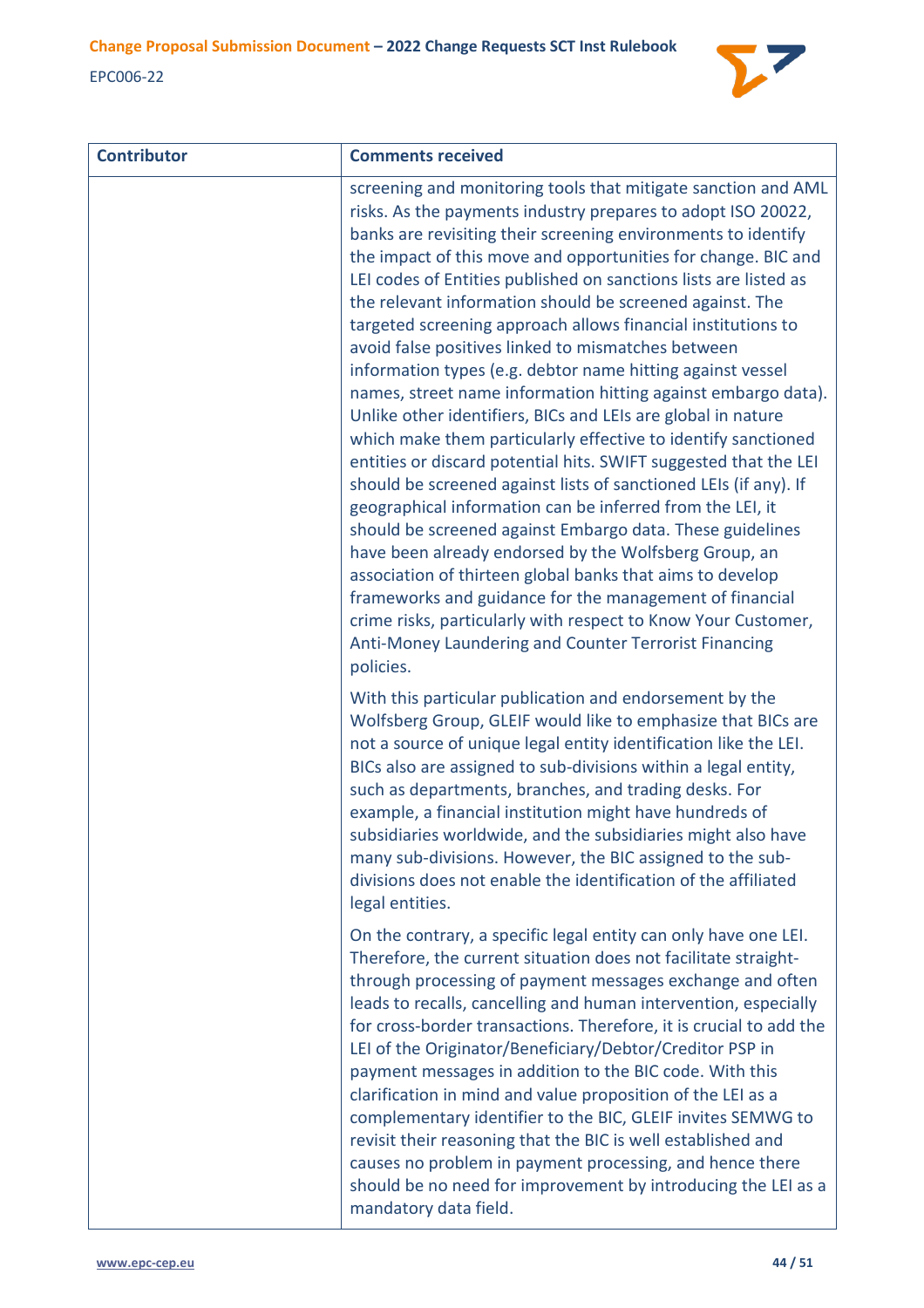| Contributor | Comments received |
| --- | --- |
| | screening and monitoring tools that mitigate sanction and AML risks. As the payments industry prepares to adopt ISO 20022, banks are revisiting their screening environments to identify the impact of this move and opportunities for change. BIC and LEI codes of Entities published on sanctions lists are listed as the relevant information should be screened against. The targeted screening approach allows financial institutions to avoid false positives linked to mismatches between information types (e.g. debtor name hitting against vessel names, street name information hitting against embargo data). Unlike other identifiers, BICs and LEIs are global in nature which make them particularly effective to identify sanctioned entities or discard potential hits. SWIFT suggested that the LEI should be screened against lists of sanctioned LEIs (if any). If geographical information can be inferred from the LEI, it should be screened against Embargo data. These guidelines have been already endorsed by the Wolfsberg Group, an association of thirteen global banks that aims to develop frameworks and guidance for the management of financial crime risks, particularly with respect to Know Your Customer, Anti-Money Laundering and Counter Terrorist Financing policies.<br><br>With this particular publication and endorsement by the Wolfsberg Group, GLEIF would like to emphasize that BICs are not a source of unique legal entity identification like the LEI. BICs also are assigned to sub-divisions within a legal entity, such as departments, branches, and trading desks. For example, a financial institution might have hundreds of subsidiaries worldwide, and the subsidiaries might also have many sub-divisions. However, the BIC assigned to the sub-divisions does not enable the identification of the affiliated legal entities.<br><br>On the contrary, a specific legal entity can only have one LEI. Therefore, the current situation does not facilitate straight-through processing of payment messages exchange and often leads to recalls, cancelling and human intervention, especially for cross-border transactions. Therefore, it is crucial to add the LEI of the Originator/Beneficiary/Debtor/Creditor PSP in payment messages in addition to the BIC code. With this clarification in mind and value proposition of the LEI as a complementary identifier to the BIC, GLEIF invites SEMWG to revisit their reasoning that the BIC is well established and causes no problem in payment processing, and hence there should be no need for improvement by introducing the LEI as a mandatory data field. |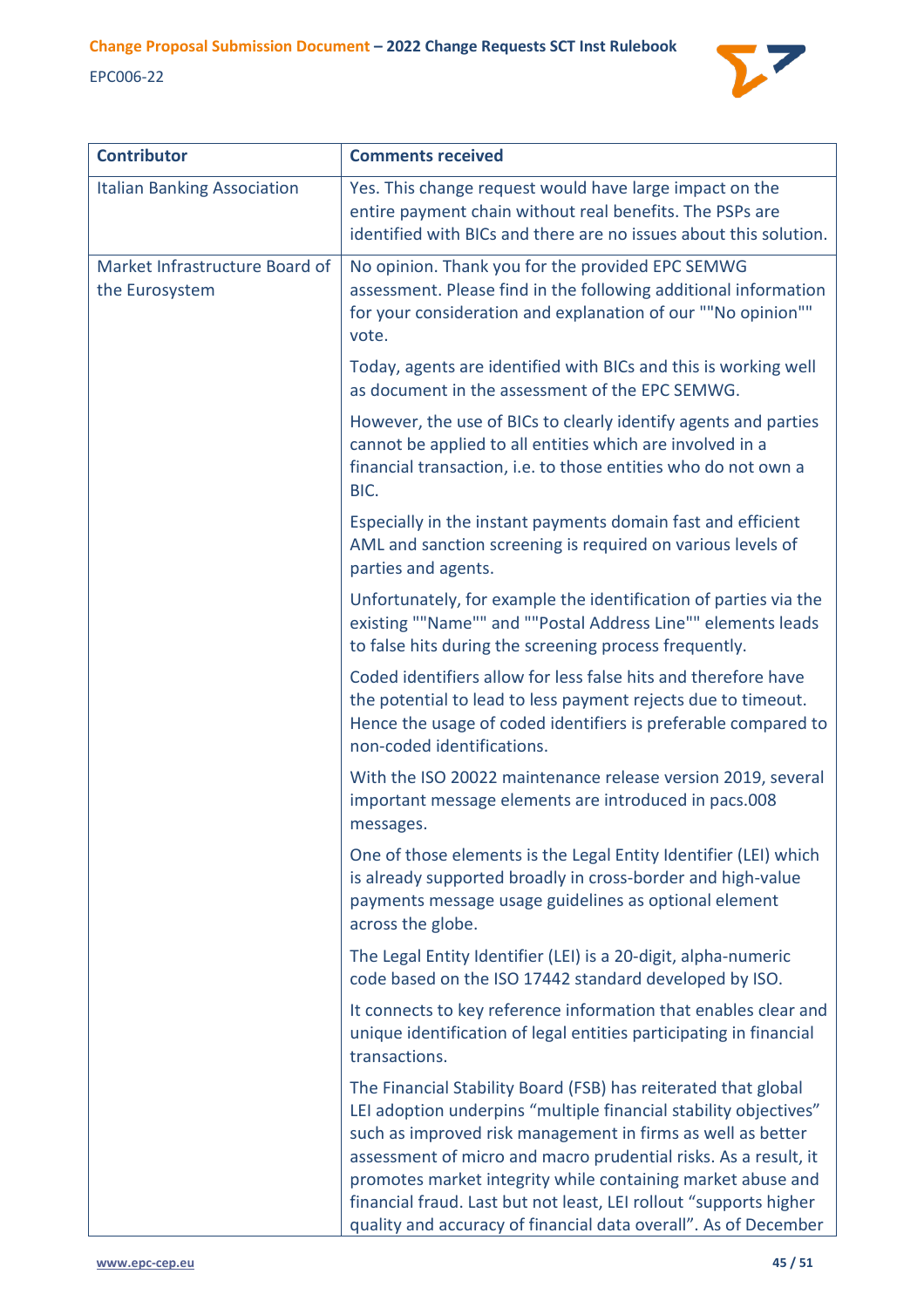| Contributor | Comments received |
| --- | --- |
| Italian Banking Association | Yes. This change request would have large impact on the entire payment chain without real benefits. The PSPs are identified with BICs and there are no issues about this solution. |
| Market Infrastructure Board of the Eurosystem | No opinion. Thank you for the provided EPC SEMWG assessment. Please find in the following additional information for your consideration and explanation of our ""No opinion"" vote.<br><br>Today, agents are identified with BICs and this is working well as document in the assessment of the EPC SEMWG.<br><br>However, the use of BICs to clearly identify agents and parties cannot be applied to all entities which are involved in a financial transaction, i.e. to those entities who do not own a BIC.<br><br>Especially in the instant payments domain fast and efficient AML and sanction screening is required on various levels of parties and agents.<br><br>Unfortunately, for example the identification of parties via the existing ""Name"" and ""Postal Address Line"" elements leads to false hits during the screening process frequently.<br><br>Coded identifiers allow for less false hits and therefore have the potential to lead to less payment rejects due to timeout. Hence the usage of coded identifiers is preferable compared to non-coded identifications.<br><br>With the ISO 20022 maintenance release version 2019, several important message elements are introduced in pacs.008 messages.<br><br>One of those elements is the Legal Entity Identifier (LEI) which is already supported broadly in cross-border and high-value payments message usage guidelines as optional element across the globe.<br><br>The Legal Entity Identifier (LEI) is a 20-digit, alpha-numeric code based on the ISO 17442 standard developed by ISO.<br><br>It connects to key reference information that enables clear and unique identification of legal entities participating in financial transactions.<br><br>The Financial Stability Board (FSB) has reiterated that global LEI adoption underpins "multiple financial stability objectives" such as improved risk management in firms as well as better assessment of micro and macro prudential risks. As a result, it promotes market integrity while containing market abuse and financial fraud. Last but not least, LEI rollout "supports higher quality and accuracy of financial data overall". As of December |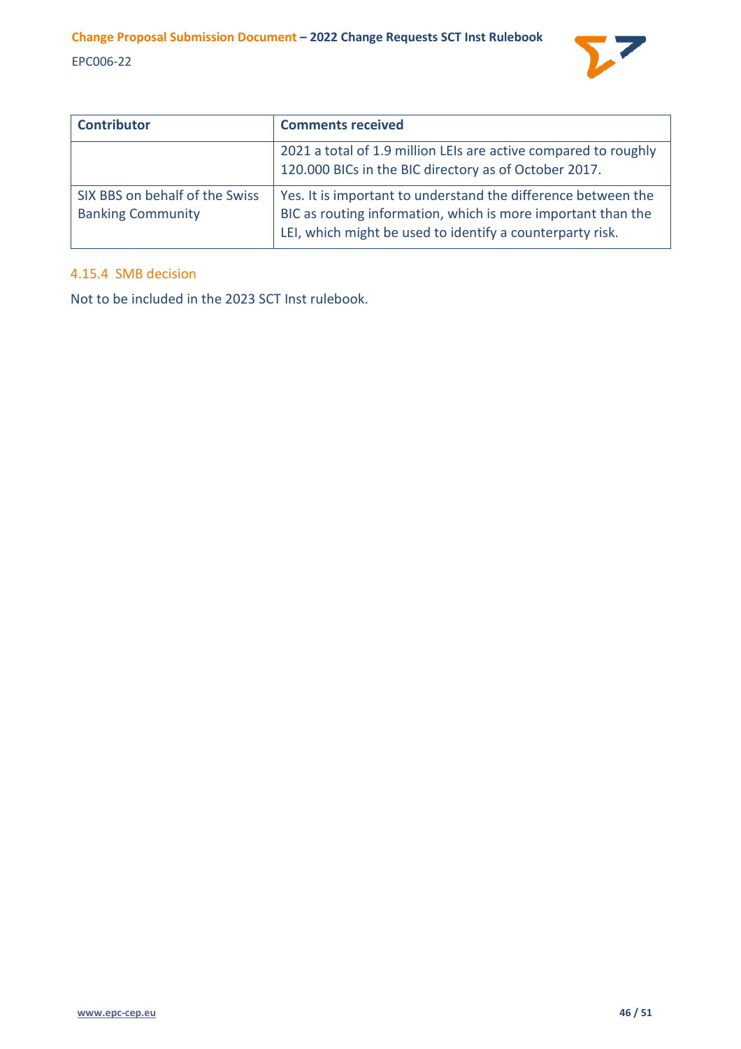| Contributor | Comments received |
| --- | --- |
| | 2021 a total of 1.9 million LEIs are active compared to roughly 120.000 BICs in the BIC directory as of October 2017. |
| SIX BBS on behalf of the Swiss Banking Community | Yes. It is important to understand the difference between the BIC as routing information, which is more important than the LEI, which might be used to identify a counterparty risk. |

### 4.15.4 SMB decision

Not to be included in the 2023 SCT Inst rulebook.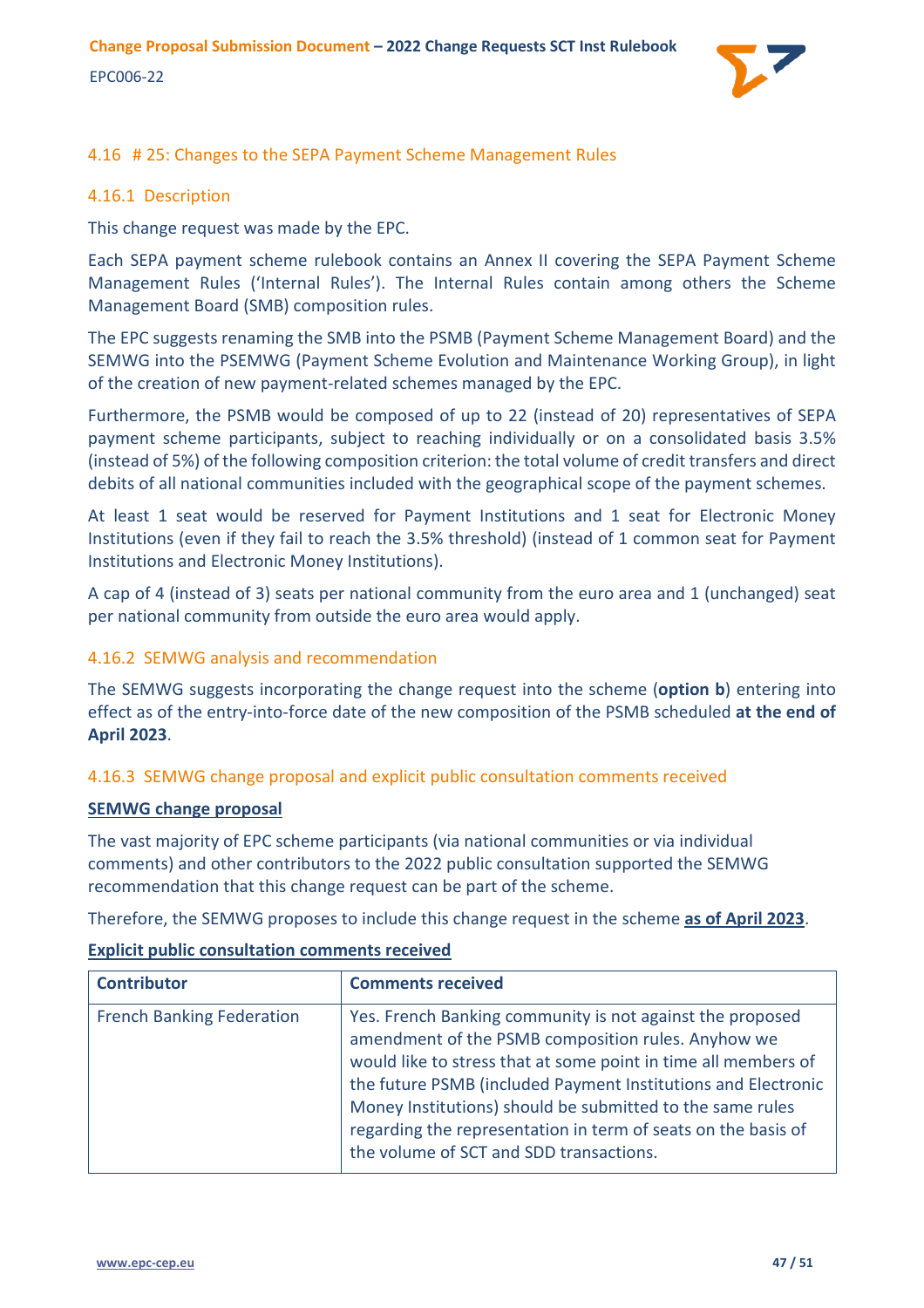## 4.16 # 25: Changes to the SEPA Payment Scheme Management Rules

### 4.16.1 Description

This change request was made by the EPC.

Each SEPA payment scheme rulebook contains an Annex II covering the SEPA Payment Scheme Management Rules ('Internal Rules'). The Internal Rules contain among others the Scheme Management Board (SMB) composition rules.

The EPC suggests renaming the SMB into the PSMB (Payment Scheme Management Board) and the SEMWG into the PSEMWG (Payment Scheme Evolution and Maintenance Working Group), in light of the creation of new payment-related schemes managed by the EPC.

Furthermore, the PSMB would be composed of up to 22 (instead of 20) representatives of SEPA payment scheme participants, subject to reaching individually or on a consolidated basis 3.5% (instead of 5%) of the following composition criterion: the total volume of credit transfers and direct debits of all national communities included with the geographical scope of the payment schemes.

At least 1 seat would be reserved for Payment Institutions and 1 seat for Electronic Money Institutions (even if they fail to reach the 3.5% threshold) (instead of 1 common seat for Payment Institutions and Electronic Money Institutions).

A cap of 4 (instead of 3) seats per national community from the euro area and 1 (unchanged) seat per national community from outside the euro area would apply.

### 4.16.2 SEMWG analysis and recommendation

The SEMWG suggests incorporating the change request into the scheme (**option b**) entering into effect as of the entry-into-force date of the new composition of the PSMB scheduled **at the end of April 2023**.

### 4.16.3 SEMWG change proposal and explicit public consultation comments received

**SEMWG change proposal**

The vast majority of EPC scheme participants (via national communities or via individual comments) and other contributors to the 2022 public consultation supported the SEMWG recommendation that this change request can be part of the scheme.

Therefore, the SEMWG proposes to include this change request in the scheme **as of April 2023**.

**Explicit public consultation comments received**

| Contributor | Comments received |
|---|---|
| French Banking Federation | Yes. French Banking community is not against the proposed amendment of the PSMB composition rules. Anyhow we would like to stress that at some point in time all members of the future PSMB (included Payment Institutions and Electronic Money Institutions) should be submitted to the same rules regarding the representation in term of seats on the basis of the volume of SCT and SDD transactions. |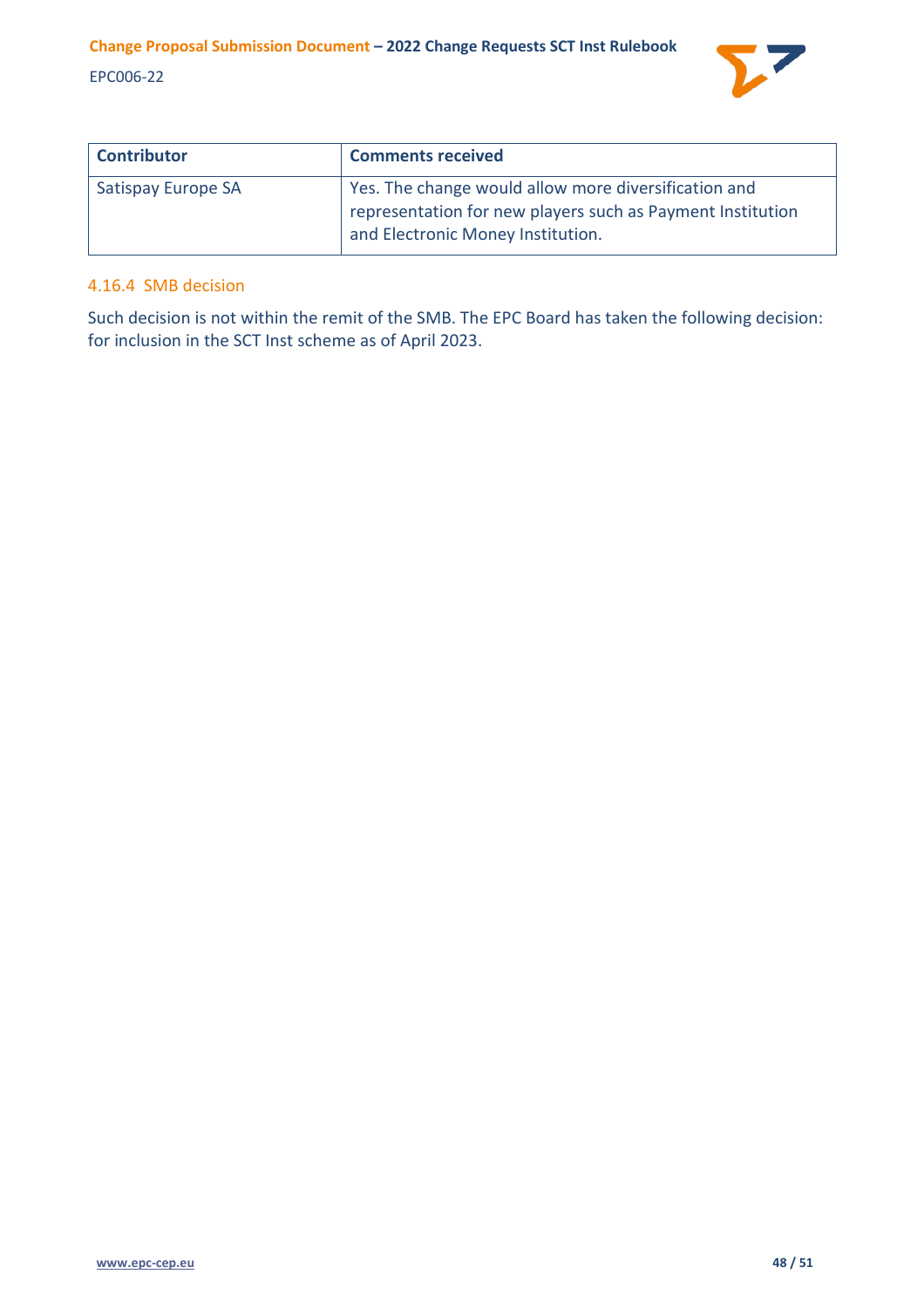| Contributor | Comments received |
| --- | --- |
| Satispay Europe SA | Yes. The change would allow more diversification and representation for new players such as Payment Institution and Electronic Money Institution. |

#### 4.16.4 SMB decision

Such decision is not within the remit of the SMB. The EPC Board has taken the following decision: for inclusion in the SCT Inst scheme as of April 2023.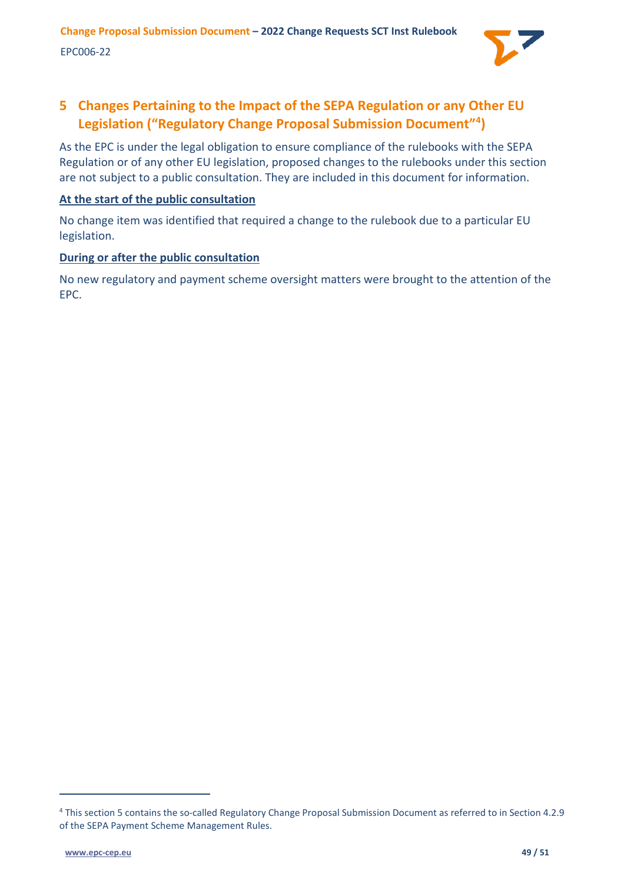# 5 Changes Pertaining to the Impact of the SEPA Regulation or any Other EU Legislation ("Regulatory Change Proposal Submission Document"[4])

As the EPC is under the legal obligation to ensure compliance of the rulebooks with the SEPA Regulation or of any other EU legislation, proposed changes to the rulebooks under this section are not subject to a public consultation. They are included in this document for information.

**At the start of the public consultation**

No change item was identified that required a change to the rulebook due to a particular EU legislation.

**During or after the public consultation**

No new regulatory and payment scheme oversight matters were brought to the attention of the EPC.

[4] This section 5 contains the so-called Regulatory Change Proposal Submission Document as referred to in Section 4.2.9 of the SEPA Payment Scheme Management Rules.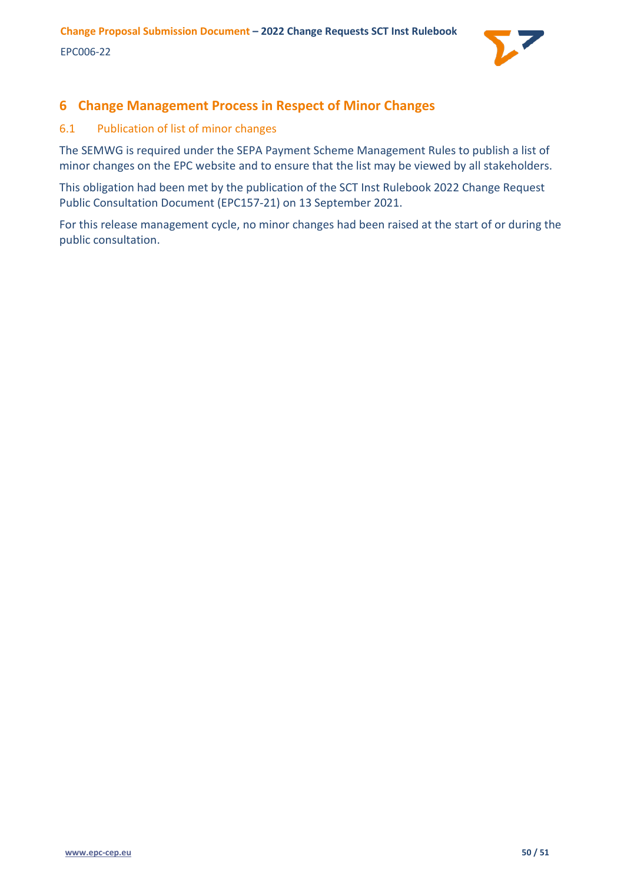# 6 Change Management Process in Respect of Minor Changes

## 6.1 Publication of list of minor changes

The SEMWG is required under the SEPA Payment Scheme Management Rules to publish a list of minor changes on the EPC website and to ensure that the list may be viewed by all stakeholders.

This obligation had been met by the publication of the SCT Inst Rulebook 2022 Change Request Public Consultation Document (EPC157-21) on 13 September 2021.

For this release management cycle, no minor changes had been raised at the start of or during the public consultation.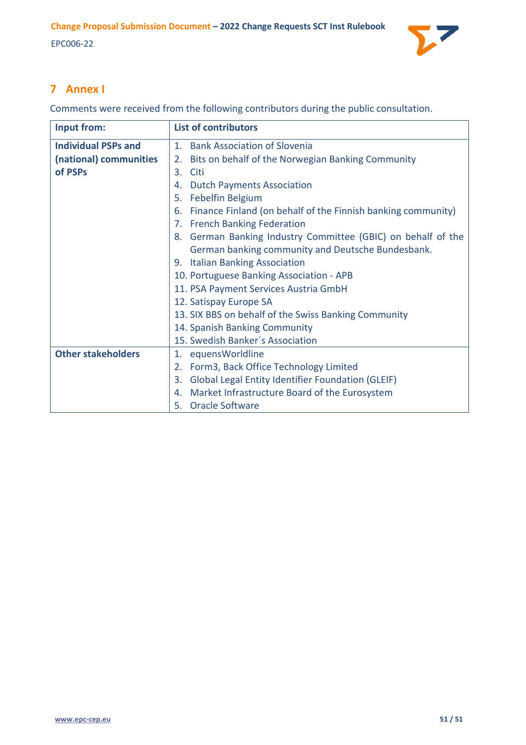## 7 Annex I

Comments were received from the following contributors during the public consultation.

| Input from: | List of contributors |
|---|---|
| **Individual PSPs and (national) communities of PSPs** | 1. Bank Association of Slovenia<br>2. Bits on behalf of the Norwegian Banking Community<br>3. Citi<br>4. Dutch Payments Association<br>5. Febelfin Belgium<br>6. Finance Finland (on behalf of the Finnish banking community)<br>7. French Banking Federation<br>8. German Banking Industry Committee (GBIC) on behalf of the German banking community and Deutsche Bundesbank.<br>9. Italian Banking Association<br>10. Portuguese Banking Association - APB<br>11. PSA Payment Services Austria GmbH<br>12. Satispay Europe SA<br>13. SIX BBS on behalf of the Swiss Banking Community<br>14. Spanish Banking Community<br>15. Swedish Banker´s Association |
| **Other stakeholders** | 1. equensWorldline<br>2. Form3, Back Office Technology Limited<br>3. Global Legal Entity Identifier Foundation (GLEIF)<br>4. Market Infrastructure Board of the Eurosystem<br>5. Oracle Software |